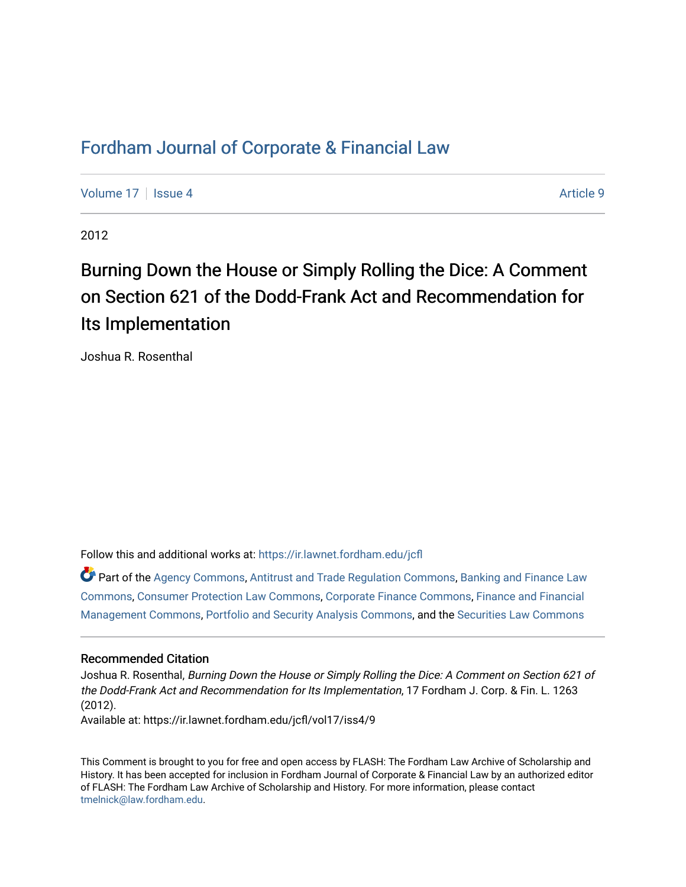# Fordham Journal of Corporate & Financial Law

Volume 17 | Issue 4 Article 9

2012

## Burning Down the House or Simply Rolling the Dice: A Comment on Section 621 of the Dodd-Frank Act and Recommendation for Its Implementation

Joshua R. Rosenthal

Follow this and additional works at: https://ir.lawnet.fordham.edu/jcfl

Part of the Agency Commons, Antitrust and Trade Regulation Commons, Banking and Finance Law Commons, Consumer Protection Law Commons, Corporate Finance Commons, Finance and Financial Management Commons, Portfolio and Security Analysis Commons, and the Securities Law Commons

### Recommended Citation

Joshua R. Rosenthal, *Burning Down the House or Simply Rolling the Dice: A Comment on Section 621 of the Dodd-Frank Act and Recommendation for Its Implementation*, 17 Fordham J. Corp. & Fin. L. 1263 (2012).
Available at: https://ir.lawnet.fordham.edu/jcfl/vol17/iss4/9

This Comment is brought to you for free and open access by FLASH: The Fordham Law Archive of Scholarship and History. It has been accepted for inclusion in Fordham Journal of Corporate & Financial Law by an authorized editor of FLASH: The Fordham Law Archive of Scholarship and History. For more information, please contact tmelnick@law.fordham.edu.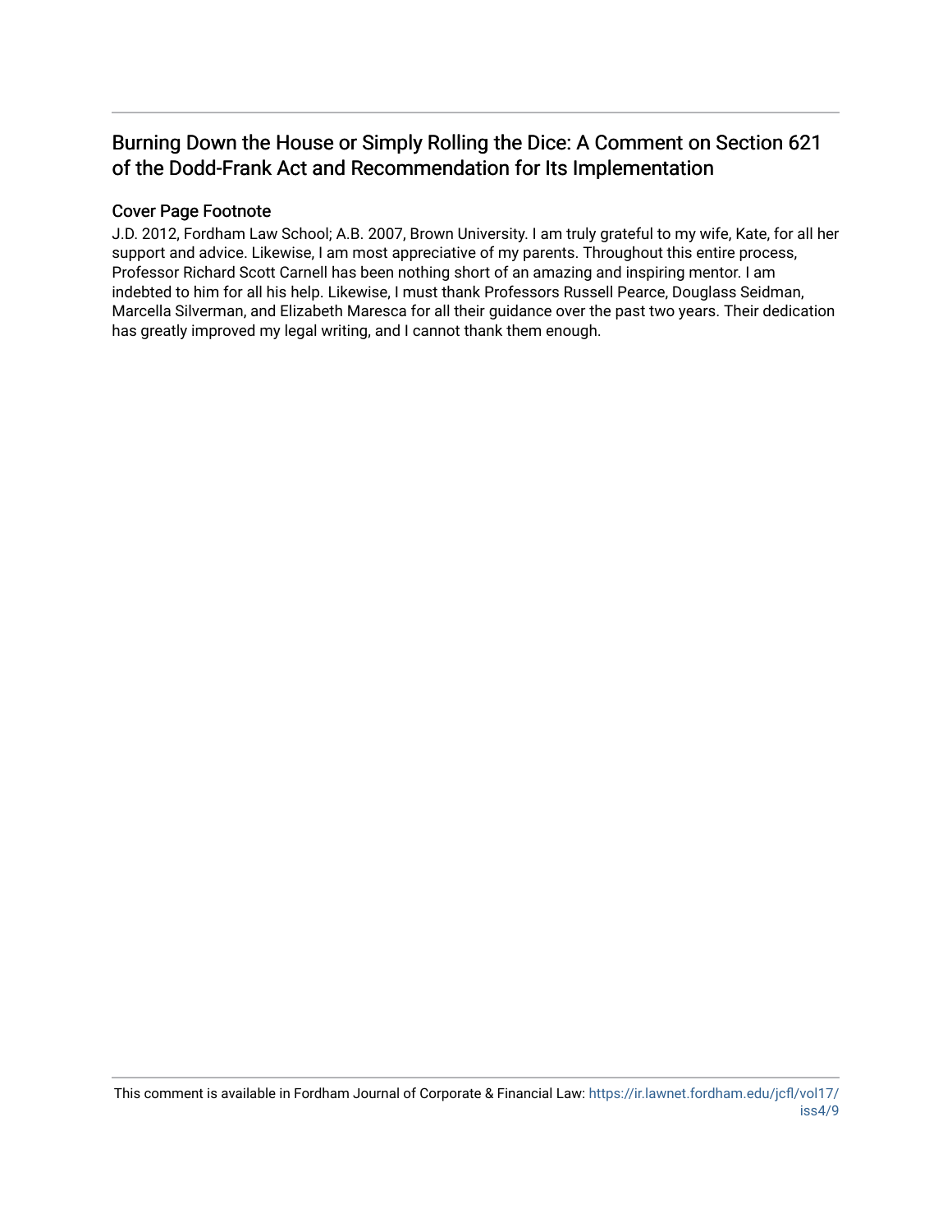# Burning Down the House or Simply Rolling the Dice: A Comment on Section 621 of the Dodd-Frank Act and Recommendation for Its Implementation

## Cover Page Footnote

J.D. 2012, Fordham Law School; A.B. 2007, Brown University. I am truly grateful to my wife, Kate, for all her support and advice. Likewise, I am most appreciative of my parents. Throughout this entire process, Professor Richard Scott Carnell has been nothing short of an amazing and inspiring mentor. I am indebted to him for all his help. Likewise, I must thank Professors Russell Pearce, Douglass Seidman, Marcella Silverman, and Elizabeth Maresca for all their guidance over the past two years. Their dedication has greatly improved my legal writing, and I cannot thank them enough.

This comment is available in Fordham Journal of Corporate & Financial Law: https://ir.lawnet.fordham.edu/jcfl/vol17/iss4/9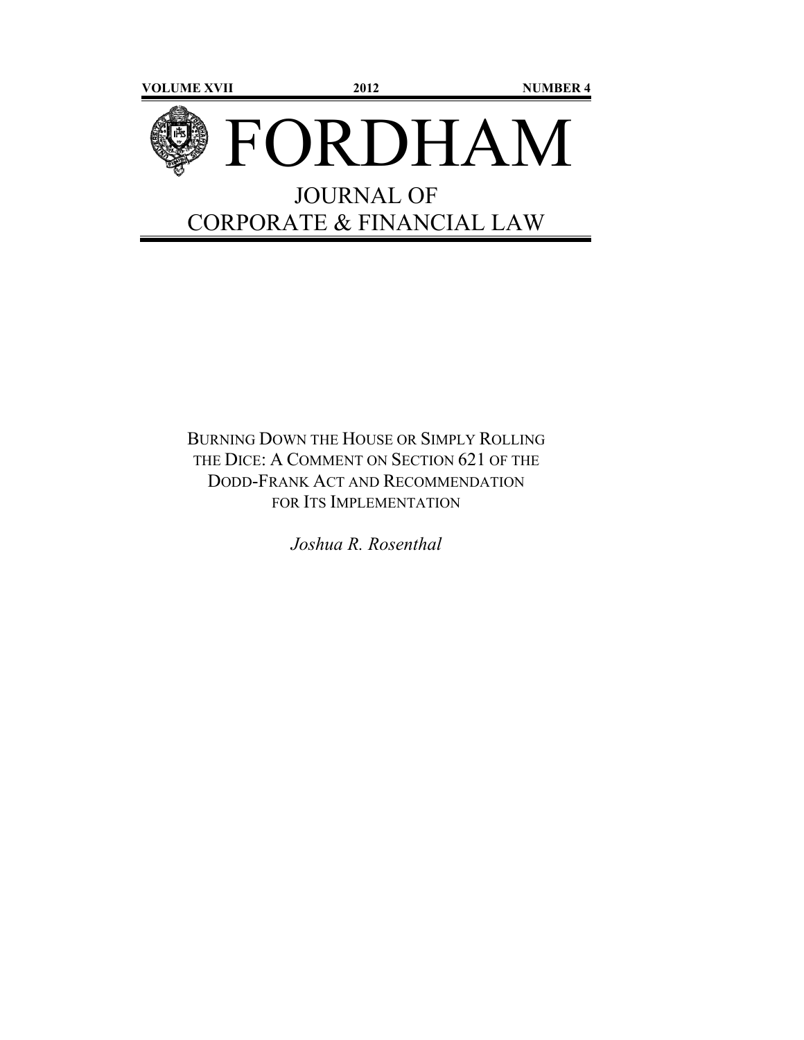VOLUME XVII 2012 NUMBER 4

# FORDHAM

## JOURNAL OF CORPORATE & FINANCIAL LAW

BURNING DOWN THE HOUSE OR SIMPLY ROLLING THE DICE: A COMMENT ON SECTION 621 OF THE DODD-FRANK ACT AND RECOMMENDATION FOR ITS IMPLEMENTATION

*Joshua R. Rosenthal*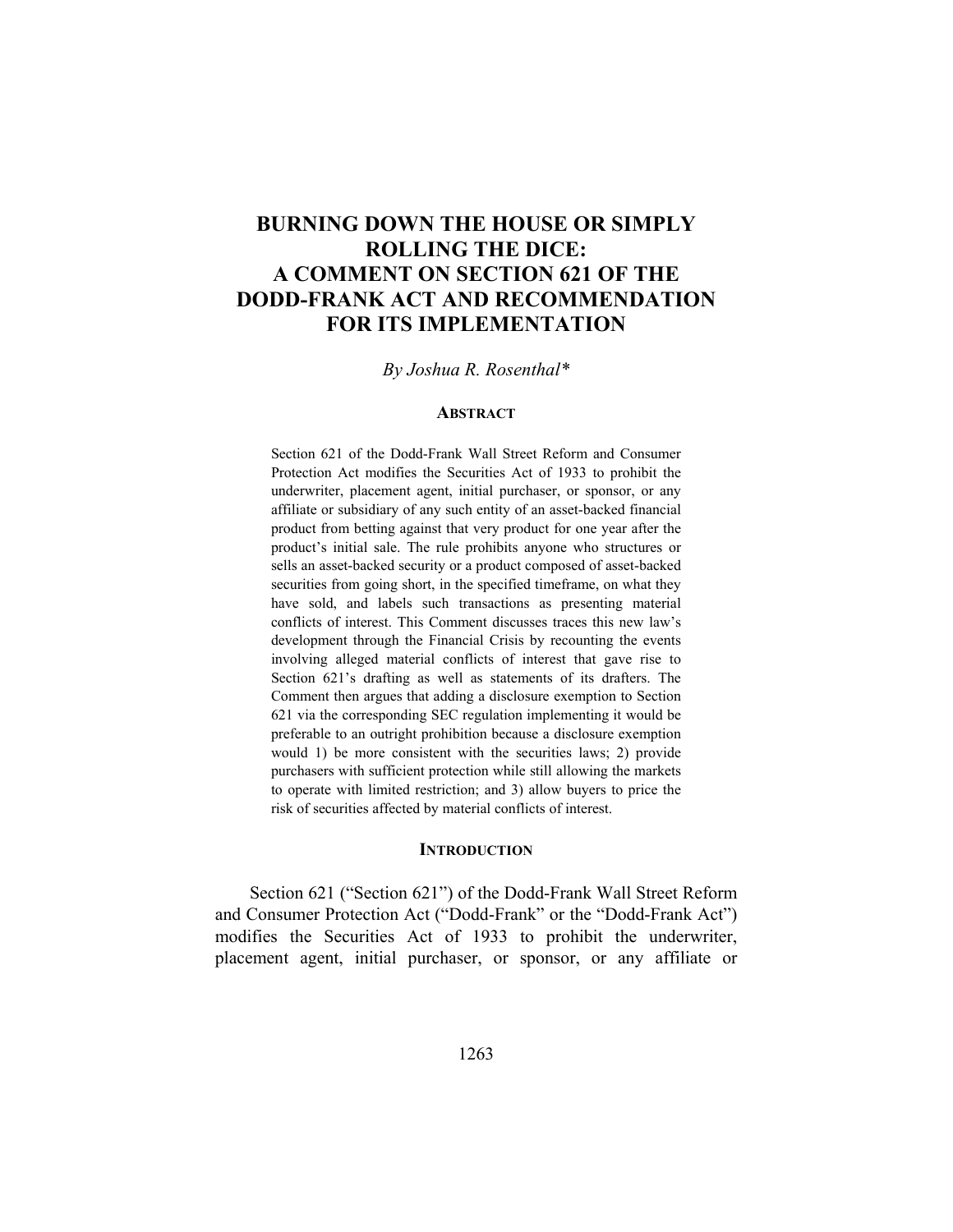# BURNING DOWN THE HOUSE OR SIMPLY ROLLING THE DICE: A COMMENT ON SECTION 621 OF THE DODD-FRANK ACT AND RECOMMENDATION FOR ITS IMPLEMENTATION

*By Joshua R. Rosenthal\**

## ABSTRACT

Section 621 of the Dodd-Frank Wall Street Reform and Consumer Protection Act modifies the Securities Act of 1933 to prohibit the underwriter, placement agent, initial purchaser, or sponsor, or any affiliate or subsidiary of any such entity of an asset-backed financial product from betting against that very product for one year after the product's initial sale. The rule prohibits anyone who structures or sells an asset-backed security or a product composed of asset-backed securities from going short, in the specified timeframe, on what they have sold, and labels such transactions as presenting material conflicts of interest. This Comment discusses traces this new law's development through the Financial Crisis by recounting the events involving alleged material conflicts of interest that gave rise to Section 621's drafting as well as statements of its drafters. The Comment then argues that adding a disclosure exemption to Section 621 via the corresponding SEC regulation implementing it would be preferable to an outright prohibition because a disclosure exemption would 1) be more consistent with the securities laws; 2) provide purchasers with sufficient protection while still allowing the markets to operate with limited restriction; and 3) allow buyers to price the risk of securities affected by material conflicts of interest.

## INTRODUCTION

Section 621 ("Section 621") of the Dodd-Frank Wall Street Reform and Consumer Protection Act ("Dodd-Frank" or the "Dodd-Frank Act") modifies the Securities Act of 1933 to prohibit the underwriter, placement agent, initial purchaser, or sponsor, or any affiliate or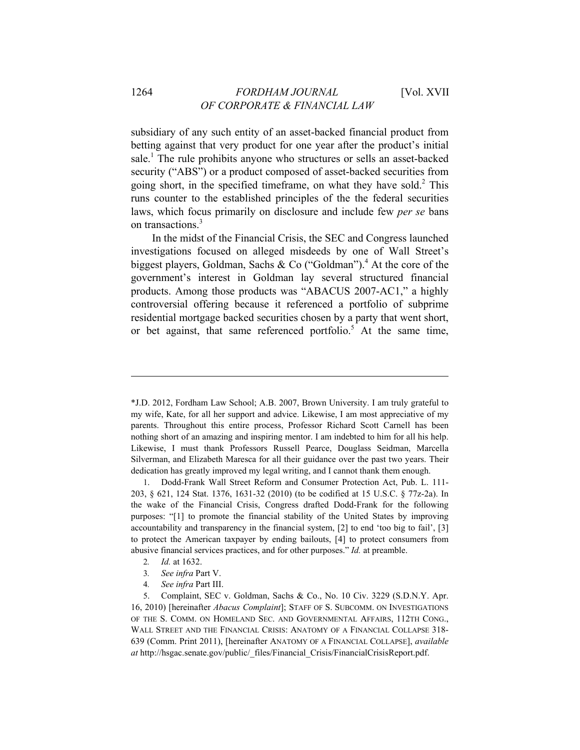subsidiary of any such entity of an asset-backed financial product from betting against that very product for one year after the product's initial sale.[1] The rule prohibits anyone who structures or sells an asset-backed security ("ABS") or a product composed of asset-backed securities from going short, in the specified timeframe, on what they have sold.[2] This runs counter to the established principles of the the federal securities laws, which focus primarily on disclosure and include few *per se* bans on transactions.[3]

In the midst of the Financial Crisis, the SEC and Congress launched investigations focused on alleged misdeeds by one of Wall Street's biggest players, Goldman, Sachs & Co ("Goldman").[4] At the core of the government's interest in Goldman lay several structured financial products. Among those products was "ABACUS 2007-AC1," a highly controversial offering because it referenced a portfolio of subprime residential mortgage backed securities chosen by a party that went short, or bet against, that same referenced portfolio.[5] At the same time,

---

*J.D. 2012, Fordham Law School; A.B. 2007, Brown University. I am truly grateful to my wife, Kate, for all her support and advice. Likewise, I am most appreciative of my parents. Throughout this entire process, Professor Richard Scott Carnell has been nothing short of an amazing and inspiring mentor. I am indebted to him for all his help. Likewise, I must thank Professors Russell Pearce, Douglass Seidman, Marcella Silverman, and Elizabeth Maresca for all their guidance over the past two years. Their dedication has greatly improved my legal writing, and I cannot thank them enough.

1. Dodd-Frank Wall Street Reform and Consumer Protection Act, Pub. L. 111-203, § 621, 124 Stat. 1376, 1631-32 (2010) (to be codified at 15 U.S.C. § 77z-2a). In the wake of the Financial Crisis, Congress drafted Dodd-Frank for the following purposes: "[1] to promote the financial stability of the United States by improving accountability and transparency in the financial system, [2] to end 'too big to fail', [3] to protect the American taxpayer by ending bailouts, [4] to protect consumers from abusive financial services practices, and for other purposes." *Id.* at preamble.

2. *Id.* at 1632.

3. *See infra* Part V.

4. *See infra* Part III.

5. Complaint, SEC v. Goldman, Sachs & Co., No. 10 Civ. 3229 (S.D.N.Y. Apr. 16, 2010) [hereinafter *Abacus Complaint*]; STAFF OF S. SUBCOMM. ON INVESTIGATIONS OF THE S. COMM. ON HOMELAND SEC. AND GOVERNMENTAL AFFAIRS, 112TH CONG., WALL STREET AND THE FINANCIAL CRISIS: ANATOMY OF A FINANCIAL COLLAPSE 318-639 (Comm. Print 2011), [hereinafter ANATOMY OF A FINANCIAL COLLAPSE], *available at* http://hsgac.senate.gov/public/_files/Financial_Crisis/FinancialCrisisReport.pdf.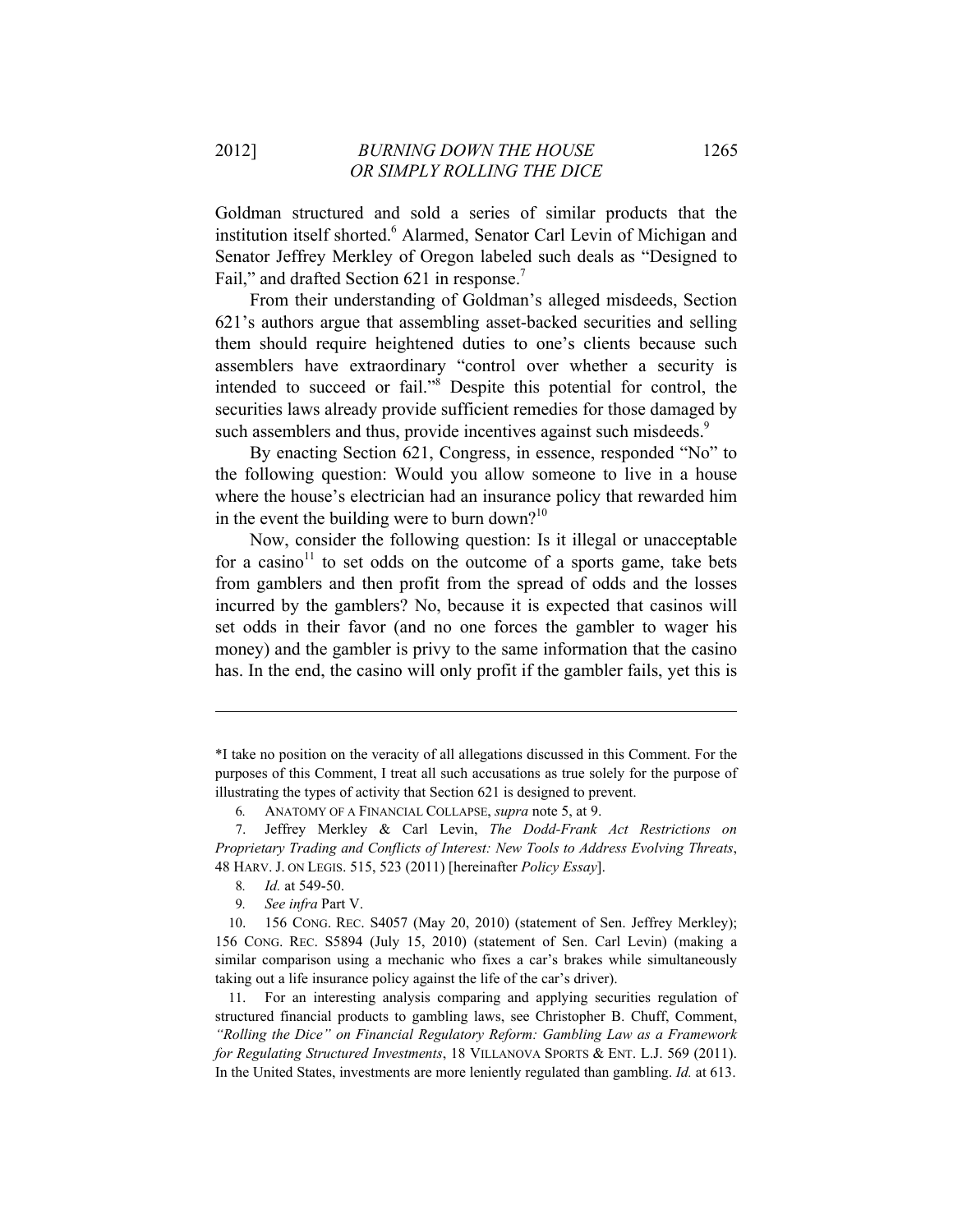Goldman structured and sold a series of similar products that the institution itself shorted.[6] Alarmed, Senator Carl Levin of Michigan and Senator Jeffrey Merkley of Oregon labeled such deals as "Designed to Fail," and drafted Section 621 in response.[7]

From their understanding of Goldman's alleged misdeeds, Section 621's authors argue that assembling asset-backed securities and selling them should require heightened duties to one's clients because such assemblers have extraordinary "control over whether a security is intended to succeed or fail."[8] Despite this potential for control, the securities laws already provide sufficient remedies for those damaged by such assemblers and thus, provide incentives against such misdeeds.[9]

By enacting Section 621, Congress, in essence, responded "No" to the following question: Would you allow someone to live in a house where the house's electrician had an insurance policy that rewarded him in the event the building were to burn down?[10]

Now, consider the following question: Is it illegal or unacceptable for a casino[11] to set odds on the outcome of a sports game, take bets from gamblers and then profit from the spread of odds and the losses incurred by the gamblers? No, because it is expected that casinos will set odds in their favor (and no one forces the gambler to wager his money) and the gambler is privy to the same information that the casino has. In the end, the casino will only profit if the gambler fails, yet this is

---

*I take no position on the veracity of all allegations discussed in this Comment. For the purposes of this Comment, I treat all such accusations as true solely for the purpose of illustrating the types of activity that Section 621 is designed to prevent.

6. ANATOMY OF A FINANCIAL COLLAPSE, *supra* note 5, at 9.

7. Jeffrey Merkley & Carl Levin, *The Dodd-Frank Act Restrictions on Proprietary Trading and Conflicts of Interest: New Tools to Address Evolving Threats*, 48 HARV. J. ON LEGIS. 515, 523 (2011) [hereinafter *Policy Essay*].

8. *Id.* at 549-50.

9. *See infra* Part V.

10. 156 CONG. REC. S4057 (May 20, 2010) (statement of Sen. Jeffrey Merkley); 156 CONG. REC. S5894 (July 15, 2010) (statement of Sen. Carl Levin) (making a similar comparison using a mechanic who fixes a car's brakes while simultaneously taking out a life insurance policy against the life of the car's driver).

11. For an interesting analysis comparing and applying securities regulation of structured financial products to gambling laws, see Christopher B. Chuff, Comment, *"Rolling the Dice" on Financial Regulatory Reform: Gambling Law as a Framework for Regulating Structured Investments*, 18 VILLANOVA SPORTS & ENT. L.J. 569 (2011). In the United States, investments are more leniently regulated than gambling. *Id.* at 613.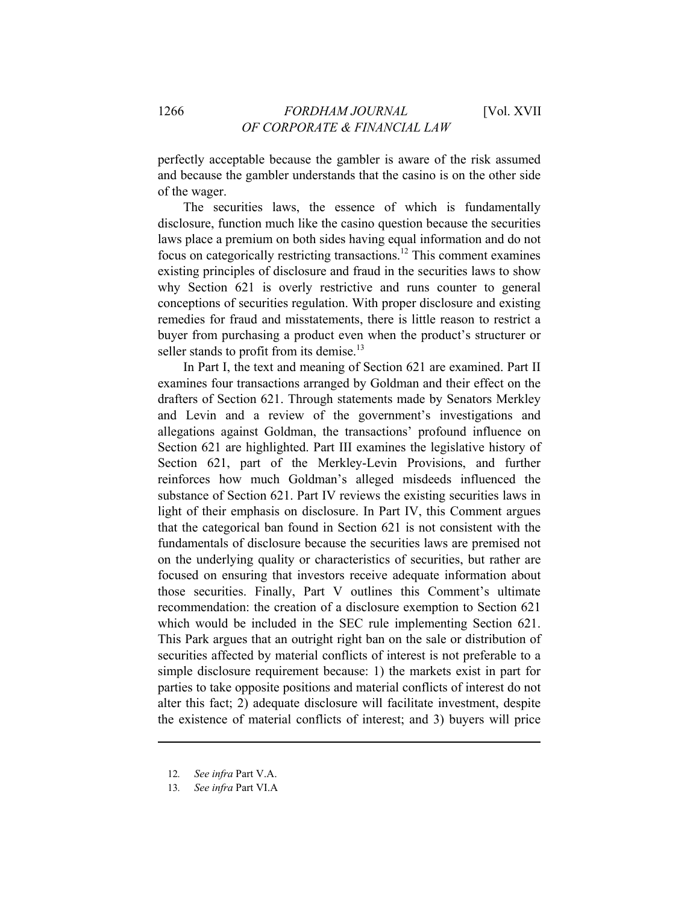perfectly acceptable because the gambler is aware of the risk assumed and because the gambler understands that the casino is on the other side of the wager.

The securities laws, the essence of which is fundamentally disclosure, function much like the casino question because the securities laws place a premium on both sides having equal information and do not focus on categorically restricting transactions.[12] This comment examines existing principles of disclosure and fraud in the securities laws to show why Section 621 is overly restrictive and runs counter to general conceptions of securities regulation. With proper disclosure and existing remedies for fraud and misstatements, there is little reason to restrict a buyer from purchasing a product even when the product's structurer or seller stands to profit from its demise.[13]

In Part I, the text and meaning of Section 621 are examined. Part II examines four transactions arranged by Goldman and their effect on the drafters of Section 621. Through statements made by Senators Merkley and Levin and a review of the government's investigations and allegations against Goldman, the transactions' profound influence on Section 621 are highlighted. Part III examines the legislative history of Section 621, part of the Merkley-Levin Provisions, and further reinforces how much Goldman's alleged misdeeds influenced the substance of Section 621. Part IV reviews the existing securities laws in light of their emphasis on disclosure. In Part IV, this Comment argues that the categorical ban found in Section 621 is not consistent with the fundamentals of disclosure because the securities laws are premised not on the underlying quality or characteristics of securities, but rather are focused on ensuring that investors receive adequate information about those securities. Finally, Part V outlines this Comment's ultimate recommendation: the creation of a disclosure exemption to Section 621 which would be included in the SEC rule implementing Section 621. This Park argues that an outright right ban on the sale or distribution of securities affected by material conflicts of interest is not preferable to a simple disclosure requirement because: 1) the markets exist in part for parties to take opposite positions and material conflicts of interest do not alter this fact; 2) adequate disclosure will facilitate investment, despite the existence of material conflicts of interest; and 3) buyers will price

---

12. *See infra* Part V.A.
13. *See infra* Part VI.A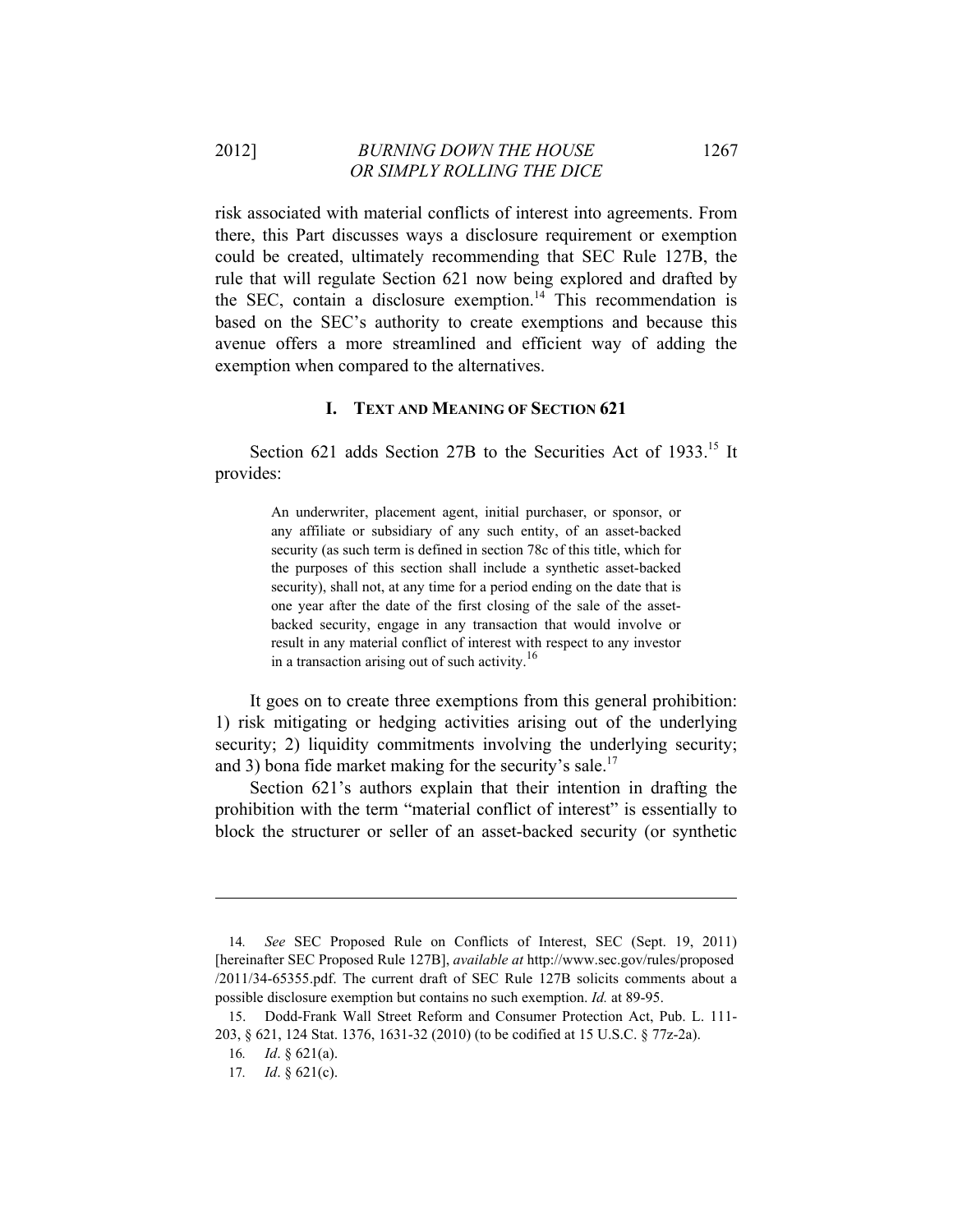risk associated with material conflicts of interest into agreements. From there, this Part discusses ways a disclosure requirement or exemption could be created, ultimately recommending that SEC Rule 127B, the rule that will regulate Section 621 now being explored and drafted by the SEC, contain a disclosure exemption.[14] This recommendation is based on the SEC's authority to create exemptions and because this avenue offers a more streamlined and efficient way of adding the exemption when compared to the alternatives.

## I. TEXT AND MEANING OF SECTION 621

Section 621 adds Section 27B to the Securities Act of 1933.[15] It provides:

> An underwriter, placement agent, initial purchaser, or sponsor, or any affiliate or subsidiary of any such entity, of an asset-backed security (as such term is defined in section 78c of this title, which for the purposes of this section shall include a synthetic asset-backed security), shall not, at any time for a period ending on the date that is one year after the date of the first closing of the sale of the asset-backed security, engage in any transaction that would involve or result in any material conflict of interest with respect to any investor in a transaction arising out of such activity.[16]

It goes on to create three exemptions from this general prohibition: 1) risk mitigating or hedging activities arising out of the underlying security; 2) liquidity commitments involving the underlying security; and 3) bona fide market making for the security's sale.[17]

Section 621's authors explain that their intention in drafting the prohibition with the term "material conflict of interest" is essentially to block the structurer or seller of an asset-backed security (or synthetic

---

14. *See* SEC Proposed Rule on Conflicts of Interest, SEC (Sept. 19, 2011) [hereinafter SEC Proposed Rule 127B], *available at* http://www.sec.gov/rules/proposed/2011/34-65355.pdf. The current draft of SEC Rule 127B solicits comments about a possible disclosure exemption but contains no such exemption. *Id.* at 89-95.

15. Dodd-Frank Wall Street Reform and Consumer Protection Act, Pub. L. 111-203, § 621, 124 Stat. 1376, 1631-32 (2010) (to be codified at 15 U.S.C. § 77z-2a).

16. *Id*. § 621(a).

17. *Id*. § 621(c).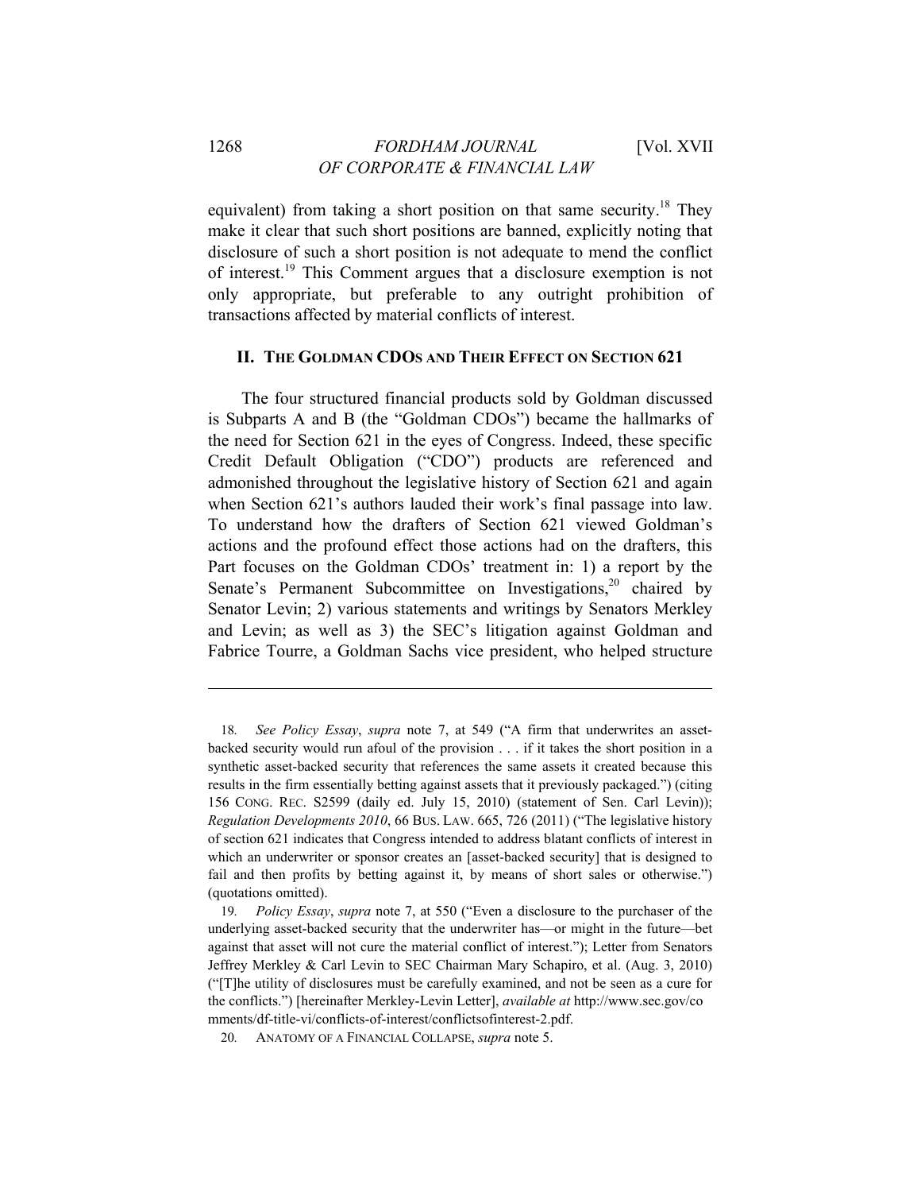equivalent) from taking a short position on that same security.[18] They make it clear that such short positions are banned, explicitly noting that disclosure of such a short position is not adequate to mend the conflict of interest.[19] This Comment argues that a disclosure exemption is not only appropriate, but preferable to any outright prohibition of transactions affected by material conflicts of interest.

## II. THE GOLDMAN CDOS AND THEIR EFFECT ON SECTION 621

The four structured financial products sold by Goldman discussed is Subparts A and B (the "Goldman CDOs") became the hallmarks of the need for Section 621 in the eyes of Congress. Indeed, these specific Credit Default Obligation ("CDO") products are referenced and admonished throughout the legislative history of Section 621 and again when Section 621's authors lauded their work's final passage into law. To understand how the drafters of Section 621 viewed Goldman's actions and the profound effect those actions had on the drafters, this Part focuses on the Goldman CDOs' treatment in: 1) a report by the Senate's Permanent Subcommittee on Investigations,[20] chaired by Senator Levin; 2) various statements and writings by Senators Merkley and Levin; as well as 3) the SEC's litigation against Goldman and Fabrice Tourre, a Goldman Sachs vice president, who helped structure

---

18. *See Policy Essay*, *supra* note 7, at 549 ("A firm that underwrites an asset-backed security would run afoul of the provision . . . if it takes the short position in a synthetic asset-backed security that references the same assets it created because this results in the firm essentially betting against assets that it previously packaged.") (citing 156 CONG. REC. S2599 (daily ed. July 15, 2010) (statement of Sen. Carl Levin)); *Regulation Developments 2010*, 66 BUS. LAW. 665, 726 (2011) ("The legislative history of section 621 indicates that Congress intended to address blatant conflicts of interest in which an underwriter or sponsor creates an [asset-backed security] that is designed to fail and then profits by betting against it, by means of short sales or otherwise.") (quotations omitted).

19. *Policy Essay*, *supra* note 7, at 550 ("Even a disclosure to the purchaser of the underlying asset-backed security that the underwriter has—or might in the future—bet against that asset will not cure the material conflict of interest."); Letter from Senators Jeffrey Merkley & Carl Levin to SEC Chairman Mary Schapiro, et al. (Aug. 3, 2010) ("[T]he utility of disclosures must be carefully examined, and not be seen as a cure for the conflicts.") [hereinafter Merkley-Levin Letter], *available at* http://www.sec.gov/comments/df-title-vi/conflicts-of-interest/conflictsofinterest-2.pdf.

20. ANATOMY OF A FINANCIAL COLLAPSE, *supra* note 5.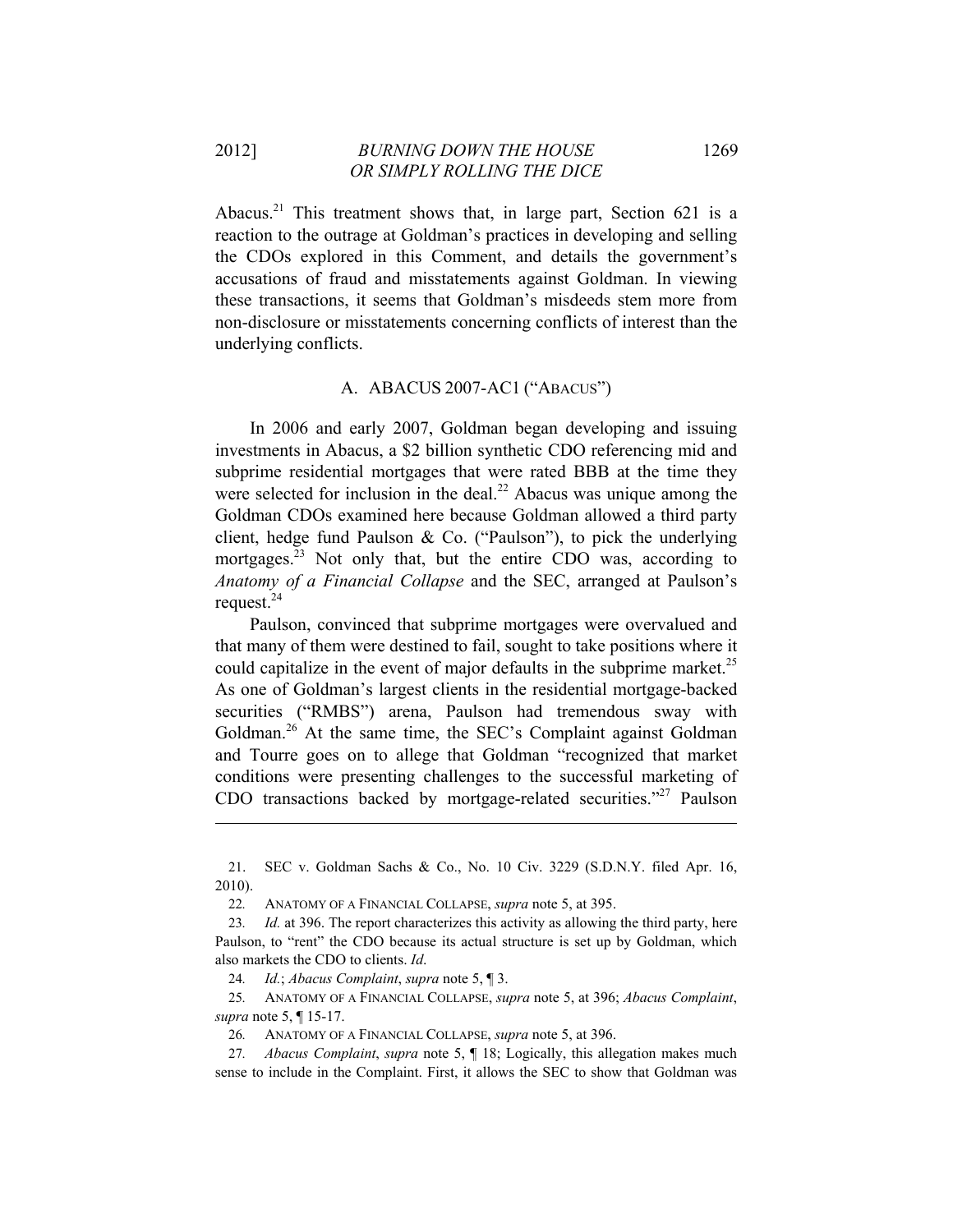Abacus.[21] This treatment shows that, in large part, Section 621 is a reaction to the outrage at Goldman's practices in developing and selling the CDOs explored in this Comment, and details the government's accusations of fraud and misstatements against Goldman. In viewing these transactions, it seems that Goldman's misdeeds stem more from non-disclosure or misstatements concerning conflicts of interest than the underlying conflicts.

### A. ABACUS 2007-AC1 ("ABACUS")

In 2006 and early 2007, Goldman began developing and issuing investments in Abacus, a \$2 billion synthetic CDO referencing mid and subprime residential mortgages that were rated BBB at the time they were selected for inclusion in the deal.[22] Abacus was unique among the Goldman CDOs examined here because Goldman allowed a third party client, hedge fund Paulson & Co. ("Paulson"), to pick the underlying mortgages.[23] Not only that, but the entire CDO was, according to *Anatomy of a Financial Collapse* and the SEC, arranged at Paulson's request.[24]

Paulson, convinced that subprime mortgages were overvalued and that many of them were destined to fail, sought to take positions where it could capitalize in the event of major defaults in the subprime market.[25] As one of Goldman's largest clients in the residential mortgage-backed securities ("RMBS") arena, Paulson had tremendous sway with Goldman.[26] At the same time, the SEC's Complaint against Goldman and Tourre goes on to allege that Goldman "recognized that market conditions were presenting challenges to the successful marketing of CDO transactions backed by mortgage-related securities."[27] Paulson

---

21. SEC v. Goldman Sachs & Co., No. 10 Civ. 3229 (S.D.N.Y. filed Apr. 16, 2010).

22. ANATOMY OF A FINANCIAL COLLAPSE, *supra* note 5, at 395.

23. *Id.* at 396. The report characterizes this activity as allowing the third party, here Paulson, to "rent" the CDO because its actual structure is set up by Goldman, which also markets the CDO to clients. *Id*.

24. *Id.*; *Abacus Complaint*, *supra* note 5, ¶ 3.

25. ANATOMY OF A FINANCIAL COLLAPSE, *supra* note 5, at 396; *Abacus Complaint*, *supra* note 5, ¶ 15-17.

26. ANATOMY OF A FINANCIAL COLLAPSE, *supra* note 5, at 396.

27. *Abacus Complaint*, *supra* note 5, ¶ 18; Logically, this allegation makes much sense to include in the Complaint. First, it allows the SEC to show that Goldman was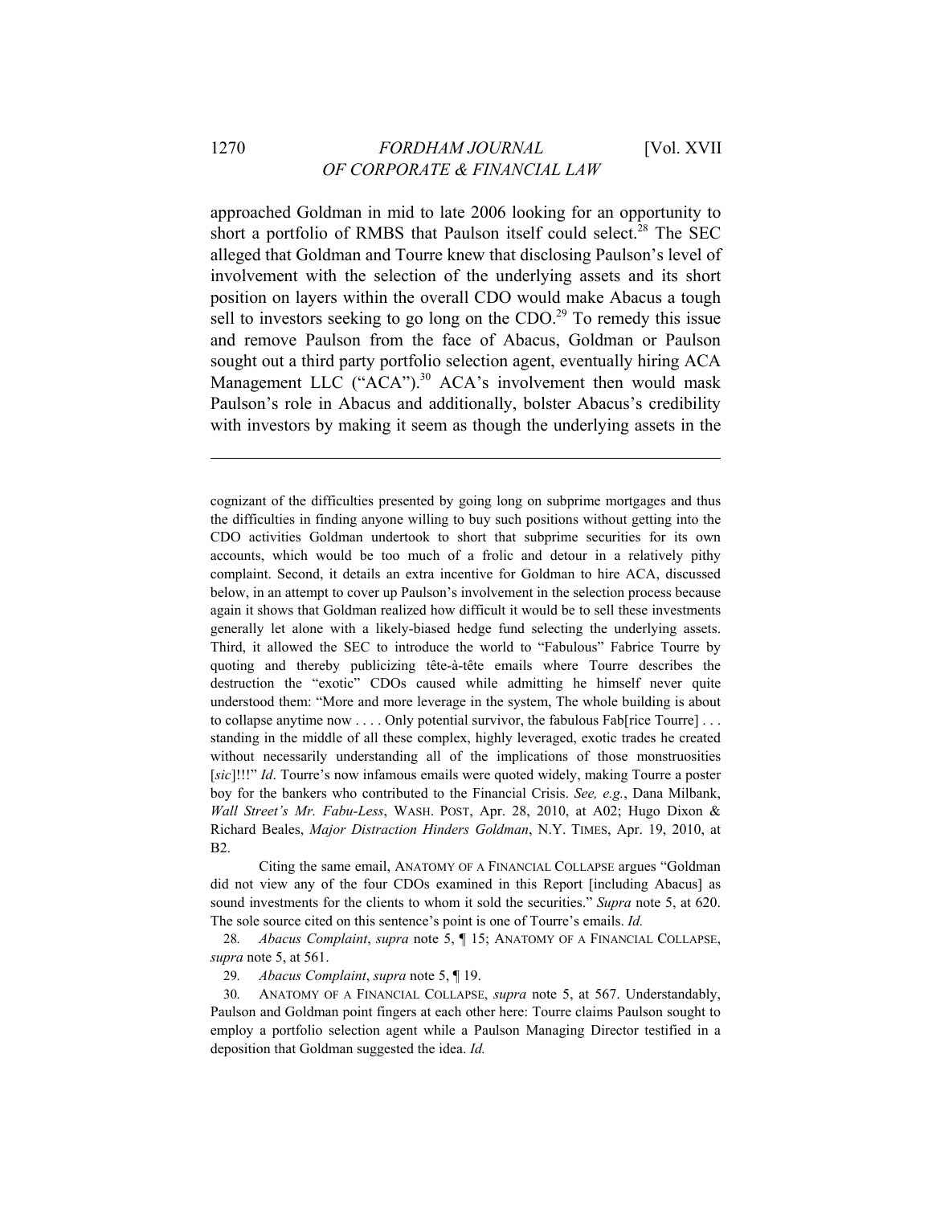approached Goldman in mid to late 2006 looking for an opportunity to short a portfolio of RMBS that Paulson itself could select.[28] The SEC alleged that Goldman and Tourre knew that disclosing Paulson's level of involvement with the selection of the underlying assets and its short position on layers within the overall CDO would make Abacus a tough sell to investors seeking to go long on the CDO.[29] To remedy this issue and remove Paulson from the face of Abacus, Goldman or Paulson sought out a third party portfolio selection agent, eventually hiring ACA Management LLC ("ACA").[30] ACA's involvement then would mask Paulson's role in Abacus and additionally, bolster Abacus's credibility with investors by making it seem as though the underlying assets in the

---

cognizant of the difficulties presented by going long on subprime mortgages and thus the difficulties in finding anyone willing to buy such positions without getting into the CDO activities Goldman undertook to short that subprime securities for its own accounts, which would be too much of a frolic and detour in a relatively pithy complaint. Second, it details an extra incentive for Goldman to hire ACA, discussed below, in an attempt to cover up Paulson's involvement in the selection process because again it shows that Goldman realized how difficult it would be to sell these investments generally let alone with a likely-biased hedge fund selecting the underlying assets. Third, it allowed the SEC to introduce the world to "Fabulous" Fabrice Tourre by quoting and thereby publicizing tête-à-tête emails where Tourre describes the destruction the "exotic" CDOs caused while admitting he himself never quite understood them: "More and more leverage in the system, The whole building is about to collapse anytime now . . . . Only potential survivor, the fabulous Fab[rice Tourre] . . . standing in the middle of all these complex, highly leveraged, exotic trades he created without necessarily understanding all of the implications of those monstruosities [*sic*]!!!" *Id*. Tourre's now infamous emails were quoted widely, making Tourre a poster boy for the bankers who contributed to the Financial Crisis. *See, e.g.*, Dana Milbank, *Wall Street's Mr. Fabu-Less*, WASH. POST, Apr. 28, 2010, at A02; Hugo Dixon & Richard Beales, *Major Distraction Hinders Goldman*, N.Y. TIMES, Apr. 19, 2010, at B2.

Citing the same email, ANATOMY OF A FINANCIAL COLLAPSE argues "Goldman did not view any of the four CDOs examined in this Report [including Abacus] as sound investments for the clients to whom it sold the securities." *Supra* note 5, at 620. The sole source cited on this sentence's point is one of Tourre's emails. *Id.*

28. *Abacus Complaint*, *supra* note 5, ¶ 15; ANATOMY OF A FINANCIAL COLLAPSE, *supra* note 5, at 561.

29. *Abacus Complaint*, *supra* note 5, ¶ 19.

30. ANATOMY OF A FINANCIAL COLLAPSE, *supra* note 5, at 567. Understandably, Paulson and Goldman point fingers at each other here: Tourre claims Paulson sought to employ a portfolio selection agent while a Paulson Managing Director testified in a deposition that Goldman suggested the idea. *Id.*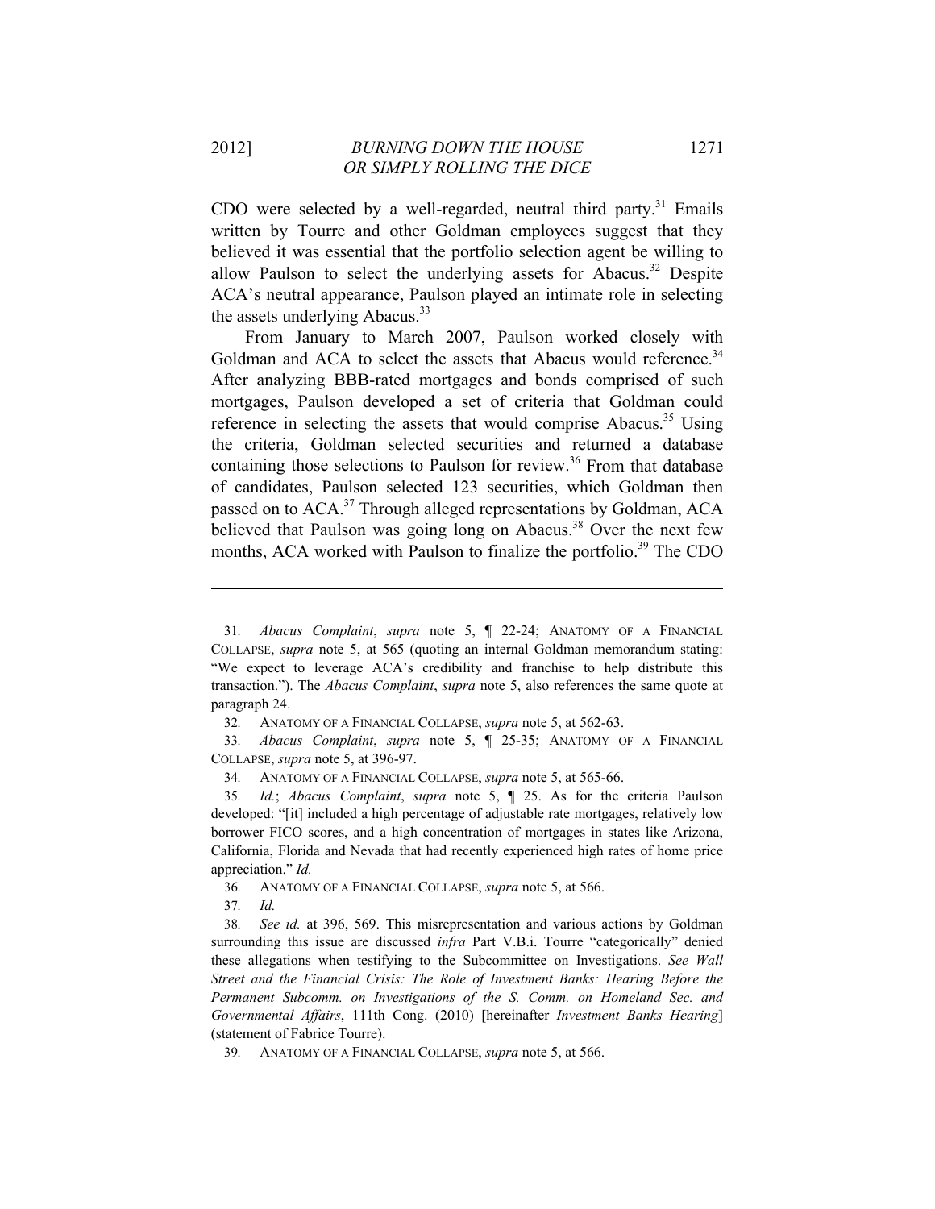CDO were selected by a well-regarded, neutral third party.[31] Emails written by Tourre and other Goldman employees suggest that they believed it was essential that the portfolio selection agent be willing to allow Paulson to select the underlying assets for Abacus.[32] Despite ACA's neutral appearance, Paulson played an intimate role in selecting the assets underlying Abacus.[33]

From January to March 2007, Paulson worked closely with Goldman and ACA to select the assets that Abacus would reference.[34] After analyzing BBB-rated mortgages and bonds comprised of such mortgages, Paulson developed a set of criteria that Goldman could reference in selecting the assets that would comprise Abacus.[35] Using the criteria, Goldman selected securities and returned a database containing those selections to Paulson for review.[36] From that database of candidates, Paulson selected 123 securities, which Goldman then passed on to ACA.[37] Through alleged representations by Goldman, ACA believed that Paulson was going long on Abacus.[38] Over the next few months, ACA worked with Paulson to finalize the portfolio.[39] The CDO

---

31. *Abacus Complaint*, *supra* note 5, ¶ 22-24; ANATOMY OF A FINANCIAL COLLAPSE, *supra* note 5, at 565 (quoting an internal Goldman memorandum stating: "We expect to leverage ACA's credibility and franchise to help distribute this transaction."). The *Abacus Complaint*, *supra* note 5, also references the same quote at paragraph 24.

32. ANATOMY OF A FINANCIAL COLLAPSE, *supra* note 5, at 562-63.

33. *Abacus Complaint*, *supra* note 5, ¶ 25-35; ANATOMY OF A FINANCIAL COLLAPSE, *supra* note 5, at 396-97.

34. ANATOMY OF A FINANCIAL COLLAPSE, *supra* note 5, at 565-66.

35. *Id.*; *Abacus Complaint*, *supra* note 5, ¶ 25. As for the criteria Paulson developed: "[it] included a high percentage of adjustable rate mortgages, relatively low borrower FICO scores, and a high concentration of mortgages in states like Arizona, California, Florida and Nevada that had recently experienced high rates of home price appreciation." *Id.*

36. ANATOMY OF A FINANCIAL COLLAPSE, *supra* note 5, at 566.

37. *Id.*

38. *See id.* at 396, 569. This misrepresentation and various actions by Goldman surrounding this issue are discussed *infra* Part V.B.i. Tourre "categorically" denied these allegations when testifying to the Subcommittee on Investigations. *See Wall Street and the Financial Crisis: The Role of Investment Banks: Hearing Before the Permanent Subcomm. on Investigations of the S. Comm. on Homeland Sec. and Governmental Affairs*, 111th Cong. (2010) [hereinafter *Investment Banks Hearing*] (statement of Fabrice Tourre).

39. ANATOMY OF A FINANCIAL COLLAPSE, *supra* note 5, at 566.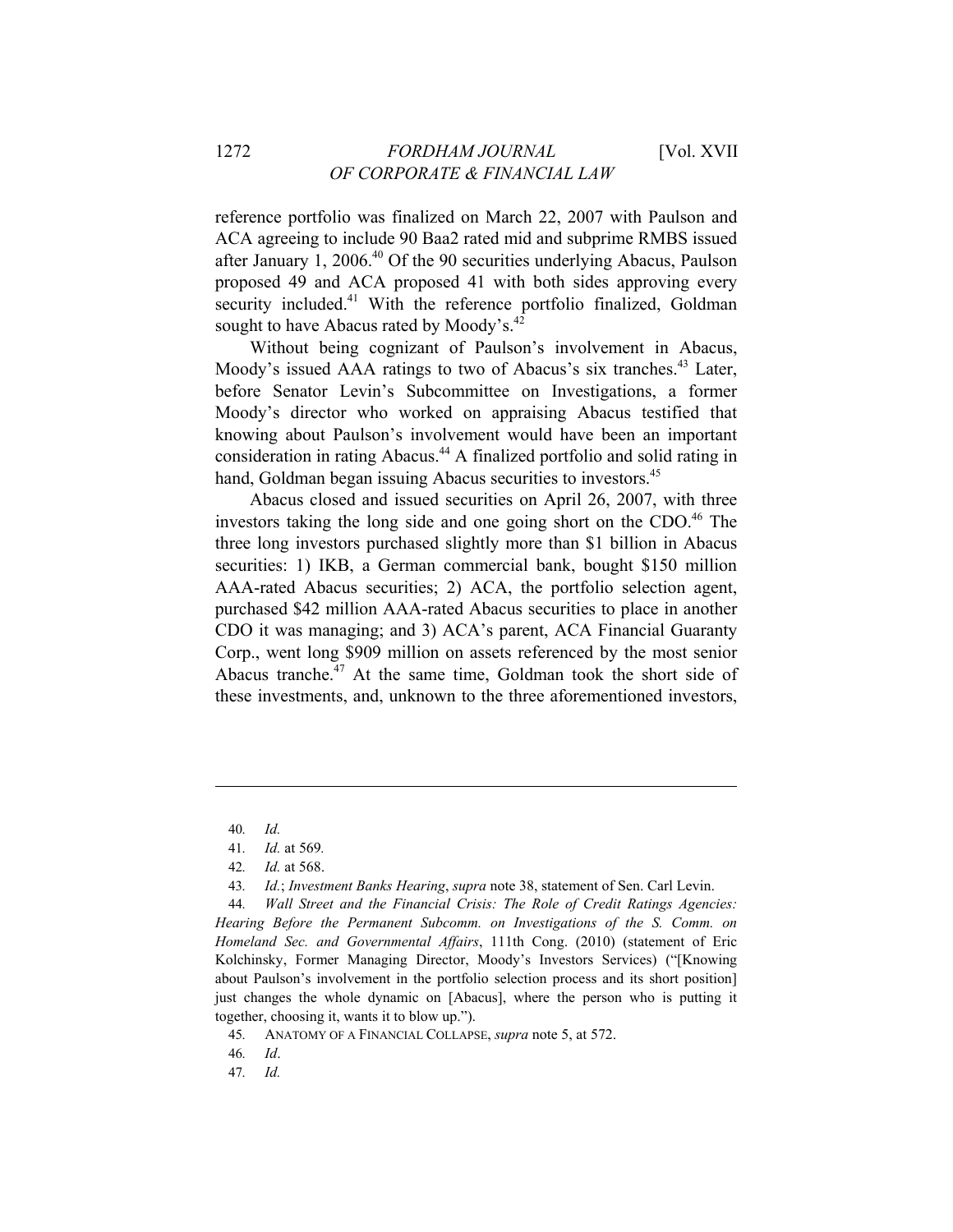reference portfolio was finalized on March 22, 2007 with Paulson and ACA agreeing to include 90 Baa2 rated mid and subprime RMBS issued after January 1, 2006.[40] Of the 90 securities underlying Abacus, Paulson proposed 49 and ACA proposed 41 with both sides approving every security included.[41] With the reference portfolio finalized, Goldman sought to have Abacus rated by Moody's.[42]

Without being cognizant of Paulson's involvement in Abacus, Moody's issued AAA ratings to two of Abacus's six tranches.[43] Later, before Senator Levin's Subcommittee on Investigations, a former Moody's director who worked on appraising Abacus testified that knowing about Paulson's involvement would have been an important consideration in rating Abacus.[44] A finalized portfolio and solid rating in hand, Goldman began issuing Abacus securities to investors.[45]

Abacus closed and issued securities on April 26, 2007, with three investors taking the long side and one going short on the CDO.[46] The three long investors purchased slightly more than $1 billion in Abacus securities: 1) IKB, a German commercial bank, bought $150 million AAA-rated Abacus securities; 2) ACA, the portfolio selection agent, purchased $42 million AAA-rated Abacus securities to place in another CDO it was managing; and 3) ACA's parent, ACA Financial Guaranty Corp., went long $909 million on assets referenced by the most senior Abacus tranche.[47] At the same time, Goldman took the short side of these investments, and, unknown to the three aforementioned investors,

---

40. *Id.*

41. *Id.* at 569.

42. *Id.* at 568.

43. *Id.*; *Investment Banks Hearing*, *supra* note 38, statement of Sen. Carl Levin.

44. *Wall Street and the Financial Crisis: The Role of Credit Ratings Agencies: Hearing Before the Permanent Subcomm. on Investigations of the S. Comm. on Homeland Sec. and Governmental Affairs*, 111th Cong. (2010) (statement of Eric Kolchinsky, Former Managing Director, Moody's Investors Services) ("[Knowing about Paulson's involvement in the portfolio selection process and its short position] just changes the whole dynamic on [Abacus], where the person who is putting it together, choosing it, wants it to blow up.").

45. ANATOMY OF A FINANCIAL COLLAPSE, *supra* note 5, at 572.

46. *Id*.

47. *Id.*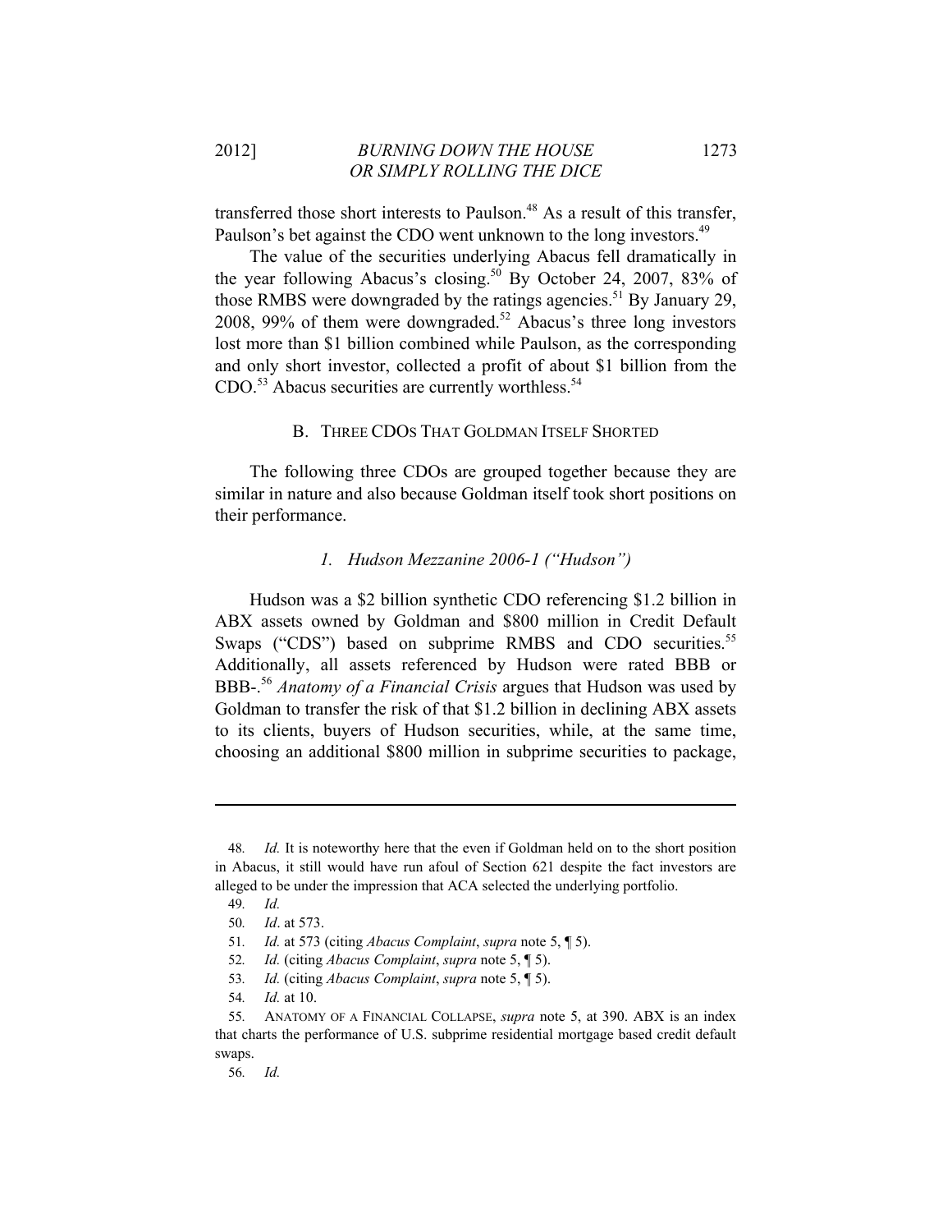transferred those short interests to Paulson.[48] As a result of this transfer, Paulson's bet against the CDO went unknown to the long investors.[49]

The value of the securities underlying Abacus fell dramatically in the year following Abacus's closing.[50] By October 24, 2007, 83% of those RMBS were downgraded by the ratings agencies.[51] By January 29, 2008, 99% of them were downgraded.[52] Abacus's three long investors lost more than $1 billion combined while Paulson, as the corresponding and only short investor, collected a profit of about $1 billion from the CDO.[53] Abacus securities are currently worthless.[54]

### B. THREE CDOS THAT GOLDMAN ITSELF SHORTED

The following three CDOs are grouped together because they are similar in nature and also because Goldman itself took short positions on their performance.

#### *1. Hudson Mezzanine 2006-1 ("Hudson")*

Hudson was a $2 billion synthetic CDO referencing $1.2 billion in ABX assets owned by Goldman and $800 million in Credit Default Swaps ("CDS") based on subprime RMBS and CDO securities.[55] Additionally, all assets referenced by Hudson were rated BBB or BBB-.[56] *Anatomy of a Financial Crisis* argues that Hudson was used by Goldman to transfer the risk of that $1.2 billion in declining ABX assets to its clients, buyers of Hudson securities, while, at the same time, choosing an additional $800 million in subprime securities to package,

---

48. *Id.* It is noteworthy here that the even if Goldman held on to the short position in Abacus, it still would have run afoul of Section 621 despite the fact investors are alleged to be under the impression that ACA selected the underlying portfolio.

49. *Id.*

50. *Id*. at 573.

51. *Id.* at 573 (citing *Abacus Complaint*, *supra* note 5, ¶ 5).

52. *Id.* (citing *Abacus Complaint*, *supra* note 5, ¶ 5).

53. *Id.* (citing *Abacus Complaint*, *supra* note 5, ¶ 5).

54. *Id.* at 10.

55. ANATOMY OF A FINANCIAL COLLAPSE, *supra* note 5, at 390. ABX is an index that charts the performance of U.S. subprime residential mortgage based credit default swaps.

56. *Id.*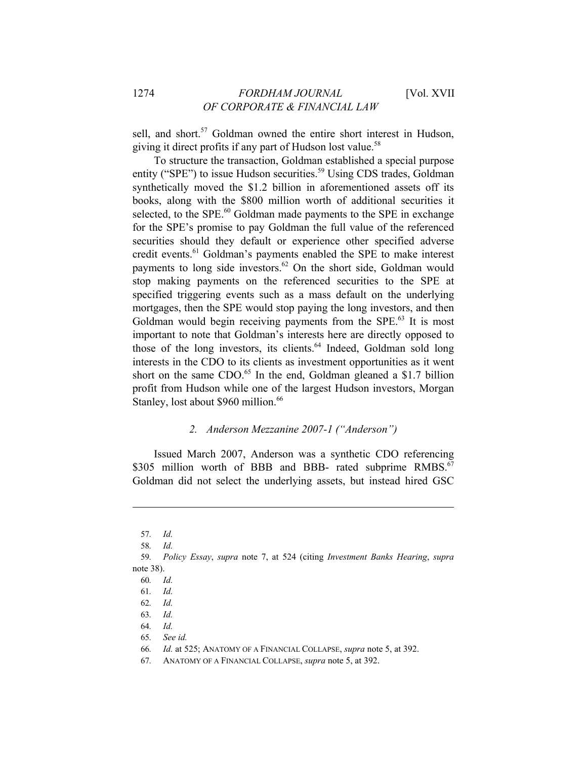sell, and short.[57] Goldman owned the entire short interest in Hudson, giving it direct profits if any part of Hudson lost value.[58]

To structure the transaction, Goldman established a special purpose entity ("SPE") to issue Hudson securities.[59] Using CDS trades, Goldman synthetically moved the $1.2 billion in aforementioned assets off its books, along with the $800 million worth of additional securities it selected, to the SPE.[60] Goldman made payments to the SPE in exchange for the SPE's promise to pay Goldman the full value of the referenced securities should they default or experience other specified adverse credit events.[61] Goldman's payments enabled the SPE to make interest payments to long side investors.[62] On the short side, Goldman would stop making payments on the referenced securities to the SPE at specified triggering events such as a mass default on the underlying mortgages, then the SPE would stop paying the long investors, and then Goldman would begin receiving payments from the SPE.[63] It is most important to note that Goldman's interests here are directly opposed to those of the long investors, its clients.[64] Indeed, Goldman sold long interests in the CDO to its clients as investment opportunities as it went short on the same CDO.[65] In the end, Goldman gleaned a $1.7 billion profit from Hudson while one of the largest Hudson investors, Morgan Stanley, lost about $960 million.[66]

### *2. Anderson Mezzanine 2007-1 ("Anderson")*

Issued March 2007, Anderson was a synthetic CDO referencing $305 million worth of BBB and BBB- rated subprime RMBS.[67] Goldman did not select the underlying assets, but instead hired GSC

---

57. *Id.*

58. *Id.*

59. *Policy Essay*, *supra* note 7, at 524 (citing *Investment Banks Hearing*, *supra* note 38).

60. *Id.*

61. *Id.*

62. *Id.*

63. *Id.*

64. *Id.*

65. *See id.*

66. *Id.* at 525; ANATOMY OF A FINANCIAL COLLAPSE, *supra* note 5, at 392.

67. ANATOMY OF A FINANCIAL COLLAPSE, *supra* note 5, at 392.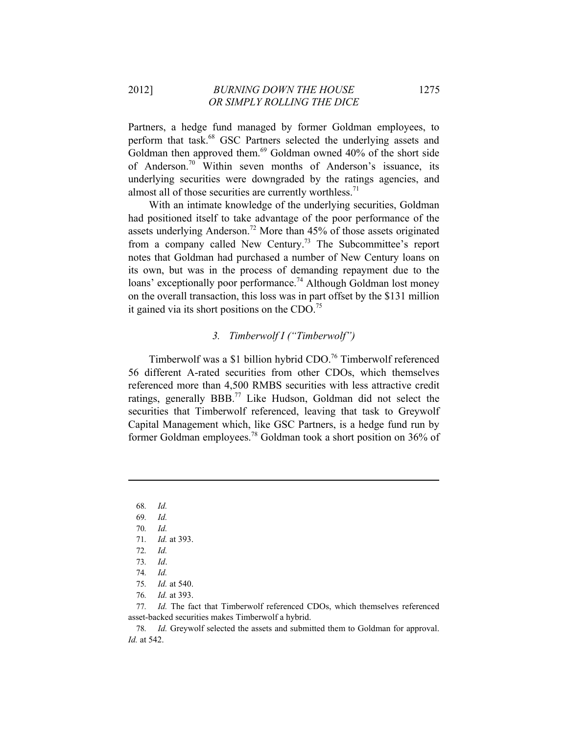Partners, a hedge fund managed by former Goldman employees, to perform that task.[68] GSC Partners selected the underlying assets and Goldman then approved them.[69] Goldman owned 40% of the short side of Anderson.[70] Within seven months of Anderson's issuance, its underlying securities were downgraded by the ratings agencies, and almost all of those securities are currently worthless.[71]

With an intimate knowledge of the underlying securities, Goldman had positioned itself to take advantage of the poor performance of the assets underlying Anderson.[72] More than 45% of those assets originated from a company called New Century.[73] The Subcommittee's report notes that Goldman had purchased a number of New Century loans on its own, but was in the process of demanding repayment due to the loans' exceptionally poor performance.[74] Although Goldman lost money on the overall transaction, this loss was in part offset by the $131 million it gained via its short positions on the CDO.[75]

### 3. *Timberwolf I ("Timberwolf")*

Timberwolf was a $1 billion hybrid CDO.[76] Timberwolf referenced 56 different A-rated securities from other CDOs, which themselves referenced more than 4,500 RMBS securities with less attractive credit ratings, generally BBB.[77] Like Hudson, Goldman did not select the securities that Timberwolf referenced, leaving that task to Greywolf Capital Management which, like GSC Partners, is a hedge fund run by former Goldman employees.[78] Goldman took a short position on 36% of

---

68. *Id.*

69. *Id.*

70. *Id.*

71. *Id.* at 393.

72. *Id.*

73. *Id*.

74. *Id.*

75. *Id.* at 540.

76. *Id.* at 393.

77. *Id.* The fact that Timberwolf referenced CDOs, which themselves referenced asset-backed securities makes Timberwolf a hybrid.

78. *Id.* Greywolf selected the assets and submitted them to Goldman for approval. *Id.* at 542.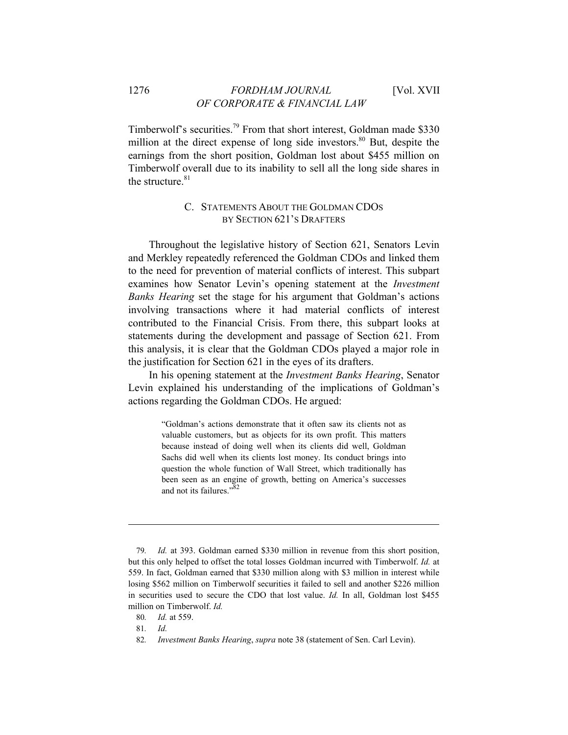Timberwolf's securities.[79] From that short interest, Goldman made $330 million at the direct expense of long side investors.[80] But, despite the earnings from the short position, Goldman lost about $455 million on Timberwolf overall due to its inability to sell all the long side shares in the structure.[81]

### C. STATEMENTS ABOUT THE GOLDMAN CDOS BY SECTION 621'S DRAFTERS

Throughout the legislative history of Section 621, Senators Levin and Merkley repeatedly referenced the Goldman CDOs and linked them to the need for prevention of material conflicts of interest. This subpart examines how Senator Levin's opening statement at the *Investment Banks Hearing* set the stage for his argument that Goldman's actions involving transactions where it had material conflicts of interest contributed to the Financial Crisis. From there, this subpart looks at statements during the development and passage of Section 621. From this analysis, it is clear that the Goldman CDOs played a major role in the justification for Section 621 in the eyes of its drafters.

In his opening statement at the *Investment Banks Hearing*, Senator Levin explained his understanding of the implications of Goldman's actions regarding the Goldman CDOs. He argued:

> "Goldman's actions demonstrate that it often saw its clients not as valuable customers, but as objects for its own profit. This matters because instead of doing well when its clients did well, Goldman Sachs did well when its clients lost money. Its conduct brings into question the whole function of Wall Street, which traditionally has been seen as an engine of growth, betting on America's successes and not its failures."[82]

---

79. *Id.* at 393. Goldman earned $330 million in revenue from this short position, but this only helped to offset the total losses Goldman incurred with Timberwolf. *Id.* at 559. In fact, Goldman earned that $330 million along with $3 million in interest while losing $562 million on Timberwolf securities it failed to sell and another $226 million in securities used to secure the CDO that lost value. *Id.* In all, Goldman lost $455 million on Timberwolf. *Id.*

80. *Id.* at 559.

81. *Id.*

82. *Investment Banks Hearing*, *supra* note 38 (statement of Sen. Carl Levin).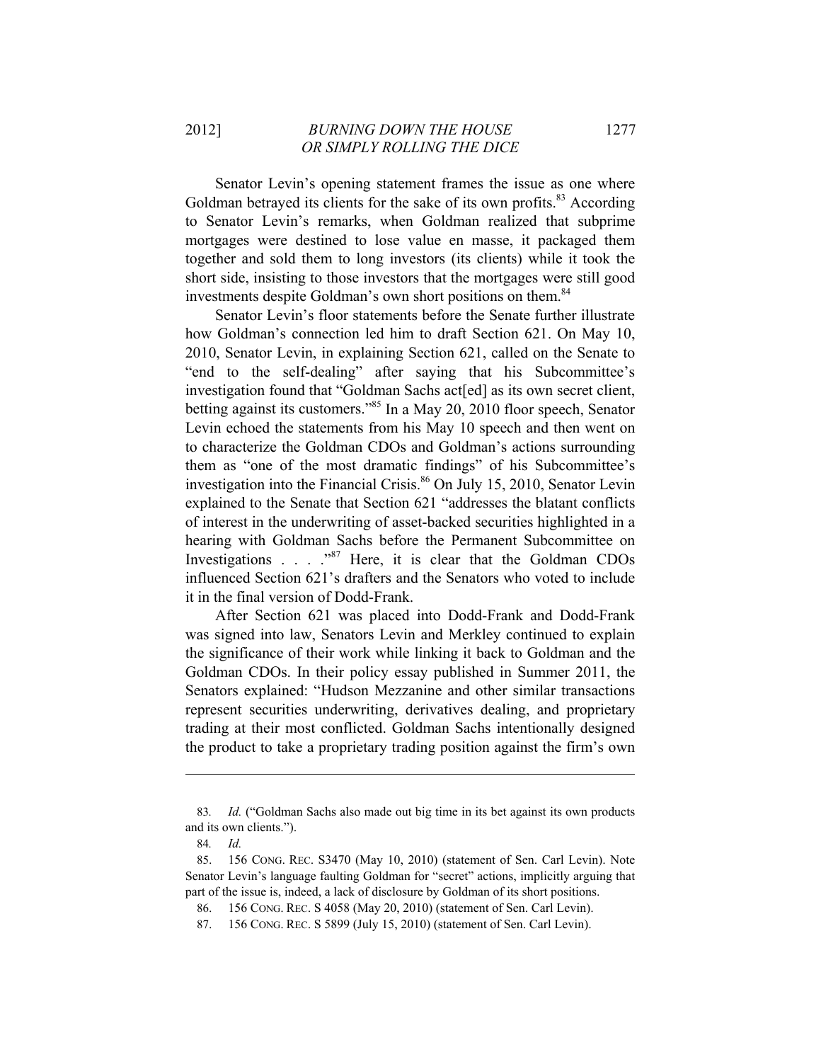Senator Levin's opening statement frames the issue as one where Goldman betrayed its clients for the sake of its own profits.[83] According to Senator Levin's remarks, when Goldman realized that subprime mortgages were destined to lose value en masse, it packaged them together and sold them to long investors (its clients) while it took the short side, insisting to those investors that the mortgages were still good investments despite Goldman's own short positions on them.[84]

Senator Levin's floor statements before the Senate further illustrate how Goldman's connection led him to draft Section 621. On May 10, 2010, Senator Levin, in explaining Section 621, called on the Senate to "end to the self-dealing" after saying that his Subcommittee's investigation found that "Goldman Sachs act[ed] as its own secret client, betting against its customers."[85] In a May 20, 2010 floor speech, Senator Levin echoed the statements from his May 10 speech and then went on to characterize the Goldman CDOs and Goldman's actions surrounding them as "one of the most dramatic findings" of his Subcommittee's investigation into the Financial Crisis.[86] On July 15, 2010, Senator Levin explained to the Senate that Section 621 "addresses the blatant conflicts of interest in the underwriting of asset-backed securities highlighted in a hearing with Goldman Sachs before the Permanent Subcommittee on Investigations . . . ."[87] Here, it is clear that the Goldman CDOs influenced Section 621's drafters and the Senators who voted to include it in the final version of Dodd-Frank.

After Section 621 was placed into Dodd-Frank and Dodd-Frank was signed into law, Senators Levin and Merkley continued to explain the significance of their work while linking it back to Goldman and the Goldman CDOs. In their policy essay published in Summer 2011, the Senators explained: "Hudson Mezzanine and other similar transactions represent securities underwriting, derivatives dealing, and proprietary trading at their most conflicted. Goldman Sachs intentionally designed the product to take a proprietary trading position against the firm's own

---

83. *Id.* ("Goldman Sachs also made out big time in its bet against its own products and its own clients.").

84. *Id.*

85. 156 CONG. REC. S3470 (May 10, 2010) (statement of Sen. Carl Levin). Note Senator Levin's language faulting Goldman for "secret" actions, implicitly arguing that part of the issue is, indeed, a lack of disclosure by Goldman of its short positions.

86. 156 CONG. REC. S 4058 (May 20, 2010) (statement of Sen. Carl Levin).

87. 156 CONG. REC. S 5899 (July 15, 2010) (statement of Sen. Carl Levin).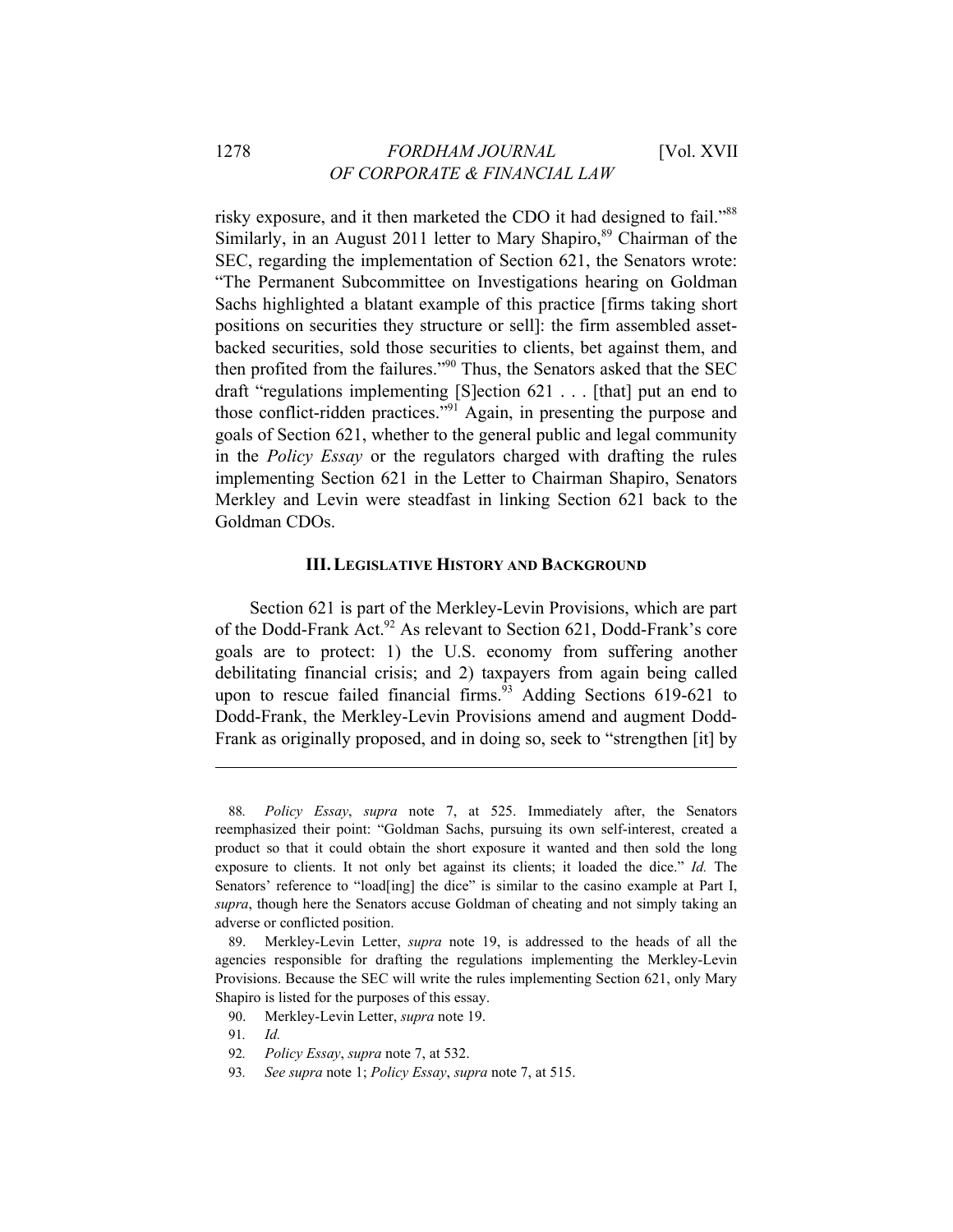risky exposure, and it then marketed the CDO it had designed to fail."[88] Similarly, in an August 2011 letter to Mary Shapiro,[89] Chairman of the SEC, regarding the implementation of Section 621, the Senators wrote: "The Permanent Subcommittee on Investigations hearing on Goldman Sachs highlighted a blatant example of this practice [firms taking short positions on securities they structure or sell]: the firm assembled asset-backed securities, sold those securities to clients, bet against them, and then profited from the failures."[90] Thus, the Senators asked that the SEC draft "regulations implementing [S]ection 621 . . . [that] put an end to those conflict-ridden practices."[91] Again, in presenting the purpose and goals of Section 621, whether to the general public and legal community in the *Policy Essay* or the regulators charged with drafting the rules implementing Section 621 in the Letter to Chairman Shapiro, Senators Merkley and Levin were steadfast in linking Section 621 back to the Goldman CDOs.

## III. LEGISLATIVE HISTORY AND BACKGROUND

Section 621 is part of the Merkley-Levin Provisions, which are part of the Dodd-Frank Act.[92] As relevant to Section 621, Dodd-Frank's core goals are to protect: 1) the U.S. economy from suffering another debilitating financial crisis; and 2) taxpayers from again being called upon to rescue failed financial firms.[93] Adding Sections 619-621 to Dodd-Frank, the Merkley-Levin Provisions amend and augment Dodd-Frank as originally proposed, and in doing so, seek to "strengthen [it] by

---

88. *Policy Essay*, *supra* note 7, at 525. Immediately after, the Senators reemphasized their point: "Goldman Sachs, pursuing its own self-interest, created a product so that it could obtain the short exposure it wanted and then sold the long exposure to clients. It not only bet against its clients; it loaded the dice." *Id.* The Senators' reference to "load[ing] the dice" is similar to the casino example at Part I, *supra*, though here the Senators accuse Goldman of cheating and not simply taking an adverse or conflicted position.

89. Merkley-Levin Letter, *supra* note 19, is addressed to the heads of all the agencies responsible for drafting the regulations implementing the Merkley-Levin Provisions. Because the SEC will write the rules implementing Section 621, only Mary Shapiro is listed for the purposes of this essay.

90. Merkley-Levin Letter, *supra* note 19.

91. *Id.*

92. *Policy Essay*, *supra* note 7, at 532.

93. *See supra* note 1; *Policy Essay*, *supra* note 7, at 515.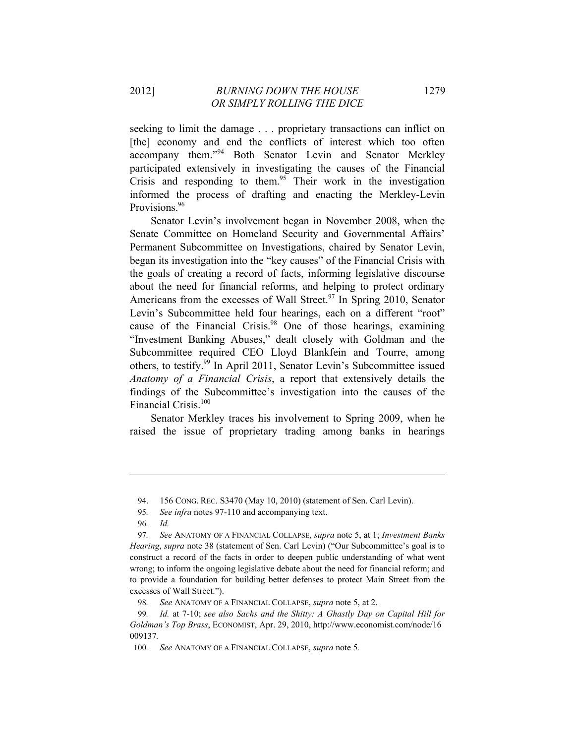seeking to limit the damage . . . proprietary transactions can inflict on [the] economy and end the conflicts of interest which too often accompany them."[94] Both Senator Levin and Senator Merkley participated extensively in investigating the causes of the Financial Crisis and responding to them.[95] Their work in the investigation informed the process of drafting and enacting the Merkley-Levin Provisions.[96]

Senator Levin's involvement began in November 2008, when the Senate Committee on Homeland Security and Governmental Affairs' Permanent Subcommittee on Investigations, chaired by Senator Levin, began its investigation into the "key causes" of the Financial Crisis with the goals of creating a record of facts, informing legislative discourse about the need for financial reforms, and helping to protect ordinary Americans from the excesses of Wall Street.[97] In Spring 2010, Senator Levin's Subcommittee held four hearings, each on a different "root" cause of the Financial Crisis.[98] One of those hearings, examining "Investment Banking Abuses," dealt closely with Goldman and the Subcommittee required CEO Lloyd Blankfein and Tourre, among others, to testify.[99] In April 2011, Senator Levin's Subcommittee issued *Anatomy of a Financial Crisis*, a report that extensively details the findings of the Subcommittee's investigation into the causes of the Financial Crisis.[100]

Senator Merkley traces his involvement to Spring 2009, when he raised the issue of proprietary trading among banks in hearings

---

94. 156 CONG. REC. S3470 (May 10, 2010) (statement of Sen. Carl Levin).

95. *See infra* notes 97-110 and accompanying text.

96. *Id.*

97. *See* ANATOMY OF A FINANCIAL COLLAPSE, *supra* note 5, at 1; *Investment Banks Hearing*, *supra* note 38 (statement of Sen. Carl Levin) ("Our Subcommittee's goal is to construct a record of the facts in order to deepen public understanding of what went wrong; to inform the ongoing legislative debate about the need for financial reform; and to provide a foundation for building better defenses to protect Main Street from the excesses of Wall Street.").

98. *See* ANATOMY OF A FINANCIAL COLLAPSE, *supra* note 5, at 2.

99. *Id.* at 7-10; *see also Sachs and the Shitty: A Ghastly Day on Capital Hill for Goldman's Top Brass*, ECONOMIST, Apr. 29, 2010, http://www.economist.com/node/16009137.

100. *See* ANATOMY OF A FINANCIAL COLLAPSE, *supra* note 5.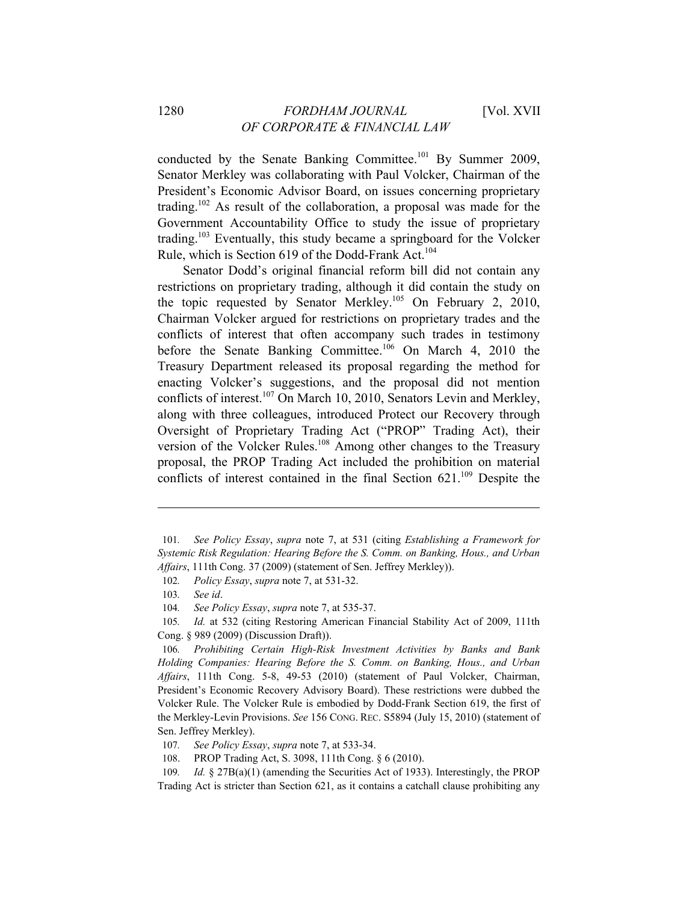conducted by the Senate Banking Committee.[101] By Summer 2009, Senator Merkley was collaborating with Paul Volcker, Chairman of the President's Economic Advisor Board, on issues concerning proprietary trading.[102] As result of the collaboration, a proposal was made for the Government Accountability Office to study the issue of proprietary trading.[103] Eventually, this study became a springboard for the Volcker Rule, which is Section 619 of the Dodd-Frank Act.[104]

Senator Dodd's original financial reform bill did not contain any restrictions on proprietary trading, although it did contain the study on the topic requested by Senator Merkley.[105] On February 2, 2010, Chairman Volcker argued for restrictions on proprietary trades and the conflicts of interest that often accompany such trades in testimony before the Senate Banking Committee.[106] On March 4, 2010 the Treasury Department released its proposal regarding the method for enacting Volcker's suggestions, and the proposal did not mention conflicts of interest.[107] On March 10, 2010, Senators Levin and Merkley, along with three colleagues, introduced Protect our Recovery through Oversight of Proprietary Trading Act ("PROP" Trading Act), their version of the Volcker Rules.[108] Among other changes to the Treasury proposal, the PROP Trading Act included the prohibition on material conflicts of interest contained in the final Section 621.[109] Despite the

---

101. *See Policy Essay*, *supra* note 7, at 531 (citing *Establishing a Framework for Systemic Risk Regulation: Hearing Before the S. Comm. on Banking, Hous., and Urban Affairs*, 111th Cong. 37 (2009) (statement of Sen. Jeffrey Merkley)).

102. *Policy Essay*, *supra* note 7, at 531-32.

103. *See id*.

104. *See Policy Essay*, *supra* note 7, at 535-37.

105. *Id.* at 532 (citing Restoring American Financial Stability Act of 2009, 111th Cong. § 989 (2009) (Discussion Draft)).

106. *Prohibiting Certain High-Risk Investment Activities by Banks and Bank Holding Companies: Hearing Before the S. Comm. on Banking, Hous., and Urban Affairs*, 111th Cong. 5-8, 49-53 (2010) (statement of Paul Volcker, Chairman, President's Economic Recovery Advisory Board). These restrictions were dubbed the Volcker Rule. The Volcker Rule is embodied by Dodd-Frank Section 619, the first of the Merkley-Levin Provisions. *See* 156 CONG. REC. S5894 (July 15, 2010) (statement of Sen. Jeffrey Merkley).

107. *See Policy Essay*, *supra* note 7, at 533-34.

108. PROP Trading Act, S. 3098, 111th Cong. § 6 (2010).

109. *Id.* § 27B(a)(1) (amending the Securities Act of 1933). Interestingly, the PROP Trading Act is stricter than Section 621, as it contains a catchall clause prohibiting any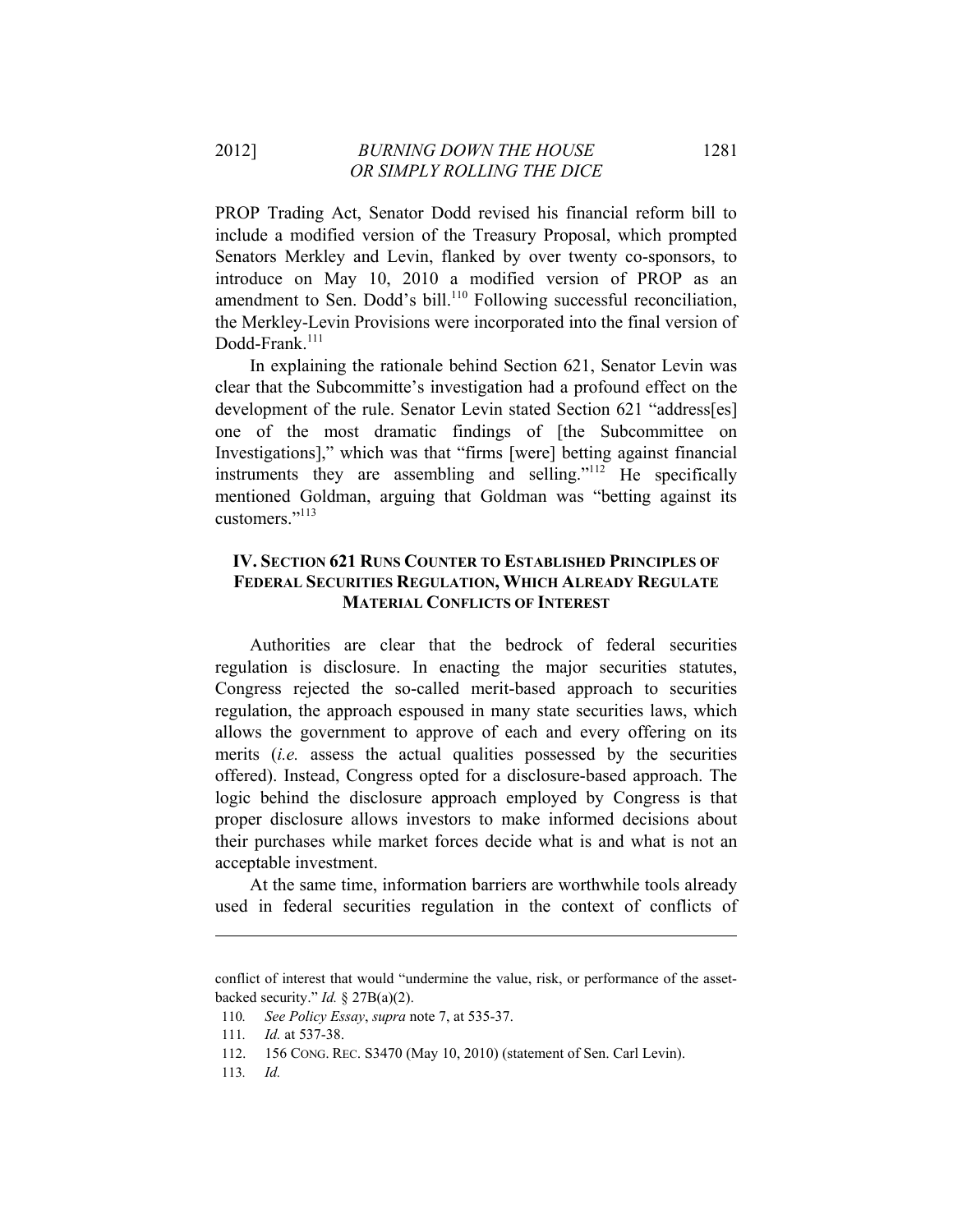PROP Trading Act, Senator Dodd revised his financial reform bill to include a modified version of the Treasury Proposal, which prompted Senators Merkley and Levin, flanked by over twenty co-sponsors, to introduce on May 10, 2010 a modified version of PROP as an amendment to Sen. Dodd's bill.[110] Following successful reconciliation, the Merkley-Levin Provisions were incorporated into the final version of Dodd-Frank.[111]

In explaining the rationale behind Section 621, Senator Levin was clear that the Subcommitte's investigation had a profound effect on the development of the rule. Senator Levin stated Section 621 "address[es] one of the most dramatic findings of [the Subcommittee on Investigations]," which was that "firms [were] betting against financial instruments they are assembling and selling."[112] He specifically mentioned Goldman, arguing that Goldman was "betting against its customers."[113]

## IV. SECTION 621 RUNS COUNTER TO ESTABLISHED PRINCIPLES OF FEDERAL SECURITIES REGULATION, WHICH ALREADY REGULATE MATERIAL CONFLICTS OF INTEREST

Authorities are clear that the bedrock of federal securities regulation is disclosure. In enacting the major securities statutes, Congress rejected the so-called merit-based approach to securities regulation, the approach espoused in many state securities laws, which allows the government to approve of each and every offering on its merits (*i.e.* assess the actual qualities possessed by the securities offered). Instead, Congress opted for a disclosure-based approach. The logic behind the disclosure approach employed by Congress is that proper disclosure allows investors to make informed decisions about their purchases while market forces decide what is and what is not an acceptable investment.

At the same time, information barriers are worthwhile tools already used in federal securities regulation in the context of conflicts of

---

conflict of interest that would "undermine the value, risk, or performance of the asset-backed security." *Id.* § 27B(a)(2).

110. *See Policy Essay*, *supra* note 7, at 535-37.

111. *Id.* at 537-38.

112. 156 CONG. REC. S3470 (May 10, 2010) (statement of Sen. Carl Levin).

113. *Id.*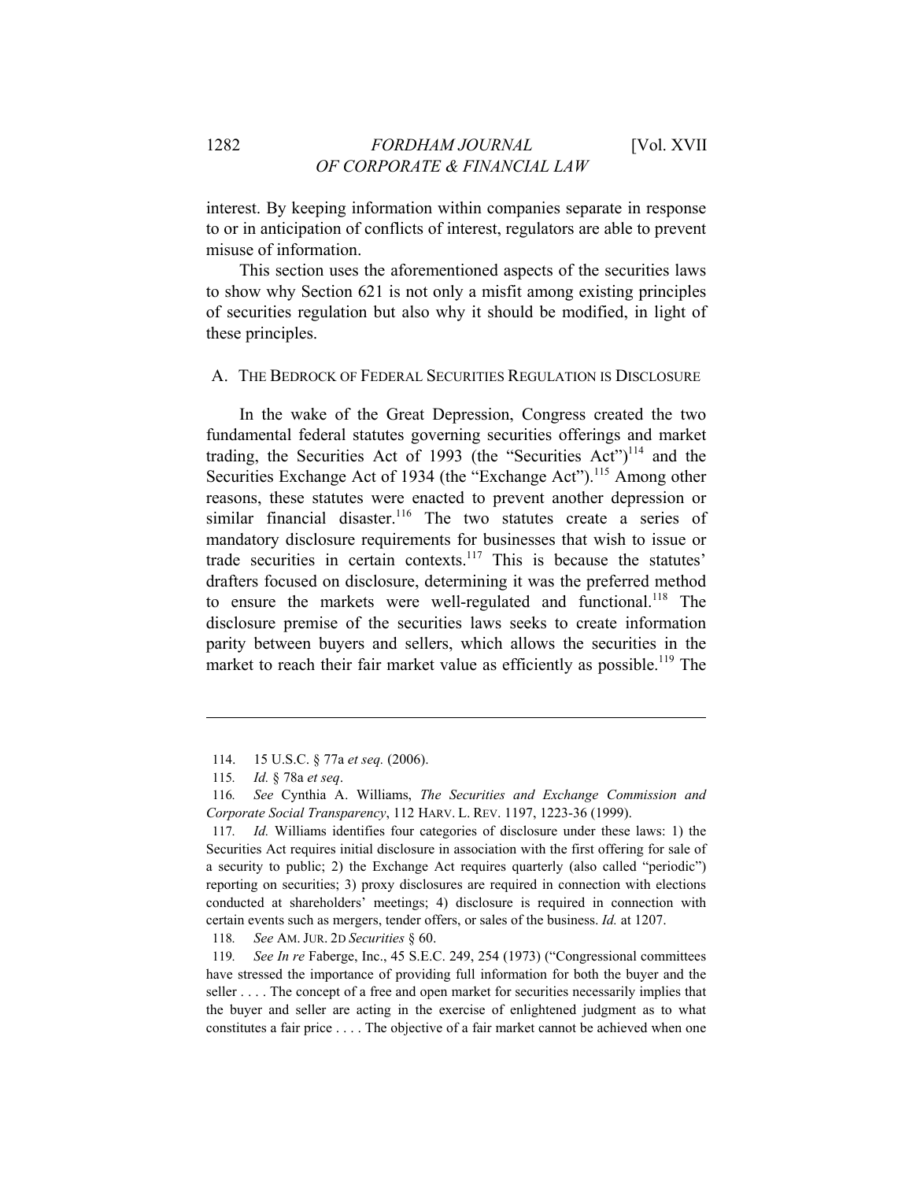interest. By keeping information within companies separate in response to or in anticipation of conflicts of interest, regulators are able to prevent misuse of information.

This section uses the aforementioned aspects of the securities laws to show why Section 621 is not only a misfit among existing principles of securities regulation but also why it should be modified, in light of these principles.

## A. THE BEDROCK OF FEDERAL SECURITIES REGULATION IS DISCLOSURE

In the wake of the Great Depression, Congress created the two fundamental federal statutes governing securities offerings and market trading, the Securities Act of 1993 (the "Securities Act")[114] and the Securities Exchange Act of 1934 (the "Exchange Act").[115] Among other reasons, these statutes were enacted to prevent another depression or similar financial disaster.[116] The two statutes create a series of mandatory disclosure requirements for businesses that wish to issue or trade securities in certain contexts.[117] This is because the statutes' drafters focused on disclosure, determining it was the preferred method to ensure the markets were well-regulated and functional.[118] The disclosure premise of the securities laws seeks to create information parity between buyers and sellers, which allows the securities in the market to reach their fair market value as efficiently as possible.[119] The

---

114. 15 U.S.C. § 77a *et seq.* (2006).

115. *Id.* § 78a *et seq*.

116. *See* Cynthia A. Williams, *The Securities and Exchange Commission and Corporate Social Transparency*, 112 HARV. L. REV. 1197, 1223-36 (1999).

117. *Id.* Williams identifies four categories of disclosure under these laws: 1) the Securities Act requires initial disclosure in association with the first offering for sale of a security to public; 2) the Exchange Act requires quarterly (also called "periodic") reporting on securities; 3) proxy disclosures are required in connection with elections conducted at shareholders' meetings; 4) disclosure is required in connection with certain events such as mergers, tender offers, or sales of the business. *Id.* at 1207.

118. *See* AM. JUR. 2D *Securities* § 60.

119. *See In re* Faberge, Inc., 45 S.E.C. 249, 254 (1973) ("Congressional committees have stressed the importance of providing full information for both the buyer and the seller . . . . The concept of a free and open market for securities necessarily implies that the buyer and seller are acting in the exercise of enlightened judgment as to what constitutes a fair price . . . . The objective of a fair market cannot be achieved when one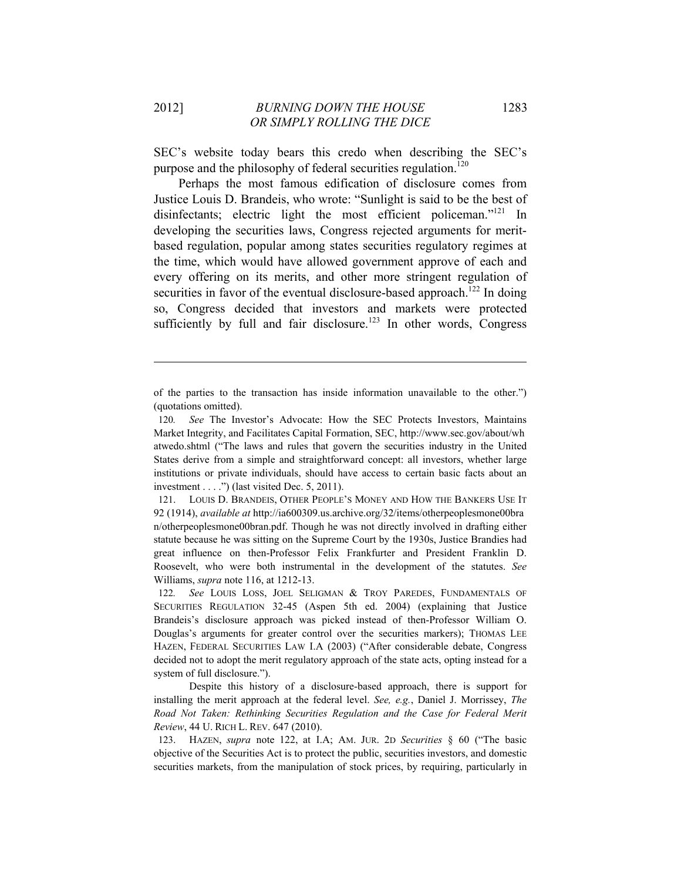SEC's website today bears this credo when describing the SEC's purpose and the philosophy of federal securities regulation.[120]

Perhaps the most famous edification of disclosure comes from Justice Louis D. Brandeis, who wrote: "Sunlight is said to be the best of disinfectants; electric light the most efficient policeman."[121] In developing the securities laws, Congress rejected arguments for merit-based regulation, popular among states securities regulatory regimes at the time, which would have allowed government approve of each and every offering on its merits, and other more stringent regulation of securities in favor of the eventual disclosure-based approach.[122] In doing so, Congress decided that investors and markets were protected sufficiently by full and fair disclosure.[123] In other words, Congress

---

of the parties to the transaction has inside information unavailable to the other.") (quotations omitted).

120. *See* The Investor's Advocate: How the SEC Protects Investors, Maintains Market Integrity, and Facilitates Capital Formation, SEC, http://www.sec.gov/about/whatwedo.shtml ("The laws and rules that govern the securities industry in the United States derive from a simple and straightforward concept: all investors, whether large institutions or private individuals, should have access to certain basic facts about an investment . . . .") (last visited Dec. 5, 2011).

121. LOUIS D. BRANDEIS, OTHER PEOPLE'S MONEY AND HOW THE BANKERS USE IT 92 (1914), *available at* http://ia600309.us.archive.org/32/items/otherpeoplesmone00bran/otherpeoplesmone00bran.pdf. Though he was not directly involved in drafting either statute because he was sitting on the Supreme Court by the 1930s, Justice Brandies had great influence on then-Professor Felix Frankfurter and President Franklin D. Roosevelt, who were both instrumental in the development of the statutes. *See* Williams, *supra* note 116, at 1212-13.

122. *See* LOUIS LOSS, JOEL SELIGMAN & TROY PAREDES, FUNDAMENTALS OF SECURITIES REGULATION 32-45 (Aspen 5th ed. 2004) (explaining that Justice Brandeis's disclosure approach was picked instead of then-Professor William O. Douglas's arguments for greater control over the securities markers); THOMAS LEE HAZEN, FEDERAL SECURITIES LAW I.A (2003) ("After considerable debate, Congress decided not to adopt the merit regulatory approach of the state acts, opting instead for a system of full disclosure.").

Despite this history of a disclosure-based approach, there is support for installing the merit approach at the federal level. *See, e.g.*, Daniel J. Morrissey, *The Road Not Taken: Rethinking Securities Regulation and the Case for Federal Merit Review*, 44 U. RICH L. REV. 647 (2010).

123. HAZEN, *supra* note 122, at I.A; AM. JUR. 2D *Securities* § 60 ("The basic objective of the Securities Act is to protect the public, securities investors, and domestic securities markets, from the manipulation of stock prices, by requiring, particularly in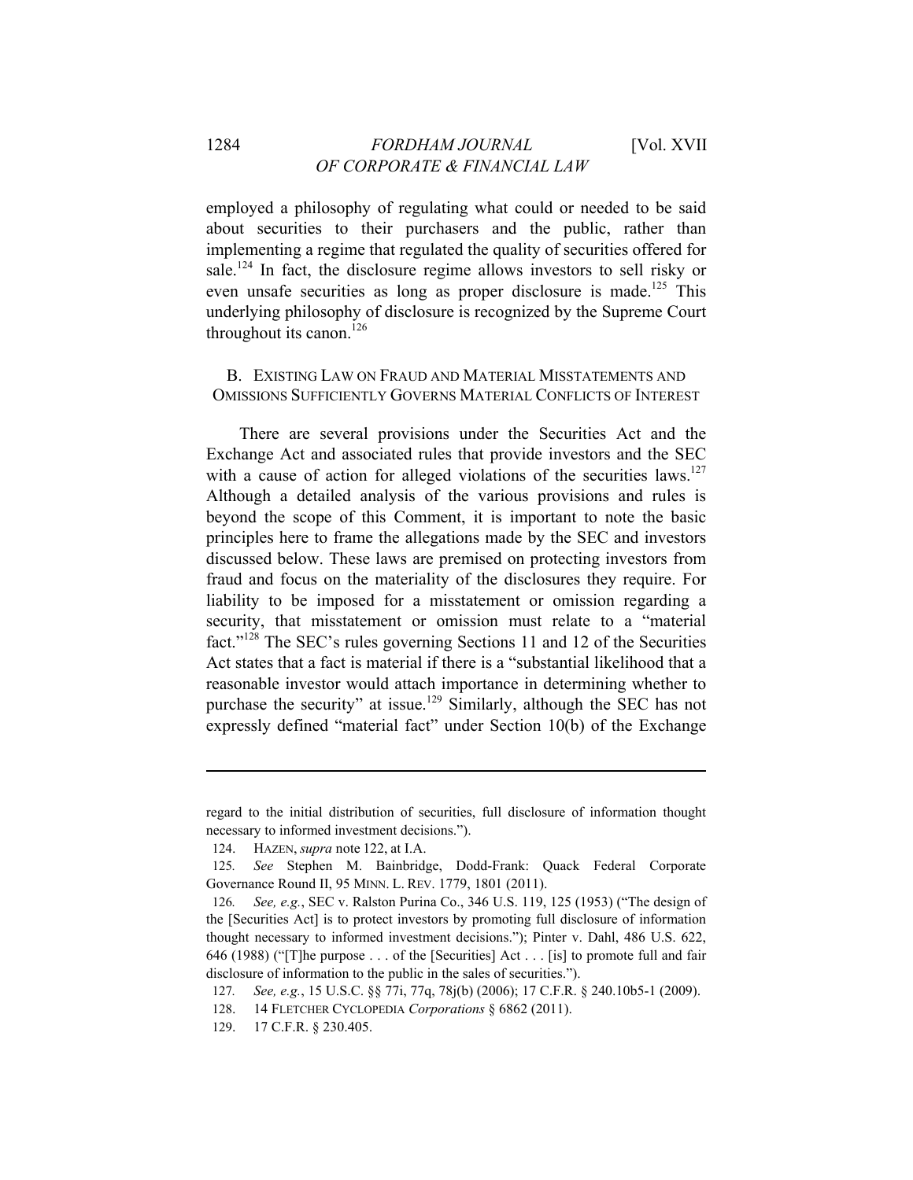employed a philosophy of regulating what could or needed to be said about securities to their purchasers and the public, rather than implementing a regime that regulated the quality of securities offered for sale.[124] In fact, the disclosure regime allows investors to sell risky or even unsafe securities as long as proper disclosure is made.[125] This underlying philosophy of disclosure is recognized by the Supreme Court throughout its canon.[126]

### B. Existing Law on Fraud and Material Misstatements and Omissions Sufficiently Governs Material Conflicts of Interest

There are several provisions under the Securities Act and the Exchange Act and associated rules that provide investors and the SEC with a cause of action for alleged violations of the securities laws.[127] Although a detailed analysis of the various provisions and rules is beyond the scope of this Comment, it is important to note the basic principles here to frame the allegations made by the SEC and investors discussed below. These laws are premised on protecting investors from fraud and focus on the materiality of the disclosures they require. For liability to be imposed for a misstatement or omission regarding a security, that misstatement or omission must relate to a "material fact."[128] The SEC's rules governing Sections 11 and 12 of the Securities Act states that a fact is material if there is a "substantial likelihood that a reasonable investor would attach importance in determining whether to purchase the security" at issue.[129] Similarly, although the SEC has not expressly defined "material fact" under Section 10(b) of the Exchange

---

regard to the initial distribution of securities, full disclosure of information thought necessary to informed investment decisions.").

124. HAZEN, *supra* note 122, at I.A.

125. *See* Stephen M. Bainbridge, Dodd-Frank: Quack Federal Corporate Governance Round II, 95 MINN. L. REV. 1779, 1801 (2011).

126. *See, e.g.*, SEC v. Ralston Purina Co., 346 U.S. 119, 125 (1953) ("The design of the [Securities Act] is to protect investors by promoting full disclosure of information thought necessary to informed investment decisions."); Pinter v. Dahl, 486 U.S. 622, 646 (1988) ("[T]he purpose . . . of the [Securities] Act . . . [is] to promote full and fair disclosure of information to the public in the sales of securities.").

127. *See, e.g.*, 15 U.S.C. §§ 77i, 77q, 78j(b) (2006); 17 C.F.R. § 240.10b5-1 (2009).

128. 14 FLETCHER CYCLOPEDIA *Corporations* § 6862 (2011).

129. 17 C.F.R. § 230.405.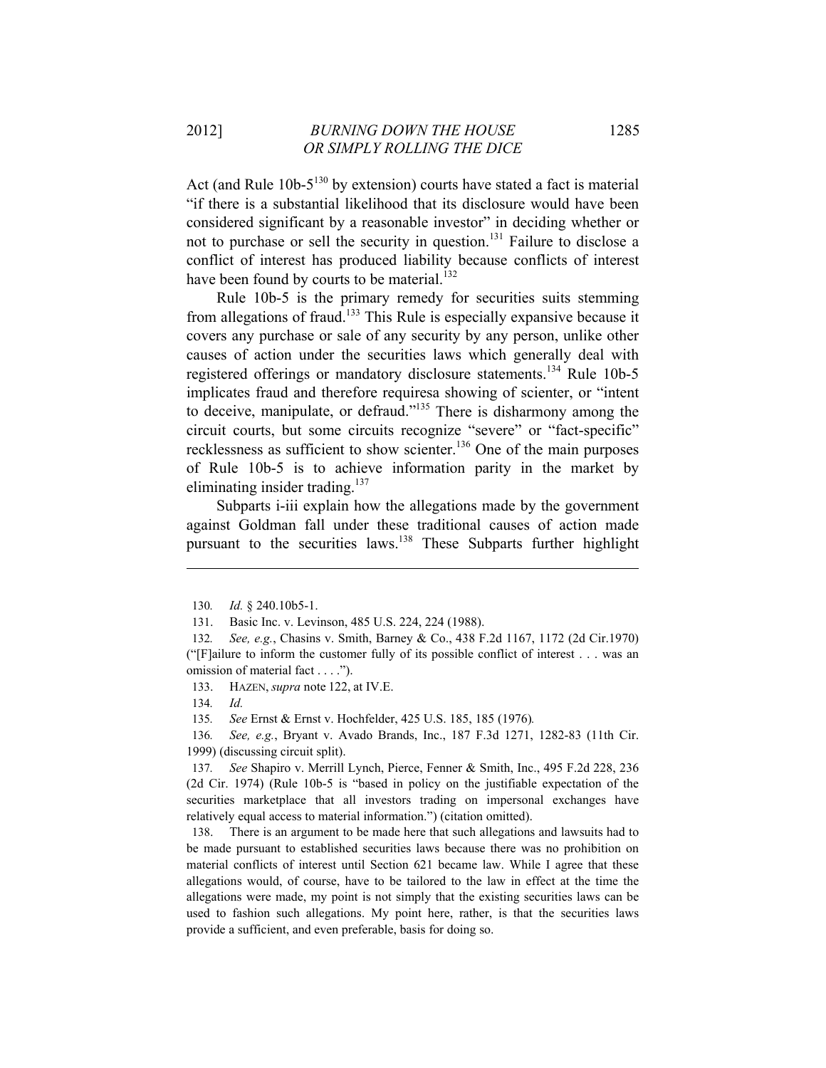Act (and Rule 10b-5[130] by extension) courts have stated a fact is material "if there is a substantial likelihood that its disclosure would have been considered significant by a reasonable investor" in deciding whether or not to purchase or sell the security in question.[131] Failure to disclose a conflict of interest has produced liability because conflicts of interest have been found by courts to be material.[132]

Rule 10b-5 is the primary remedy for securities suits stemming from allegations of fraud.[133] This Rule is especially expansive because it covers any purchase or sale of any security by any person, unlike other causes of action under the securities laws which generally deal with registered offerings or mandatory disclosure statements.[134] Rule 10b-5 implicates fraud and therefore requiresa showing of scienter, or "intent to deceive, manipulate, or defraud."[135] There is disharmony among the circuit courts, but some circuits recognize "severe" or "fact-specific" recklessness as sufficient to show scienter.[136] One of the main purposes of Rule 10b-5 is to achieve information parity in the market by eliminating insider trading.[137]

Subparts i-iii explain how the allegations made by the government against Goldman fall under these traditional causes of action made pursuant to the securities laws.[138] These Subparts further highlight

---

130. *Id.* § 240.10b5-1.

131. Basic Inc. v. Levinson, 485 U.S. 224, 224 (1988).

132. *See, e.g.*, Chasins v. Smith, Barney & Co., 438 F.2d 1167, 1172 (2d Cir.1970) ("[F]ailure to inform the customer fully of its possible conflict of interest . . . was an omission of material fact . . . .").

133. HAZEN, *supra* note 122, at IV.E.

134. *Id.*

135. *See* Ernst & Ernst v. Hochfelder, 425 U.S. 185, 185 (1976).

136. *See, e.g.*, Bryant v. Avado Brands, Inc., 187 F.3d 1271, 1282-83 (11th Cir. 1999) (discussing circuit split).

137. *See* Shapiro v. Merrill Lynch, Pierce, Fenner & Smith, Inc., 495 F.2d 228, 236 (2d Cir. 1974) (Rule 10b-5 is "based in policy on the justifiable expectation of the securities marketplace that all investors trading on impersonal exchanges have relatively equal access to material information.") (citation omitted).

138. There is an argument to be made here that such allegations and lawsuits had to be made pursuant to established securities laws because there was no prohibition on material conflicts of interest until Section 621 became law. While I agree that these allegations would, of course, have to be tailored to the law in effect at the time the allegations were made, my point is not simply that the existing securities laws can be used to fashion such allegations. My point here, rather, is that the securities laws provide a sufficient, and even preferable, basis for doing so.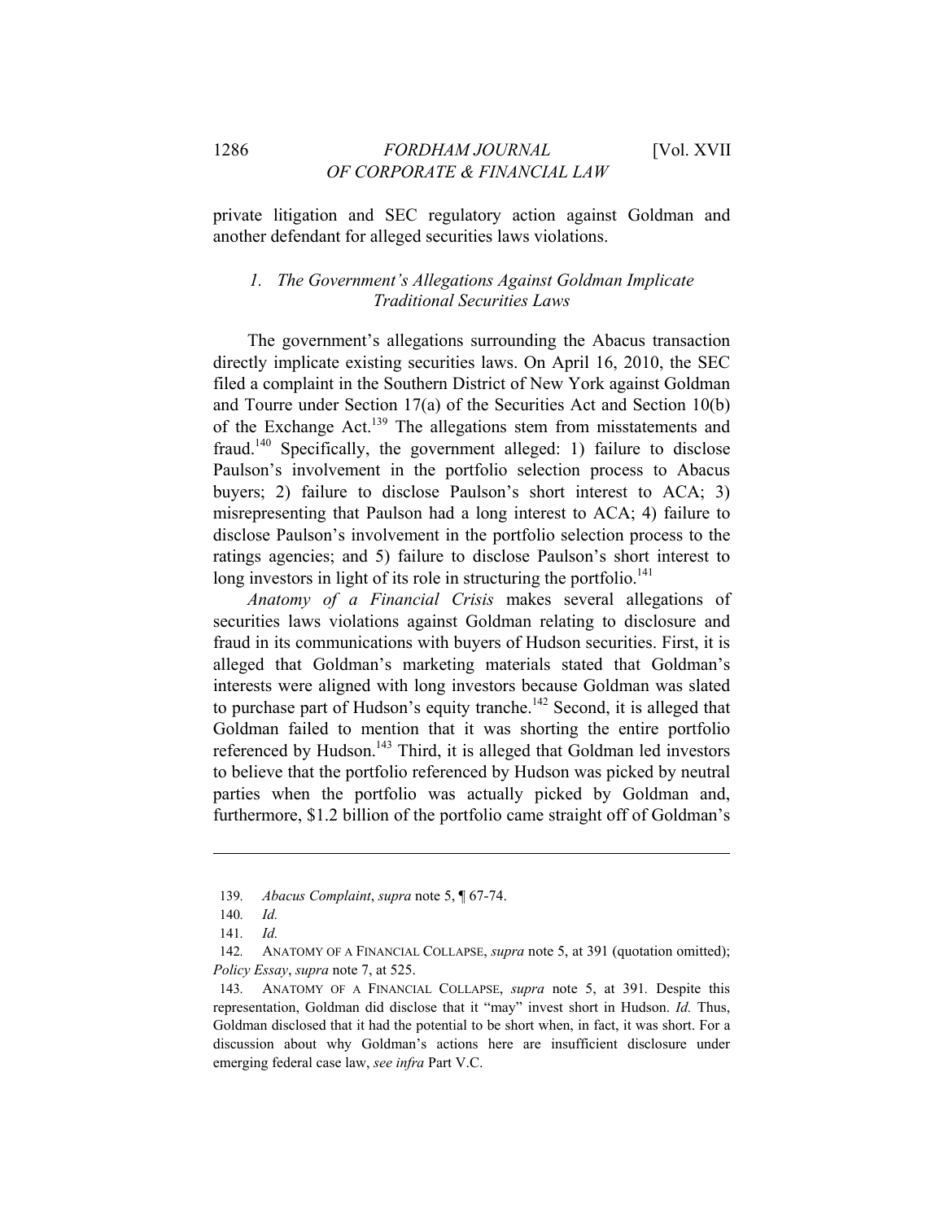private litigation and SEC regulatory action against Goldman and another defendant for alleged securities laws violations.

### *1. The Government's Allegations Against Goldman Implicate Traditional Securities Laws*

The government's allegations surrounding the Abacus transaction directly implicate existing securities laws. On April 16, 2010, the SEC filed a complaint in the Southern District of New York against Goldman and Tourre under Section 17(a) of the Securities Act and Section 10(b) of the Exchange Act.[139] The allegations stem from misstatements and fraud.[140] Specifically, the government alleged: 1) failure to disclose Paulson's involvement in the portfolio selection process to Abacus buyers; 2) failure to disclose Paulson's short interest to ACA; 3) misrepresenting that Paulson had a long interest to ACA; 4) failure to disclose Paulson's involvement in the portfolio selection process to the ratings agencies; and 5) failure to disclose Paulson's short interest to long investors in light of its role in structuring the portfolio.[141]

*Anatomy of a Financial Crisis* makes several allegations of securities laws violations against Goldman relating to disclosure and fraud in its communications with buyers of Hudson securities. First, it is alleged that Goldman's marketing materials stated that Goldman's interests were aligned with long investors because Goldman was slated to purchase part of Hudson's equity tranche.[142] Second, it is alleged that Goldman failed to mention that it was shorting the entire portfolio referenced by Hudson.[143] Third, it is alleged that Goldman led investors to believe that the portfolio referenced by Hudson was picked by neutral parties when the portfolio was actually picked by Goldman and, furthermore, \$1.2 billion of the portfolio came straight off of Goldman's

---

139. *Abacus Complaint*, *supra* note 5, ¶ 67-74.

140. *Id.*

141. *Id.*

142. ANATOMY OF A FINANCIAL COLLAPSE, *supra* note 5, at 391 (quotation omitted); *Policy Essay*, *supra* note 7, at 525.

143. ANATOMY OF A FINANCIAL COLLAPSE, *supra* note 5, at 391. Despite this representation, Goldman did disclose that it "may" invest short in Hudson. *Id.* Thus, Goldman disclosed that it had the potential to be short when, in fact, it was short. For a discussion about why Goldman's actions here are insufficient disclosure under emerging federal case law, *see infra* Part V.C.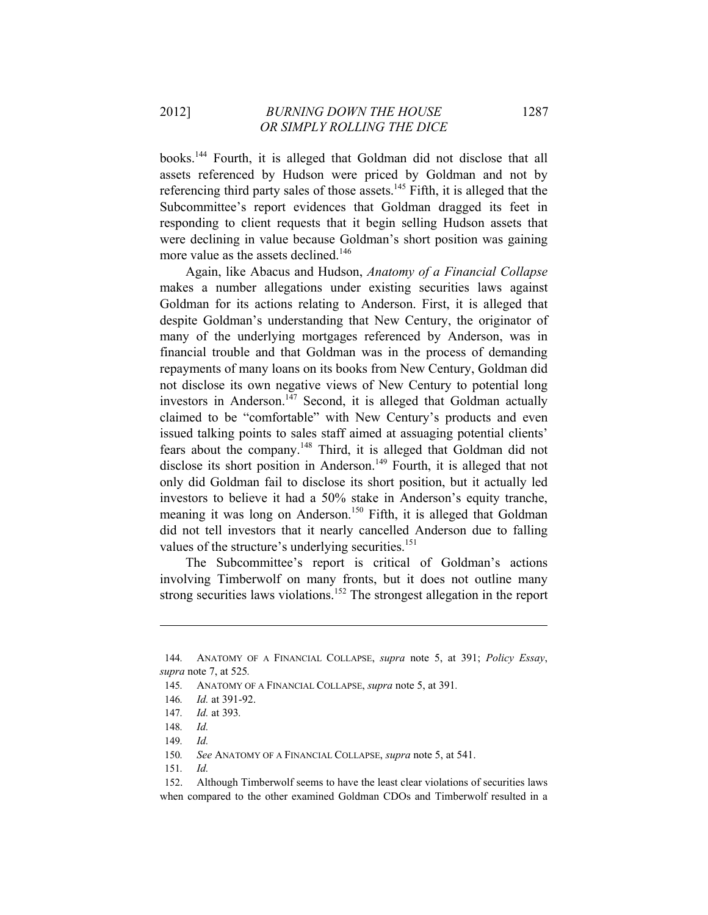books.[144] Fourth, it is alleged that Goldman did not disclose that all assets referenced by Hudson were priced by Goldman and not by referencing third party sales of those assets.[145] Fifth, it is alleged that the Subcommittee's report evidences that Goldman dragged its feet in responding to client requests that it begin selling Hudson assets that were declining in value because Goldman's short position was gaining more value as the assets declined.[146]

Again, like Abacus and Hudson, *Anatomy of a Financial Collapse* makes a number allegations under existing securities laws against Goldman for its actions relating to Anderson. First, it is alleged that despite Goldman's understanding that New Century, the originator of many of the underlying mortgages referenced by Anderson, was in financial trouble and that Goldman was in the process of demanding repayments of many loans on its books from New Century, Goldman did not disclose its own negative views of New Century to potential long investors in Anderson.[147] Second, it is alleged that Goldman actually claimed to be "comfortable" with New Century's products and even issued talking points to sales staff aimed at assuaging potential clients' fears about the company.[148] Third, it is alleged that Goldman did not disclose its short position in Anderson.[149] Fourth, it is alleged that not only did Goldman fail to disclose its short position, but it actually led investors to believe it had a 50% stake in Anderson's equity tranche, meaning it was long on Anderson.[150] Fifth, it is alleged that Goldman did not tell investors that it nearly cancelled Anderson due to falling values of the structure's underlying securities.[151]

The Subcommittee's report is critical of Goldman's actions involving Timberwolf on many fronts, but it does not outline many strong securities laws violations.[152] The strongest allegation in the report

---

144. ANATOMY OF A FINANCIAL COLLAPSE, *supra* note 5, at 391; *Policy Essay*, *supra* note 7, at 525.

145. ANATOMY OF A FINANCIAL COLLAPSE, *supra* note 5, at 391.

146. *Id.* at 391-92.

147. *Id.* at 393.

148. *Id.*

149. *Id.*

150. *See* ANATOMY OF A FINANCIAL COLLAPSE, *supra* note 5, at 541.

151. *Id.*

152. Although Timberwolf seems to have the least clear violations of securities laws when compared to the other examined Goldman CDOs and Timberwolf resulted in a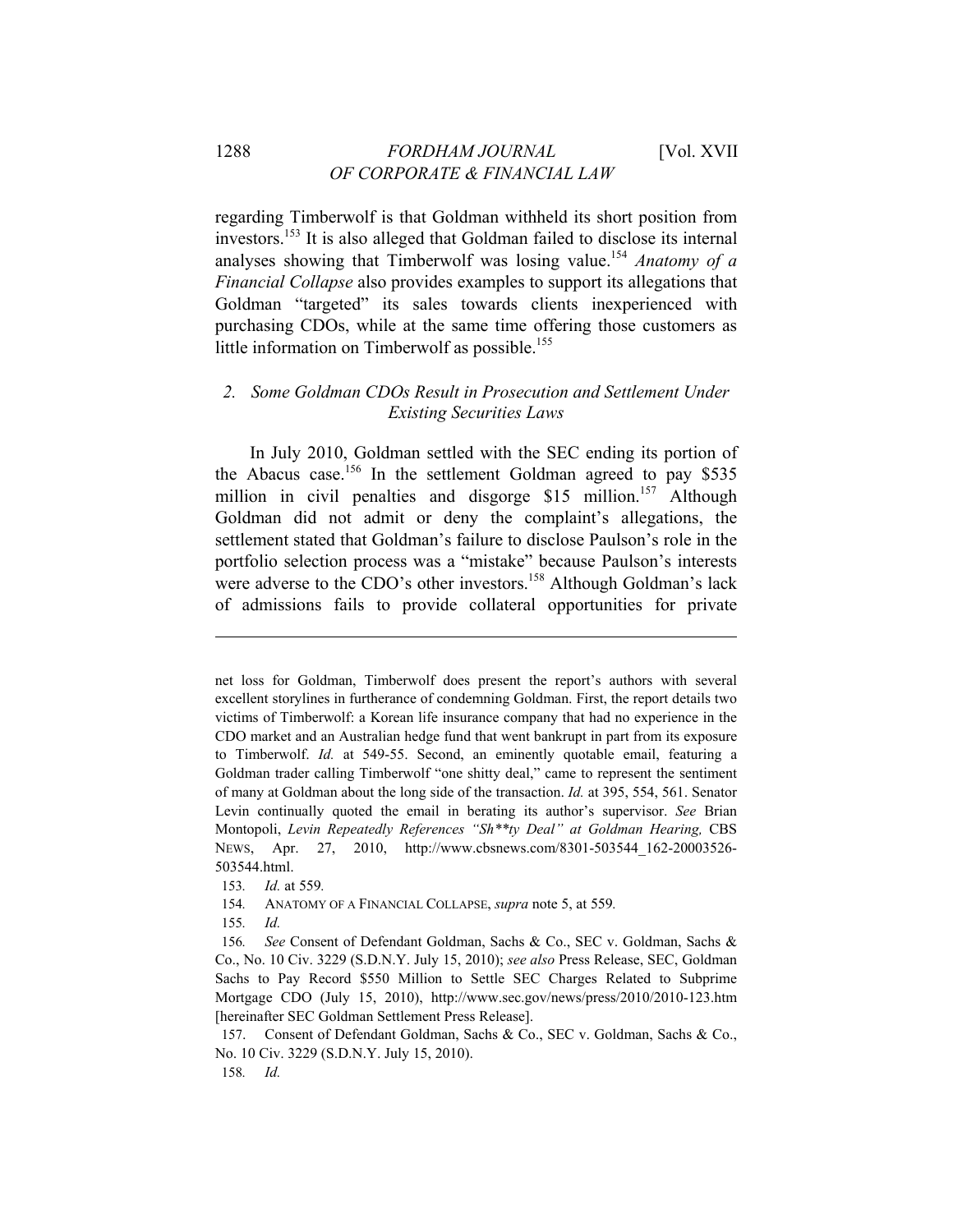regarding Timberwolf is that Goldman withheld its short position from investors.[153] It is also alleged that Goldman failed to disclose its internal analyses showing that Timberwolf was losing value.[154] *Anatomy of a Financial Collapse* also provides examples to support its allegations that Goldman "targeted" its sales towards clients inexperienced with purchasing CDOs, while at the same time offering those customers as little information on Timberwolf as possible.[155]

### *2. Some Goldman CDOs Result in Prosecution and Settlement Under Existing Securities Laws*

In July 2010, Goldman settled with the SEC ending its portion of the Abacus case.[156] In the settlement Goldman agreed to pay $535 million in civil penalties and disgorge $15 million.[157] Although Goldman did not admit or deny the complaint's allegations, the settlement stated that Goldman's failure to disclose Paulson's role in the portfolio selection process was a "mistake" because Paulson's interests were adverse to the CDO's other investors.[158] Although Goldman's lack of admissions fails to provide collateral opportunities for private

---

net loss for Goldman, Timberwolf does present the report's authors with several excellent storylines in furtherance of condemning Goldman. First, the report details two victims of Timberwolf: a Korean life insurance company that had no experience in the CDO market and an Australian hedge fund that went bankrupt in part from its exposure to Timberwolf. *Id.* at 549-55. Second, an eminently quotable email, featuring a Goldman trader calling Timberwolf "one shitty deal," came to represent the sentiment of many at Goldman about the long side of the transaction. *Id.* at 395, 554, 561. Senator Levin continually quoted the email in berating its author's supervisor. *See* Brian Montopoli, *Levin Repeatedly References "Sh**ty Deal" at Goldman Hearing,* CBS NEWS, Apr. 27, 2010, http://www.cbsnews.com/8301-503544_162-20003526-503544.html.

153. *Id.* at 559.

154. ANATOMY OF A FINANCIAL COLLAPSE, *supra* note 5, at 559.

155. *Id.*

156. *See* Consent of Defendant Goldman, Sachs & Co., SEC v. Goldman, Sachs & Co., No. 10 Civ. 3229 (S.D.N.Y. July 15, 2010); *see also* Press Release, SEC, Goldman Sachs to Pay Record $550 Million to Settle SEC Charges Related to Subprime Mortgage CDO (July 15, 2010), http://www.sec.gov/news/press/2010/2010-123.htm [hereinafter SEC Goldman Settlement Press Release].

157. Consent of Defendant Goldman, Sachs & Co., SEC v. Goldman, Sachs & Co., No. 10 Civ. 3229 (S.D.N.Y. July 15, 2010).

158. *Id.*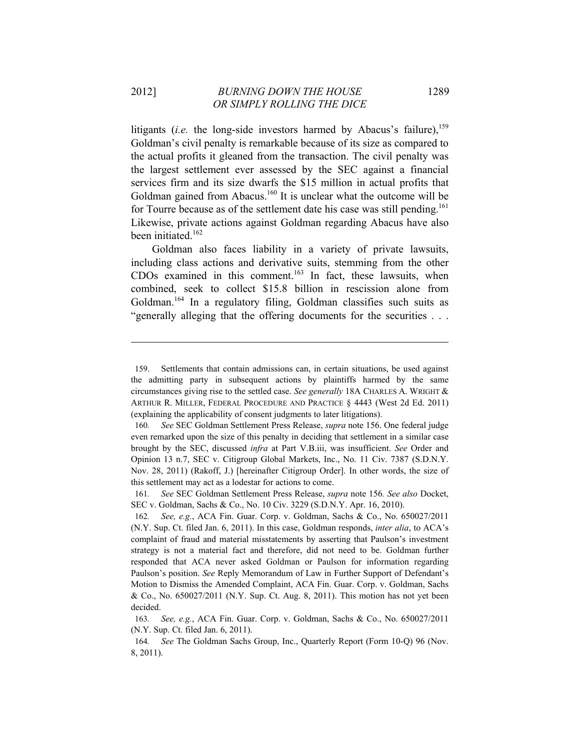litigants (*i.e.* the long-side investors harmed by Abacus's failure),[159] Goldman's civil penalty is remarkable because of its size as compared to the actual profits it gleaned from the transaction. The civil penalty was the largest settlement ever assessed by the SEC against a financial services firm and its size dwarfs the $15 million in actual profits that Goldman gained from Abacus.[160] It is unclear what the outcome will be for Tourre because as of the settlement date his case was still pending.[161] Likewise, private actions against Goldman regarding Abacus have also been initiated.[162]

Goldman also faces liability in a variety of private lawsuits, including class actions and derivative suits, stemming from the other CDOs examined in this comment.[163] In fact, these lawsuits, when combined, seek to collect $15.8 billion in rescission alone from Goldman.[164] In a regulatory filing, Goldman classifies such suits as "generally alleging that the offering documents for the securities . . .

---

159. Settlements that contain admissions can, in certain situations, be used against the admitting party in subsequent actions by plaintiffs harmed by the same circumstances giving rise to the settled case. *See generally* 18A CHARLES A. WRIGHT & ARTHUR R. MILLER, FEDERAL PROCEDURE AND PRACTICE § 4443 (West 2d Ed. 2011) (explaining the applicability of consent judgments to later litigations).

160. *See* SEC Goldman Settlement Press Release, *supra* note 156. One federal judge even remarked upon the size of this penalty in deciding that settlement in a similar case brought by the SEC, discussed *infra* at Part V.B.iii, was insufficient. *See* Order and Opinion 13 n.7, SEC v. Citigroup Global Markets, Inc., No. 11 Civ. 7387 (S.D.N.Y. Nov. 28, 2011) (Rakoff, J.) [hereinafter Citigroup Order]. In other words, the size of this settlement may act as a lodestar for actions to come.

161. *See* SEC Goldman Settlement Press Release, *supra* note 156. *See also* Docket, SEC v. Goldman, Sachs & Co., No. 10 Civ. 3229 (S.D.N.Y. Apr. 16, 2010).

162. *See, e.g.*, ACA Fin. Guar. Corp. v. Goldman, Sachs & Co., No. 650027/2011 (N.Y. Sup. Ct. filed Jan. 6, 2011). In this case, Goldman responds, *inter alia*, to ACA's complaint of fraud and material misstatements by asserting that Paulson's investment strategy is not a material fact and therefore, did not need to be. Goldman further responded that ACA never asked Goldman or Paulson for information regarding Paulson's position. *See* Reply Memorandum of Law in Further Support of Defendant's Motion to Dismiss the Amended Complaint, ACA Fin. Guar. Corp. v. Goldman, Sachs & Co., No. 650027/2011 (N.Y. Sup. Ct. Aug. 8, 2011). This motion has not yet been decided.

163. *See, e.g.*, ACA Fin. Guar. Corp. v. Goldman, Sachs & Co., No. 650027/2011 (N.Y. Sup. Ct. filed Jan. 6, 2011).

164. *See* The Goldman Sachs Group, Inc., Quarterly Report (Form 10-Q) 96 (Nov. 8, 2011).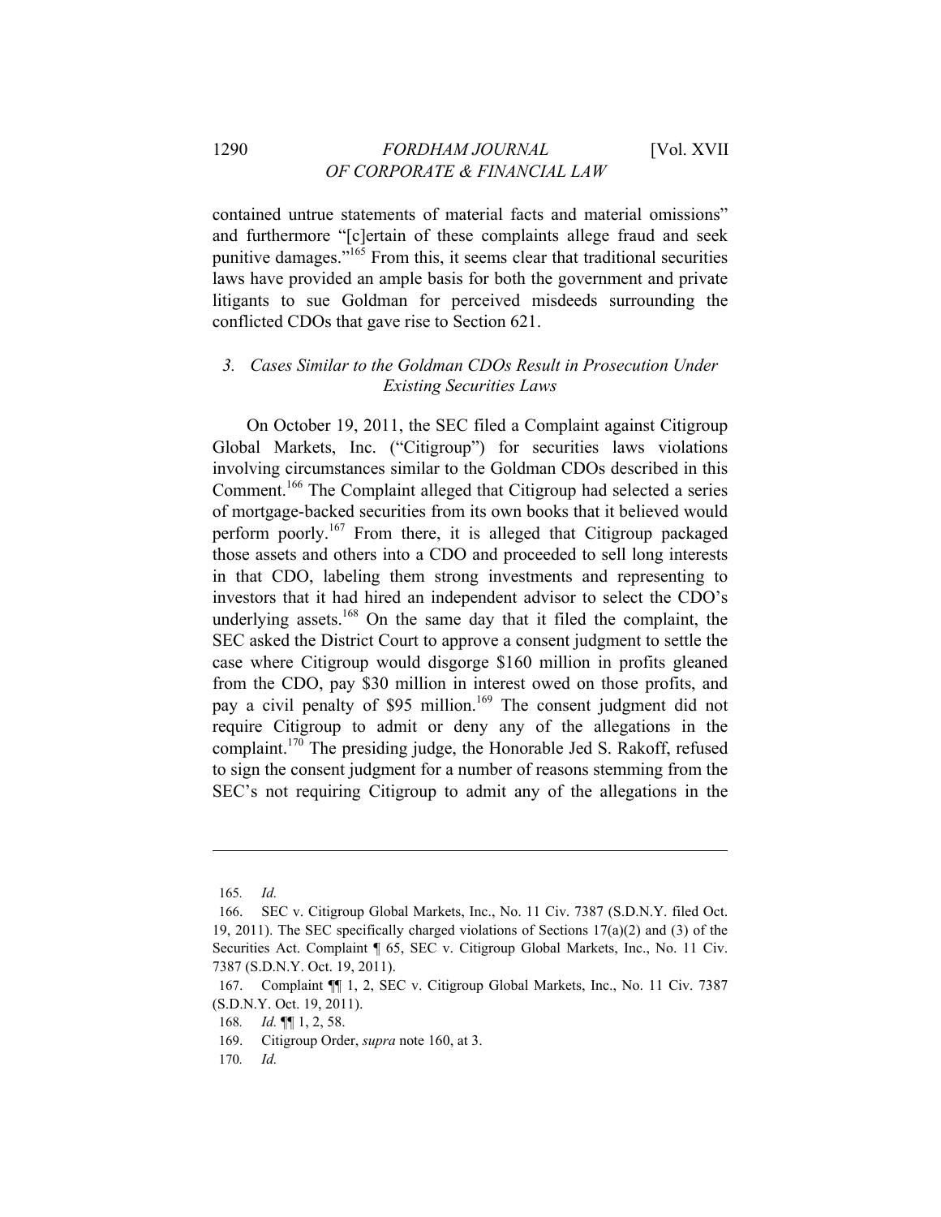contained untrue statements of material facts and material omissions" and furthermore "[c]ertain of these complaints allege fraud and seek punitive damages."[165] From this, it seems clear that traditional securities laws have provided an ample basis for both the government and private litigants to sue Goldman for perceived misdeeds surrounding the conflicted CDOs that gave rise to Section 621.

### *3. Cases Similar to the Goldman CDOs Result in Prosecution Under Existing Securities Laws*

On October 19, 2011, the SEC filed a Complaint against Citigroup Global Markets, Inc. ("Citigroup") for securities laws violations involving circumstances similar to the Goldman CDOs described in this Comment.[166] The Complaint alleged that Citigroup had selected a series of mortgage-backed securities from its own books that it believed would perform poorly.[167] From there, it is alleged that Citigroup packaged those assets and others into a CDO and proceeded to sell long interests in that CDO, labeling them strong investments and representing to investors that it had hired an independent advisor to select the CDO's underlying assets.[168] On the same day that it filed the complaint, the SEC asked the District Court to approve a consent judgment to settle the case where Citigroup would disgorge $160 million in profits gleaned from the CDO, pay $30 million in interest owed on those profits, and pay a civil penalty of $95 million.[169] The consent judgment did not require Citigroup to admit or deny any of the allegations in the complaint.[170] The presiding judge, the Honorable Jed S. Rakoff, refused to sign the consent judgment for a number of reasons stemming from the SEC's not requiring Citigroup to admit any of the allegations in the

---

165. *Id.*

166. SEC v. Citigroup Global Markets, Inc., No. 11 Civ. 7387 (S.D.N.Y. filed Oct. 19, 2011). The SEC specifically charged violations of Sections 17(a)(2) and (3) of the Securities Act. Complaint ¶ 65, SEC v. Citigroup Global Markets, Inc., No. 11 Civ. 7387 (S.D.N.Y. Oct. 19, 2011).

167. Complaint ¶¶ 1, 2, SEC v. Citigroup Global Markets, Inc., No. 11 Civ. 7387 (S.D.N.Y. Oct. 19, 2011).

168. *Id.* ¶¶ 1, 2, 58.

169. Citigroup Order, *supra* note 160, at 3.

170. *Id.*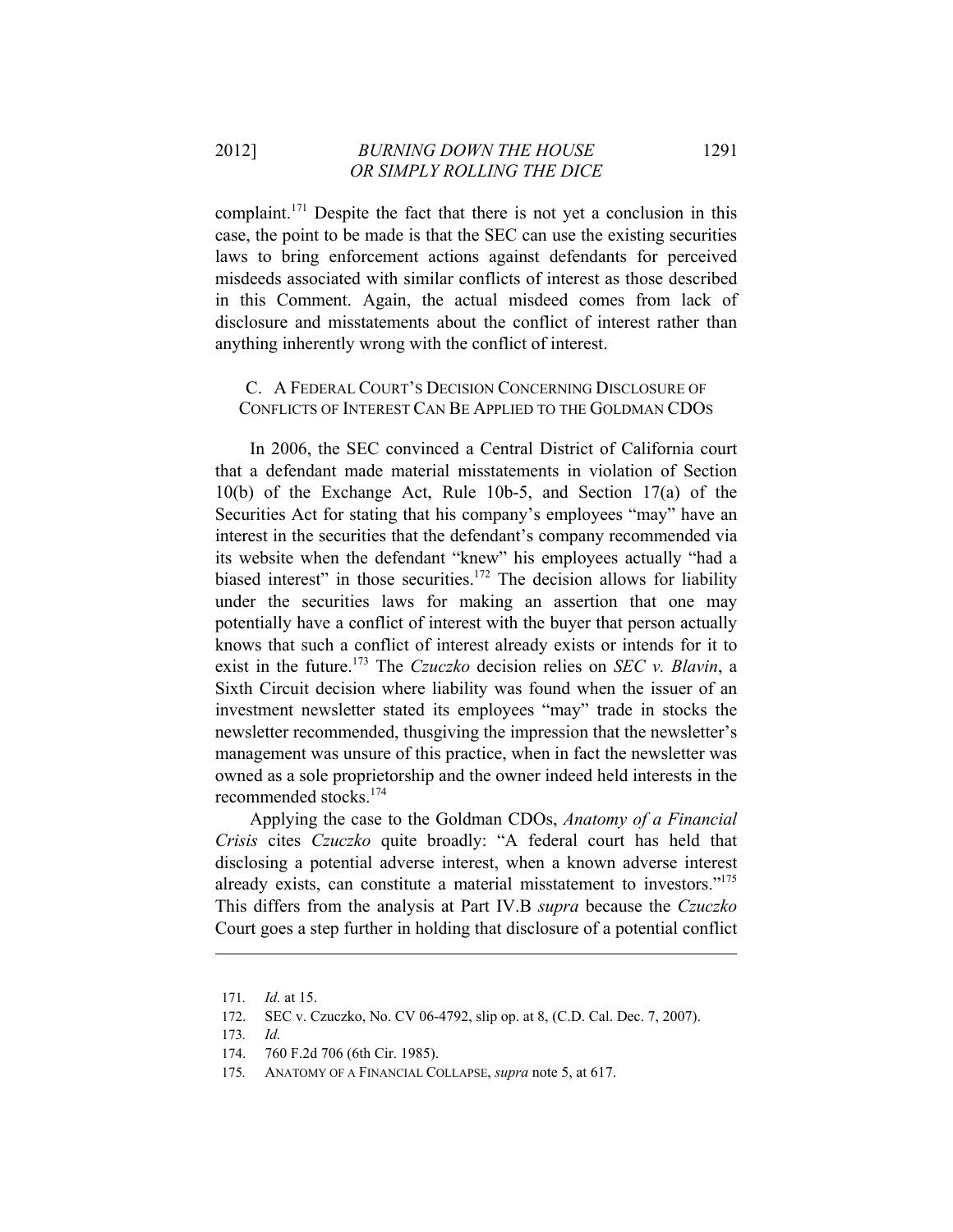complaint.[171] Despite the fact that there is not yet a conclusion in this case, the point to be made is that the SEC can use the existing securities laws to bring enforcement actions against defendants for perceived misdeeds associated with similar conflicts of interest as those described in this Comment. Again, the actual misdeed comes from lack of disclosure and misstatements about the conflict of interest rather than anything inherently wrong with the conflict of interest.

### C. A Federal Court's Decision Concerning Disclosure of Conflicts of Interest Can Be Applied to the Goldman CDOs

In 2006, the SEC convinced a Central District of California court that a defendant made material misstatements in violation of Section 10(b) of the Exchange Act, Rule 10b-5, and Section 17(a) of the Securities Act for stating that his company's employees "may" have an interest in the securities that the defendant's company recommended via its website when the defendant "knew" his employees actually "had a biased interest" in those securities.[172] The decision allows for liability under the securities laws for making an assertion that one may potentially have a conflict of interest with the buyer that person actually knows that such a conflict of interest already exists or intends for it to exist in the future.[173] The *Czuczko* decision relies on *SEC v. Blavin*, a Sixth Circuit decision where liability was found when the issuer of an investment newsletter stated its employees "may" trade in stocks the newsletter recommended, thusgiving the impression that the newsletter's management was unsure of this practice, when in fact the newsletter was owned as a sole proprietorship and the owner indeed held interests in the recommended stocks.[174]

Applying the case to the Goldman CDOs, *Anatomy of a Financial Crisis* cites *Czuczko* quite broadly: "A federal court has held that disclosing a potential adverse interest, when a known adverse interest already exists, can constitute a material misstatement to investors."[175] This differs from the analysis at Part IV.B *supra* because the *Czuczko* Court goes a step further in holding that disclosure of a potential conflict

---

171. *Id.* at 15.

172. SEC v. Czuczko, No. CV 06-4792, slip op. at 8, (C.D. Cal. Dec. 7, 2007).

173. *Id.*

174. 760 F.2d 706 (6th Cir. 1985).

175. Anatomy of a Financial Collapse, *supra* note 5, at 617.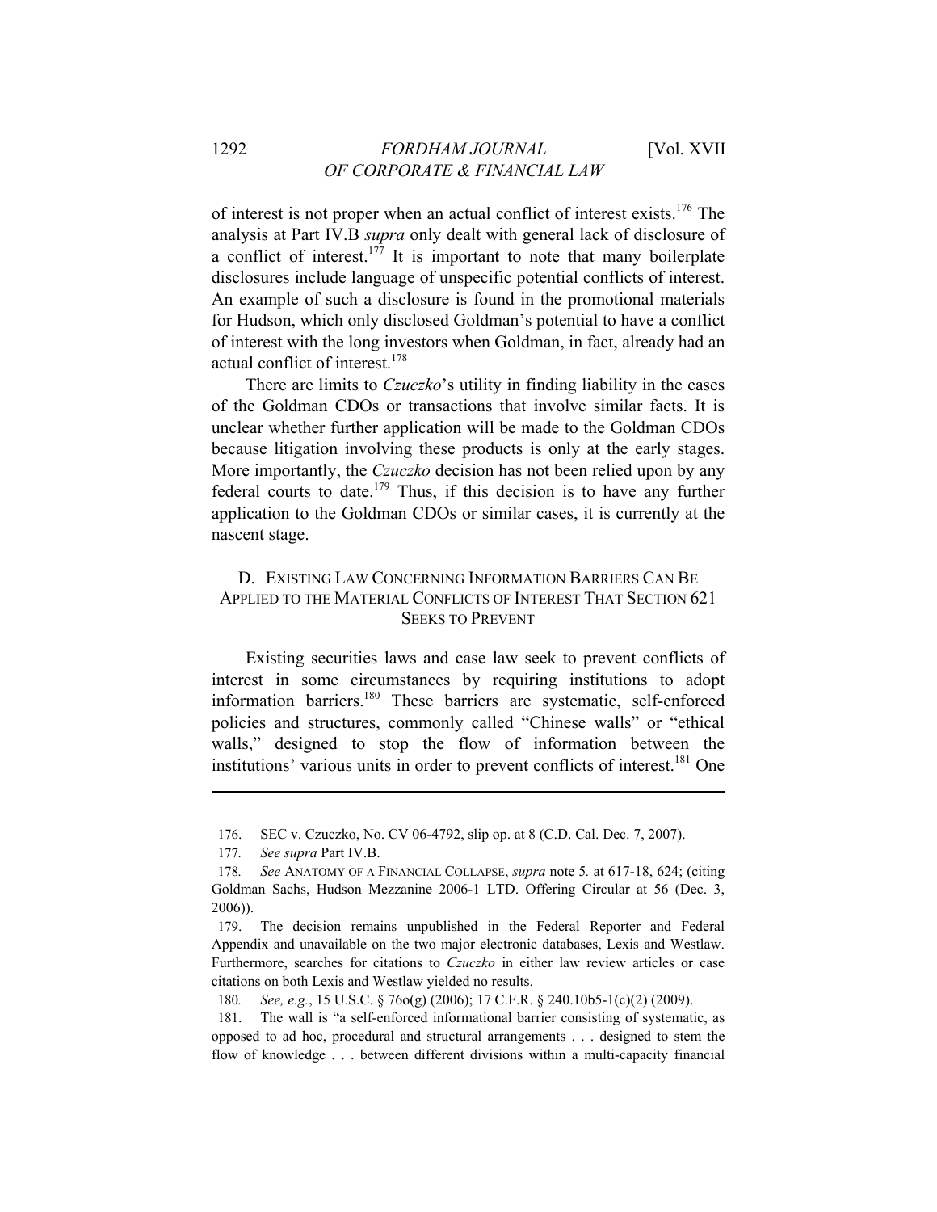of interest is not proper when an actual conflict of interest exists.[176] The analysis at Part IV.B *supra* only dealt with general lack of disclosure of a conflict of interest.[177] It is important to note that many boilerplate disclosures include language of unspecific potential conflicts of interest. An example of such a disclosure is found in the promotional materials for Hudson, which only disclosed Goldman's potential to have a conflict of interest with the long investors when Goldman, in fact, already had an actual conflict of interest.[178]

There are limits to *Czuczko*'s utility in finding liability in the cases of the Goldman CDOs or transactions that involve similar facts. It is unclear whether further application will be made to the Goldman CDOs because litigation involving these products is only at the early stages. More importantly, the *Czuczko* decision has not been relied upon by any federal courts to date.[179] Thus, if this decision is to have any further application to the Goldman CDOs or similar cases, it is currently at the nascent stage.

### D. Existing Law Concerning Information Barriers Can Be Applied to the Material Conflicts of Interest That Section 621 Seeks to Prevent

Existing securities laws and case law seek to prevent conflicts of interest in some circumstances by requiring institutions to adopt information barriers.[180] These barriers are systematic, self-enforced policies and structures, commonly called "Chinese walls" or "ethical walls," designed to stop the flow of information between the institutions' various units in order to prevent conflicts of interest.[181] One

---

176. SEC v. Czuczko, No. CV 06-4792, slip op. at 8 (C.D. Cal. Dec. 7, 2007).

177. *See supra* Part IV.B.

178. *See* ANATOMY OF A FINANCIAL COLLAPSE, *supra* note 5. at 617-18, 624; (citing Goldman Sachs, Hudson Mezzanine 2006-1 LTD. Offering Circular at 56 (Dec. 3, 2006)).

179. The decision remains unpublished in the Federal Reporter and Federal Appendix and unavailable on the two major electronic databases, Lexis and Westlaw. Furthermore, searches for citations to *Czuczko* in either law review articles or case citations on both Lexis and Westlaw yielded no results.

180. *See, e.g.*, 15 U.S.C. § 76o(g) (2006); 17 C.F.R. § 240.10b5-1(c)(2) (2009).

181. The wall is "a self-enforced informational barrier consisting of systematic, as opposed to ad hoc, procedural and structural arrangements . . . designed to stem the flow of knowledge . . . between different divisions within a multi-capacity financial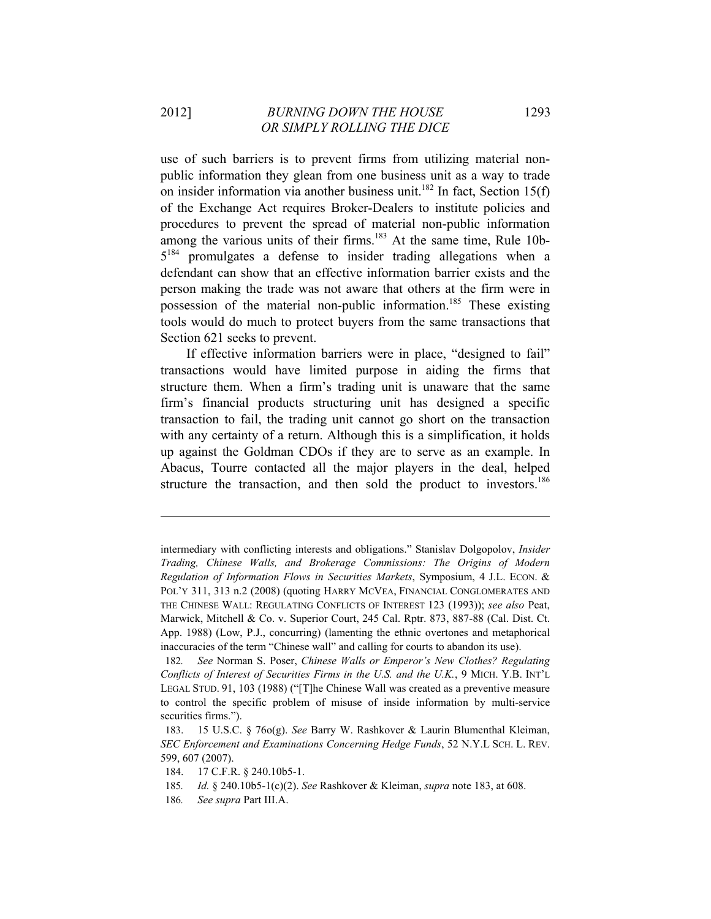use of such barriers is to prevent firms from utilizing material non-public information they glean from one business unit as a way to trade on insider information via another business unit.[182] In fact, Section 15(f) of the Exchange Act requires Broker-Dealers to institute policies and procedures to prevent the spread of material non-public information among the various units of their firms.[183] At the same time, Rule 10b-5[184] promulgates a defense to insider trading allegations when a defendant can show that an effective information barrier exists and the person making the trade was not aware that others at the firm were in possession of the material non-public information.[185] These existing tools would do much to protect buyers from the same transactions that Section 621 seeks to prevent.

If effective information barriers were in place, "designed to fail" transactions would have limited purpose in aiding the firms that structure them. When a firm's trading unit is unaware that the same firm's financial products structuring unit has designed a specific transaction to fail, the trading unit cannot go short on the transaction with any certainty of a return. Although this is a simplification, it holds up against the Goldman CDOs if they are to serve as an example. In Abacus, Tourre contacted all the major players in the deal, helped structure the transaction, and then sold the product to investors.[186]

---

intermediary with conflicting interests and obligations." Stanislav Dolgopolov, *Insider Trading, Chinese Walls, and Brokerage Commissions: The Origins of Modern Regulation of Information Flows in Securities Markets*, Symposium, 4 J.L. ECON. & POL'Y 311, 313 n.2 (2008) (quoting HARRY MCVEA, FINANCIAL CONGLOMERATES AND THE CHINESE WALL: REGULATING CONFLICTS OF INTEREST 123 (1993)); *see also* Peat, Marwick, Mitchell & Co. v. Superior Court, 245 Cal. Rptr. 873, 887-88 (Cal. Dist. Ct. App. 1988) (Low, P.J., concurring) (lamenting the ethnic overtones and metaphorical inaccuracies of the term "Chinese wall" and calling for courts to abandon its use).

182. *See* Norman S. Poser, *Chinese Walls or Emperor's New Clothes? Regulating Conflicts of Interest of Securities Firms in the U.S. and the U.K.*, 9 MICH. Y.B. INT'L LEGAL STUD. 91, 103 (1988) ("[T]he Chinese Wall was created as a preventive measure to control the specific problem of misuse of inside information by multi-service securities firms.").

183. 15 U.S.C. § 76o(g). *See* Barry W. Rashkover & Laurin Blumenthal Kleiman, *SEC Enforcement and Examinations Concerning Hedge Funds*, 52 N.Y.L SCH. L. REV. 599, 607 (2007).

184. 17 C.F.R. § 240.10b5-1.

185. *Id.* § 240.10b5-1(c)(2). *See* Rashkover & Kleiman, *supra* note 183, at 608.

186. *See supra* Part III.A.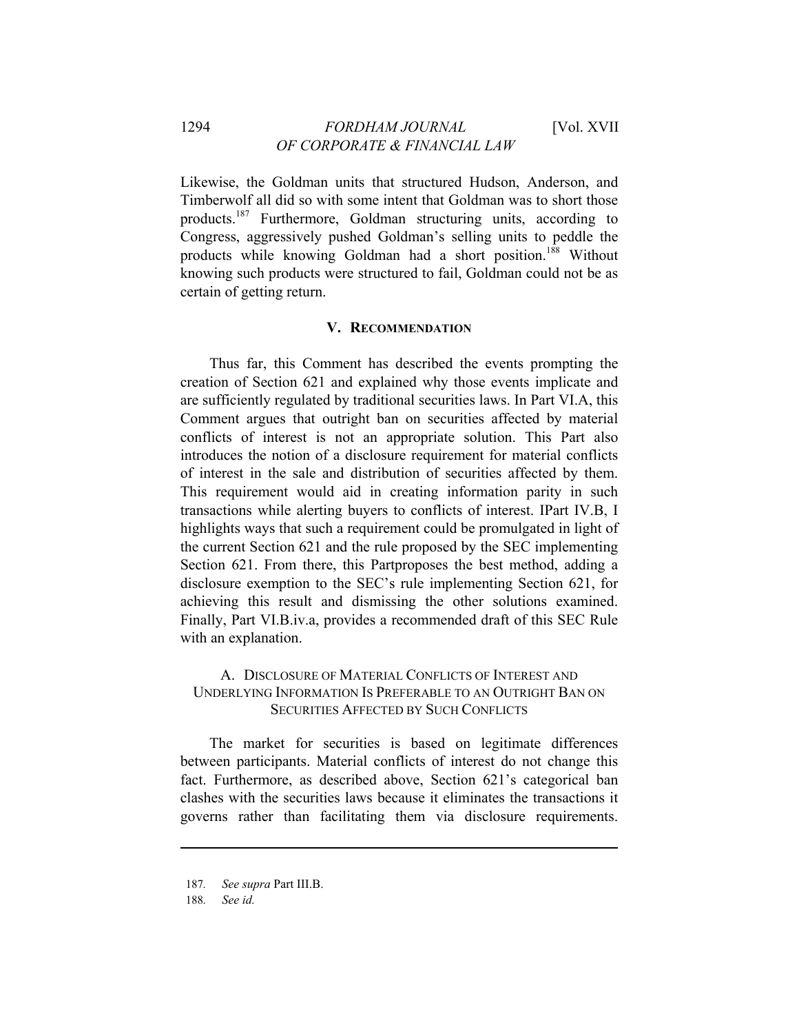Likewise, the Goldman units that structured Hudson, Anderson, and Timberwolf all did so with some intent that Goldman was to short those products.[187] Furthermore, Goldman structuring units, according to Congress, aggressively pushed Goldman's selling units to peddle the products while knowing Goldman had a short position.[188] Without knowing such products were structured to fail, Goldman could not be as certain of getting return.

## V. RECOMMENDATION

Thus far, this Comment has described the events prompting the creation of Section 621 and explained why those events implicate and are sufficiently regulated by traditional securities laws. In Part VI.A, this Comment argues that outright ban on securities affected by material conflicts of interest is not an appropriate solution. This Part also introduces the notion of a disclosure requirement for material conflicts of interest in the sale and distribution of securities affected by them. This requirement would aid in creating information parity in such transactions while alerting buyers to conflicts of interest. IPart IV.B, I highlights ways that such a requirement could be promulgated in light of the current Section 621 and the rule proposed by the SEC implementing Section 621. From there, this Partproposes the best method, adding a disclosure exemption to the SEC's rule implementing Section 621, for achieving this result and dismissing the other solutions examined. Finally, Part VI.B.iv.a, provides a recommended draft of this SEC Rule with an explanation.

### A. DISCLOSURE OF MATERIAL CONFLICTS OF INTEREST AND UNDERLYING INFORMATION IS PREFERABLE TO AN OUTRIGHT BAN ON SECURITIES AFFECTED BY SUCH CONFLICTS

The market for securities is based on legitimate differences between participants. Material conflicts of interest do not change this fact. Furthermore, as described above, Section 621's categorical ban clashes with the securities laws because it eliminates the transactions it governs rather than facilitating them via disclosure requirements.

---

187. *See supra* Part III.B.

188. *See id.*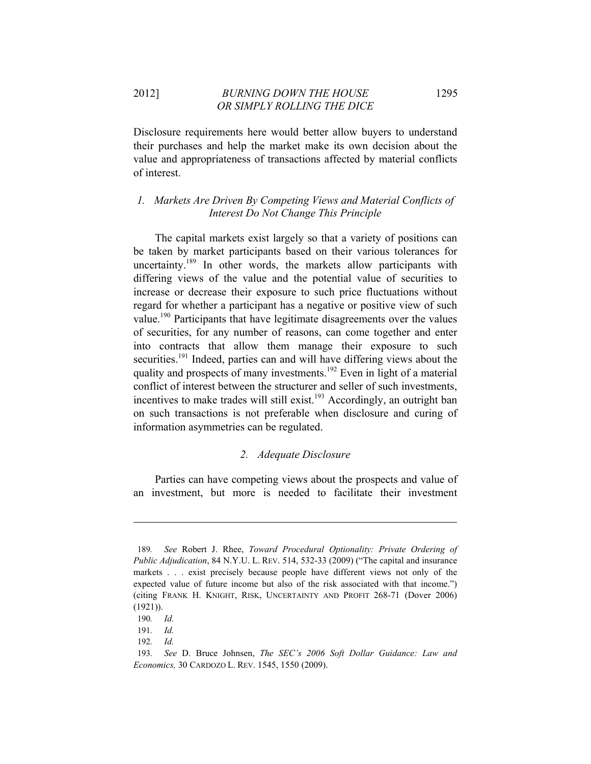Disclosure requirements here would better allow buyers to understand their purchases and help the market make its own decision about the value and appropriateness of transactions affected by material conflicts of interest.

### *1. Markets Are Driven By Competing Views and Material Conflicts of Interest Do Not Change This Principle*

The capital markets exist largely so that a variety of positions can be taken by market participants based on their various tolerances for uncertainty.[189] In other words, the markets allow participants with differing views of the value and the potential value of securities to increase or decrease their exposure to such price fluctuations without regard for whether a participant has a negative or positive view of such value.[190] Participants that have legitimate disagreements over the values of securities, for any number of reasons, can come together and enter into contracts that allow them manage their exposure to such securities.[191] Indeed, parties can and will have differing views about the quality and prospects of many investments.[192] Even in light of a material conflict of interest between the structurer and seller of such investments, incentives to make trades will still exist.[193] Accordingly, an outright ban on such transactions is not preferable when disclosure and curing of information asymmetries can be regulated.

### *2. Adequate Disclosure*

Parties can have competing views about the prospects and value of an investment, but more is needed to facilitate their investment

---

189. *See* Robert J. Rhee, *Toward Procedural Optionality: Private Ordering of Public Adjudication*, 84 N.Y.U. L. REV. 514, 532-33 (2009) ("The capital and insurance markets . . . exist precisely because people have different views not only of the expected value of future income but also of the risk associated with that income.") (citing FRANK H. KNIGHT, RISK, UNCERTAINTY AND PROFIT 268-71 (Dover 2006) (1921)).

190. *Id.*

191. *Id.*

192. *Id.*

193. *See* D. Bruce Johnsen, *The SEC's 2006 Soft Dollar Guidance: Law and Economics,* 30 CARDOZO L. REV. 1545, 1550 (2009).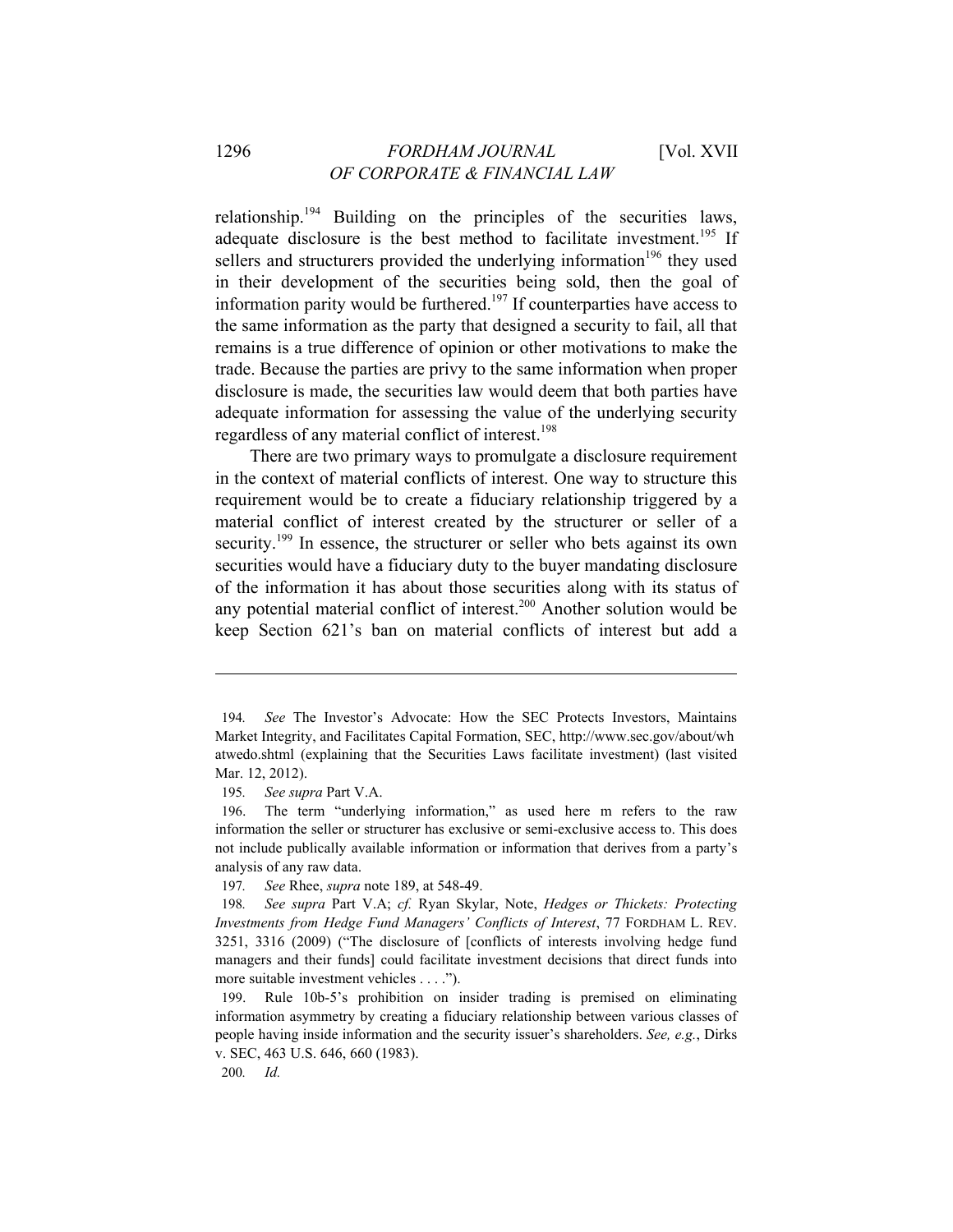relationship.[194] Building on the principles of the securities laws, adequate disclosure is the best method to facilitate investment.[195] If sellers and structurers provided the underlying information[196] they used in their development of the securities being sold, then the goal of information parity would be furthered.[197] If counterparties have access to the same information as the party that designed a security to fail, all that remains is a true difference of opinion or other motivations to make the trade. Because the parties are privy to the same information when proper disclosure is made, the securities law would deem that both parties have adequate information for assessing the value of the underlying security regardless of any material conflict of interest.[198]

There are two primary ways to promulgate a disclosure requirement in the context of material conflicts of interest. One way to structure this requirement would be to create a fiduciary relationship triggered by a material conflict of interest created by the structurer or seller of a security.[199] In essence, the structurer or seller who bets against its own securities would have a fiduciary duty to the buyer mandating disclosure of the information it has about those securities along with its status of any potential material conflict of interest.[200] Another solution would be keep Section 621's ban on material conflicts of interest but add a

---

194. *See* The Investor's Advocate: How the SEC Protects Investors, Maintains Market Integrity, and Facilitates Capital Formation, SEC, http://www.sec.gov/about/whatwedo.shtml (explaining that the Securities Laws facilitate investment) (last visited Mar. 12, 2012).

195. *See supra* Part V.A.

196. The term "underlying information," as used here m refers to the raw information the seller or structurer has exclusive or semi-exclusive access to. This does not include publically available information or information that derives from a party's analysis of any raw data.

197. *See* Rhee, *supra* note 189, at 548-49.

198. *See supra* Part V.A; *cf.* Ryan Skylar, Note, *Hedges or Thickets: Protecting Investments from Hedge Fund Managers' Conflicts of Interest*, 77 FORDHAM L. REV. 3251, 3316 (2009) ("The disclosure of [conflicts of interests involving hedge fund managers and their funds] could facilitate investment decisions that direct funds into more suitable investment vehicles . . . .").

199. Rule 10b-5's prohibition on insider trading is premised on eliminating information asymmetry by creating a fiduciary relationship between various classes of people having inside information and the security issuer's shareholders. *See, e.g.*, Dirks v. SEC, 463 U.S. 646, 660 (1983).

200. *Id.*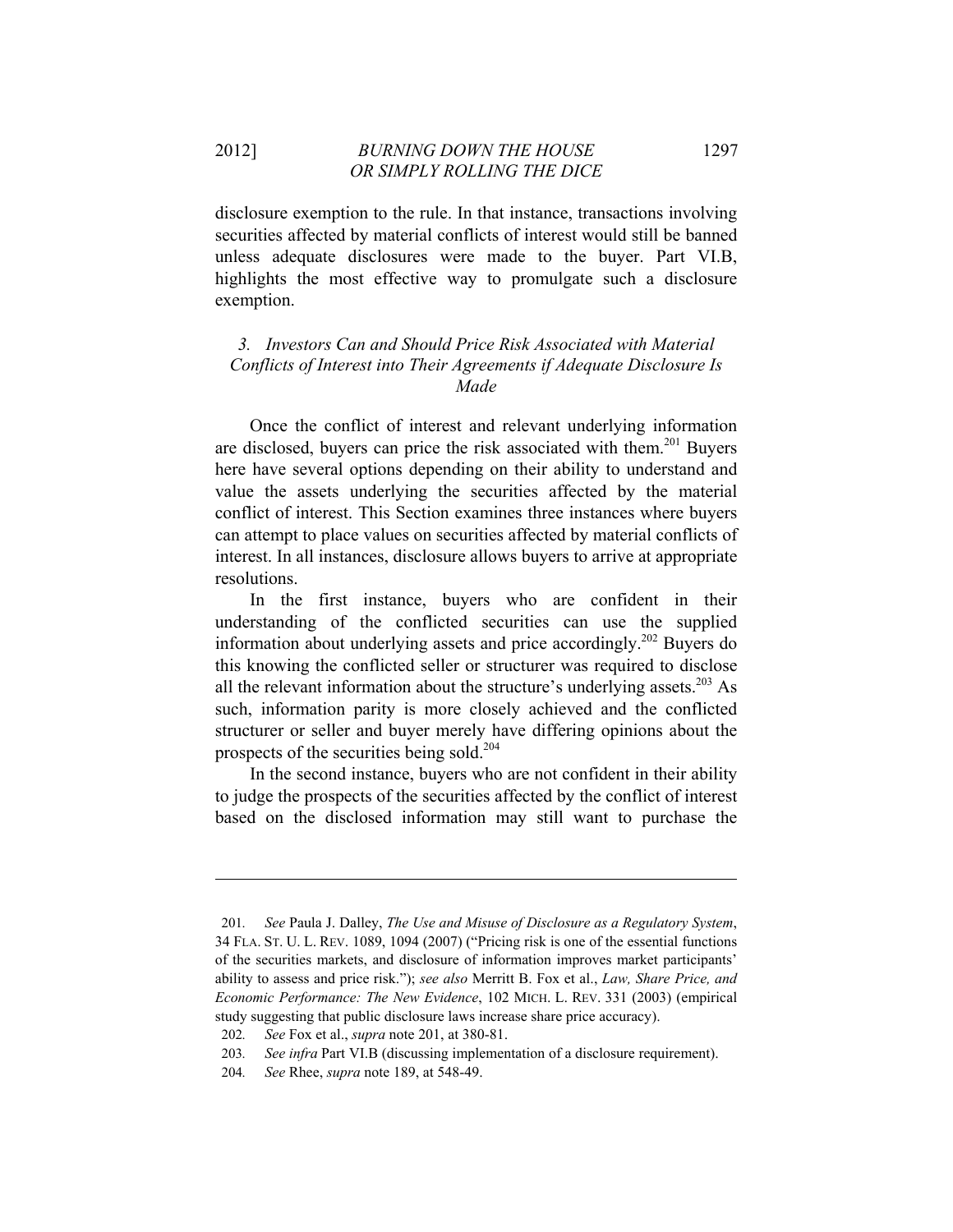disclosure exemption to the rule. In that instance, transactions involving securities affected by material conflicts of interest would still be banned unless adequate disclosures were made to the buyer. Part VI.B, highlights the most effective way to promulgate such a disclosure exemption.

### *3. Investors Can and Should Price Risk Associated with Material Conflicts of Interest into Their Agreements if Adequate Disclosure Is Made*

Once the conflict of interest and relevant underlying information are disclosed, buyers can price the risk associated with them.[201] Buyers here have several options depending on their ability to understand and value the assets underlying the securities affected by the material conflict of interest. This Section examines three instances where buyers can attempt to place values on securities affected by material conflicts of interest. In all instances, disclosure allows buyers to arrive at appropriate resolutions.

In the first instance, buyers who are confident in their understanding of the conflicted securities can use the supplied information about underlying assets and price accordingly.[202] Buyers do this knowing the conflicted seller or structurer was required to disclose all the relevant information about the structure's underlying assets.[203] As such, information parity is more closely achieved and the conflicted structurer or seller and buyer merely have differing opinions about the prospects of the securities being sold.[204]

In the second instance, buyers who are not confident in their ability to judge the prospects of the securities affected by the conflict of interest based on the disclosed information may still want to purchase the

---

201. *See* Paula J. Dalley, *The Use and Misuse of Disclosure as a Regulatory System*, 34 FLA. ST. U. L. REV. 1089, 1094 (2007) ("Pricing risk is one of the essential functions of the securities markets, and disclosure of information improves market participants' ability to assess and price risk."); *see also* Merritt B. Fox et al., *Law, Share Price, and Economic Performance: The New Evidence*, 102 MICH. L. REV. 331 (2003) (empirical study suggesting that public disclosure laws increase share price accuracy).

202. *See* Fox et al., *supra* note 201, at 380-81.

203. *See infra* Part VI.B (discussing implementation of a disclosure requirement).

204. *See* Rhee, *supra* note 189, at 548-49.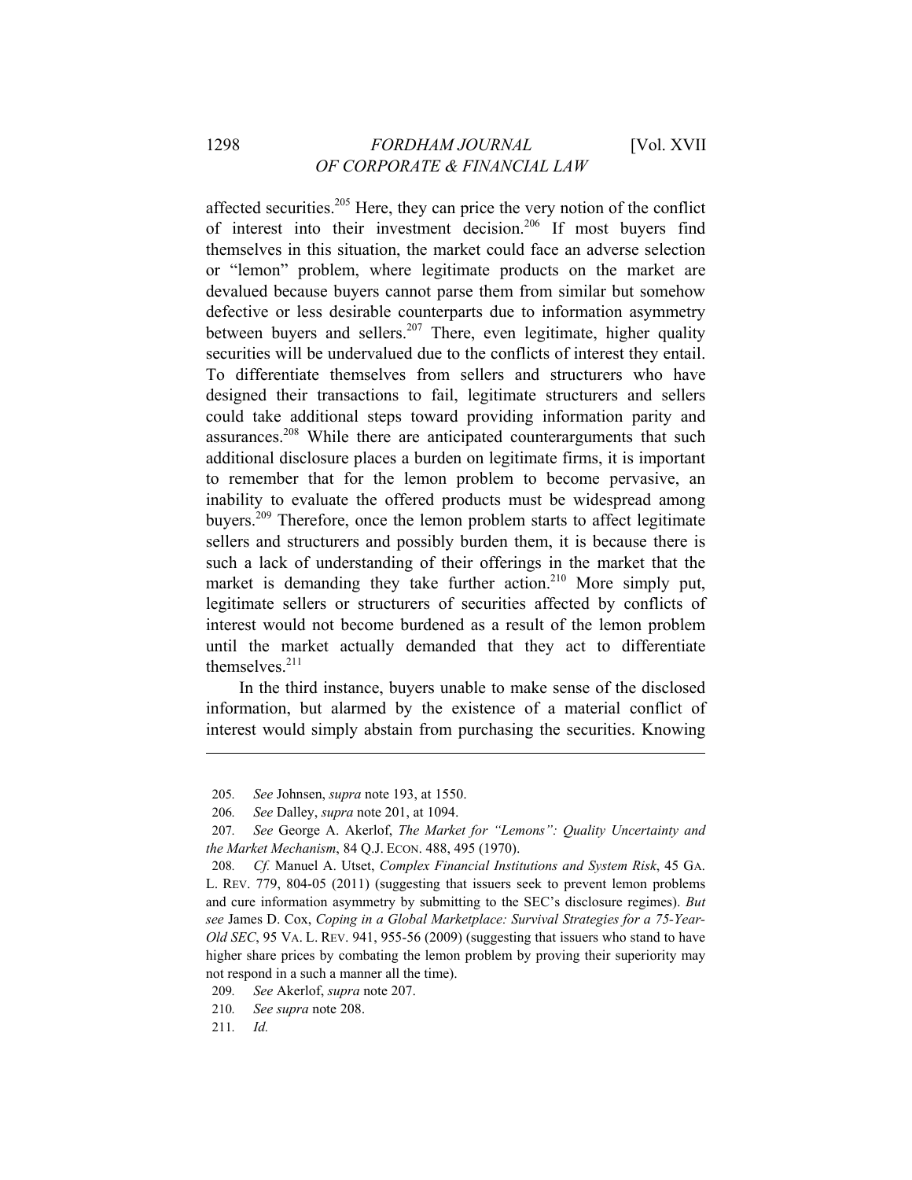affected securities.[205] Here, they can price the very notion of the conflict of interest into their investment decision.[206] If most buyers find themselves in this situation, the market could face an adverse selection or "lemon" problem, where legitimate products on the market are devalued because buyers cannot parse them from similar but somehow defective or less desirable counterparts due to information asymmetry between buyers and sellers.[207] There, even legitimate, higher quality securities will be undervalued due to the conflicts of interest they entail. To differentiate themselves from sellers and structurers who have designed their transactions to fail, legitimate structurers and sellers could take additional steps toward providing information parity and assurances.[208] While there are anticipated counterarguments that such additional disclosure places a burden on legitimate firms, it is important to remember that for the lemon problem to become pervasive, an inability to evaluate the offered products must be widespread among buyers.[209] Therefore, once the lemon problem starts to affect legitimate sellers and structurers and possibly burden them, it is because there is such a lack of understanding of their offerings in the market that the market is demanding they take further action.[210] More simply put, legitimate sellers or structurers of securities affected by conflicts of interest would not become burdened as a result of the lemon problem until the market actually demanded that they act to differentiate themselves.[211]

In the third instance, buyers unable to make sense of the disclosed information, but alarmed by the existence of a material conflict of interest would simply abstain from purchasing the securities. Knowing

---

205. *See* Johnsen, *supra* note 193, at 1550.

206. *See* Dalley, *supra* note 201, at 1094.

207. *See* George A. Akerlof, *The Market for "Lemons": Quality Uncertainty and the Market Mechanism*, 84 Q.J. ECON. 488, 495 (1970).

208. *Cf.* Manuel A. Utset, *Complex Financial Institutions and System Risk*, 45 GA. L. REV. 779, 804-05 (2011) (suggesting that issuers seek to prevent lemon problems and cure information asymmetry by submitting to the SEC's disclosure regimes). *But see* James D. Cox, *Coping in a Global Marketplace: Survival Strategies for a 75-Year-Old SEC*, 95 VA. L. REV. 941, 955-56 (2009) (suggesting that issuers who stand to have higher share prices by combating the lemon problem by proving their superiority may not respond in a such a manner all the time).

209. *See* Akerlof, *supra* note 207.

210. *See supra* note 208.

211. *Id.*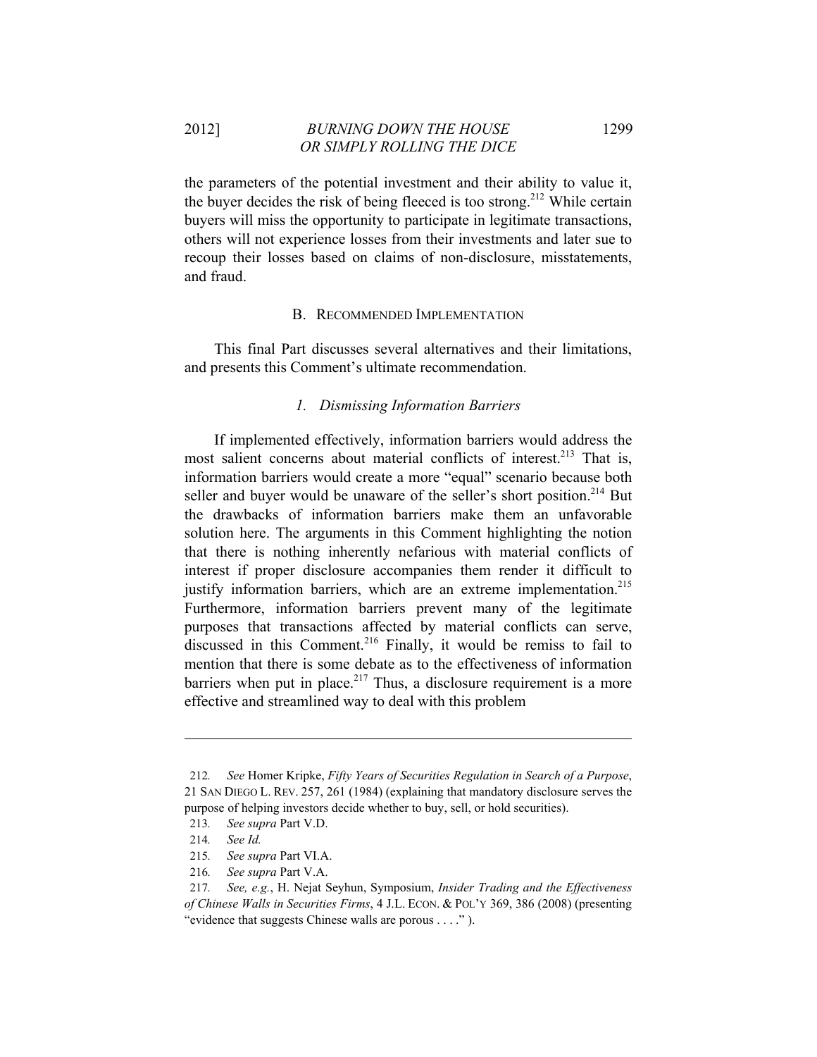the parameters of the potential investment and their ability to value it, the buyer decides the risk of being fleeced is too strong.[212] While certain buyers will miss the opportunity to participate in legitimate transactions, others will not experience losses from their investments and later sue to recoup their losses based on claims of non-disclosure, misstatements, and fraud.

## B. Recommended Implementation

This final Part discusses several alternatives and their limitations, and presents this Comment's ultimate recommendation.

### *1. Dismissing Information Barriers*

If implemented effectively, information barriers would address the most salient concerns about material conflicts of interest.[213] That is, information barriers would create a more "equal" scenario because both seller and buyer would be unaware of the seller's short position.[214] But the drawbacks of information barriers make them an unfavorable solution here. The arguments in this Comment highlighting the notion that there is nothing inherently nefarious with material conflicts of interest if proper disclosure accompanies them render it difficult to justify information barriers, which are an extreme implementation.[215] Furthermore, information barriers prevent many of the legitimate purposes that transactions affected by material conflicts can serve, discussed in this Comment.[216] Finally, it would be remiss to fail to mention that there is some debate as to the effectiveness of information barriers when put in place.[217] Thus, a disclosure requirement is a more effective and streamlined way to deal with this problem

---

212. *See* Homer Kripke, *Fifty Years of Securities Regulation in Search of a Purpose*, 21 San Diego L. Rev. 257, 261 (1984) (explaining that mandatory disclosure serves the purpose of helping investors decide whether to buy, sell, or hold securities).

213. *See supra* Part V.D.

214. *See Id.*

215. *See supra* Part VI.A.

216. *See supra* Part V.A.

217. *See, e.g.*, H. Nejat Seyhun, Symposium, *Insider Trading and the Effectiveness of Chinese Walls in Securities Firms*, 4 J.L. Econ. & Pol'y 369, 386 (2008) (presenting "evidence that suggests Chinese walls are porous . . . ." ).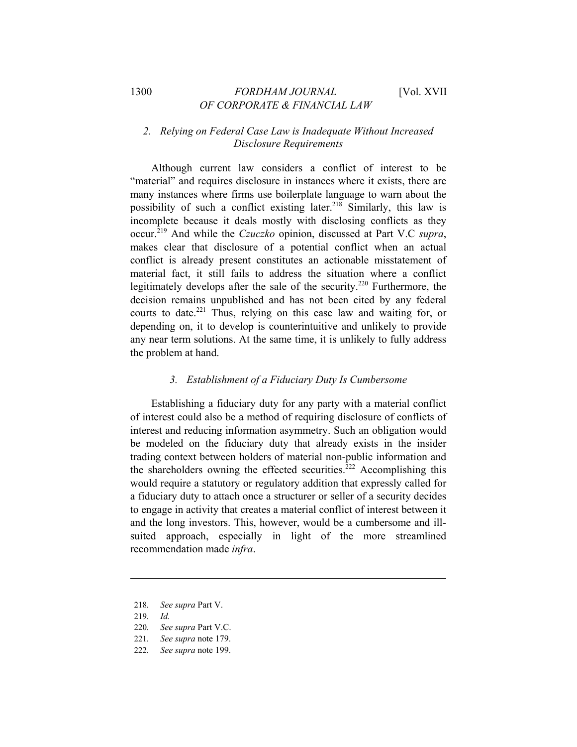### *2. Relying on Federal Case Law is Inadequate Without Increased Disclosure Requirements*

Although current law considers a conflict of interest to be "material" and requires disclosure in instances where it exists, there are many instances where firms use boilerplate language to warn about the possibility of such a conflict existing later.[218] Similarly, this law is incomplete because it deals mostly with disclosing conflicts as they occur.[219] And while the *Czuczko* opinion, discussed at Part V.C *supra*, makes clear that disclosure of a potential conflict when an actual conflict is already present constitutes an actionable misstatement of material fact, it still fails to address the situation where a conflict legitimately develops after the sale of the security.[220] Furthermore, the decision remains unpublished and has not been cited by any federal courts to date.[221] Thus, relying on this case law and waiting for, or depending on, it to develop is counterintuitive and unlikely to provide any near term solutions. At the same time, it is unlikely to fully address the problem at hand.

### *3. Establishment of a Fiduciary Duty Is Cumbersome*

Establishing a fiduciary duty for any party with a material conflict of interest could also be a method of requiring disclosure of conflicts of interest and reducing information asymmetry. Such an obligation would be modeled on the fiduciary duty that already exists in the insider trading context between holders of material non-public information and the shareholders owning the effected securities.[222] Accomplishing this would require a statutory or regulatory addition that expressly called for a fiduciary duty to attach once a structurer or seller of a security decides to engage in activity that creates a material conflict of interest between it and the long investors. This, however, would be a cumbersome and ill-suited approach, especially in light of the more streamlined recommendation made *infra*.

---

218. *See supra* Part V.

219. *Id.*

220. *See supra* Part V.C.

221. *See supra* note 179.

222. *See supra* note 199.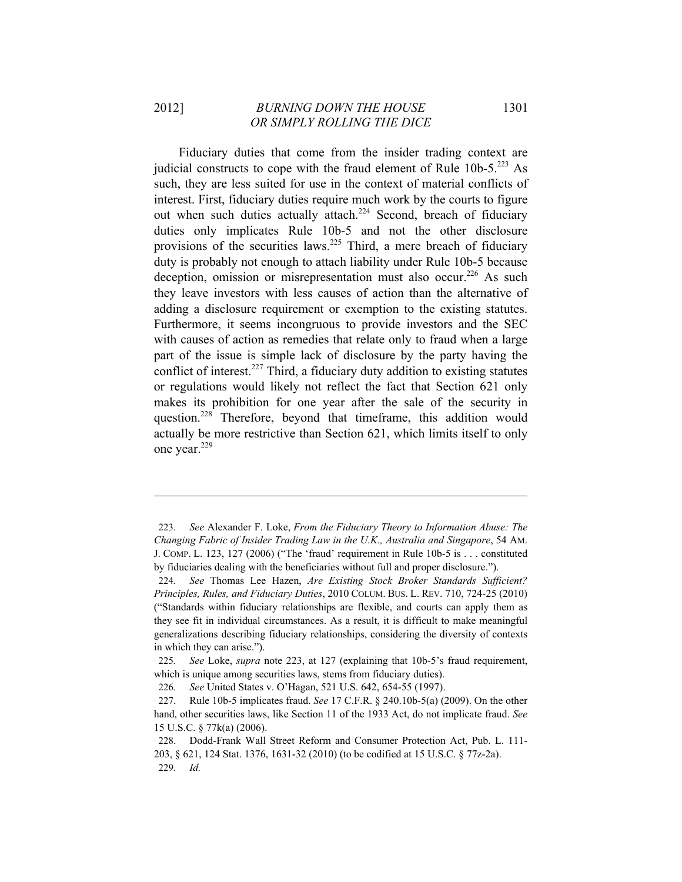Fiduciary duties that come from the insider trading context are judicial constructs to cope with the fraud element of Rule 10b-5.[223] As such, they are less suited for use in the context of material conflicts of interest. First, fiduciary duties require much work by the courts to figure out when such duties actually attach.[224] Second, breach of fiduciary duties only implicates Rule 10b-5 and not the other disclosure provisions of the securities laws.[225] Third, a mere breach of fiduciary duty is probably not enough to attach liability under Rule 10b-5 because deception, omission or misrepresentation must also occur.[226] As such they leave investors with less causes of action than the alternative of adding a disclosure requirement or exemption to the existing statutes. Furthermore, it seems incongruous to provide investors and the SEC with causes of action as remedies that relate only to fraud when a large part of the issue is simple lack of disclosure by the party having the conflict of interest.[227] Third, a fiduciary duty addition to existing statutes or regulations would likely not reflect the fact that Section 621 only makes its prohibition for one year after the sale of the security in question.[228] Therefore, beyond that timeframe, this addition would actually be more restrictive than Section 621, which limits itself to only one year.[229]

---

223. *See* Alexander F. Loke, *From the Fiduciary Theory to Information Abuse: The Changing Fabric of Insider Trading Law in the U.K., Australia and Singapore*, 54 AM. J. COMP. L. 123, 127 (2006) ("The 'fraud' requirement in Rule 10b-5 is . . . constituted by fiduciaries dealing with the beneficiaries without full and proper disclosure.").

224. *See* Thomas Lee Hazen, *Are Existing Stock Broker Standards Sufficient? Principles, Rules, and Fiduciary Duties*, 2010 COLUM. BUS. L. REV. 710, 724-25 (2010) ("Standards within fiduciary relationships are flexible, and courts can apply them as they see fit in individual circumstances. As a result, it is difficult to make meaningful generalizations describing fiduciary relationships, considering the diversity of contexts in which they can arise.").

225. *See* Loke, *supra* note 223, at 127 (explaining that 10b-5's fraud requirement, which is unique among securities laws, stems from fiduciary duties).

226. *See* United States v. O'Hagan, 521 U.S. 642, 654-55 (1997).

227. Rule 10b-5 implicates fraud. *See* 17 C.F.R. § 240.10b-5(a) (2009). On the other hand, other securities laws, like Section 11 of the 1933 Act, do not implicate fraud. *See* 15 U.S.C. § 77k(a) (2006).

228. Dodd-Frank Wall Street Reform and Consumer Protection Act, Pub. L. 111-203, § 621, 124 Stat. 1376, 1631-32 (2010) (to be codified at 15 U.S.C. § 77z-2a).

229. *Id.*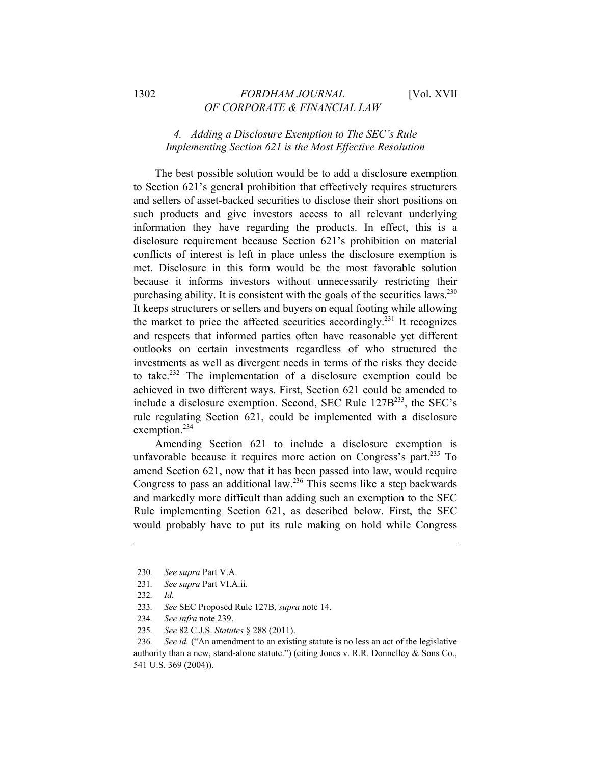### *4. Adding a Disclosure Exemption to The SEC's Rule Implementing Section 621 is the Most Effective Resolution*

The best possible solution would be to add a disclosure exemption to Section 621's general prohibition that effectively requires structurers and sellers of asset-backed securities to disclose their short positions on such products and give investors access to all relevant underlying information they have regarding the products. In effect, this is a disclosure requirement because Section 621's prohibition on material conflicts of interest is left in place unless the disclosure exemption is met. Disclosure in this form would be the most favorable solution because it informs investors without unnecessarily restricting their purchasing ability. It is consistent with the goals of the securities laws.[230] It keeps structurers or sellers and buyers on equal footing while allowing the market to price the affected securities accordingly.[231] It recognizes and respects that informed parties often have reasonable yet different outlooks on certain investments regardless of who structured the investments as well as divergent needs in terms of the risks they decide to take.[232] The implementation of a disclosure exemption could be achieved in two different ways. First, Section 621 could be amended to include a disclosure exemption. Second, SEC Rule 127B[233], the SEC's rule regulating Section 621, could be implemented with a disclosure exemption.[234]

Amending Section 621 to include a disclosure exemption is unfavorable because it requires more action on Congress's part.[235] To amend Section 621, now that it has been passed into law, would require Congress to pass an additional law.[236] This seems like a step backwards and markedly more difficult than adding such an exemption to the SEC Rule implementing Section 621, as described below. First, the SEC would probably have to put its rule making on hold while Congress

---

230. *See supra* Part V.A.

231. *See supra* Part VI.A.ii.

232. *Id.*

233. *See* SEC Proposed Rule 127B, *supra* note 14.

234. *See infra* note 239.

235. *See* 82 C.J.S. *Statutes* § 288 (2011).

236. *See id.* ("An amendment to an existing statute is no less an act of the legislative authority than a new, stand-alone statute.") (citing Jones v. R.R. Donnelley & Sons Co., 541 U.S. 369 (2004)).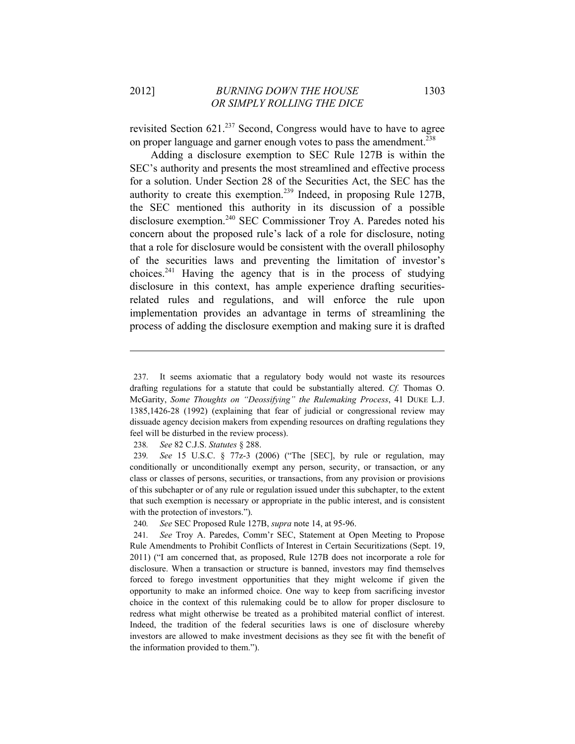revisited Section 621.[237] Second, Congress would have to have to agree on proper language and garner enough votes to pass the amendment.[238]

Adding a disclosure exemption to SEC Rule 127B is within the SEC's authority and presents the most streamlined and effective process for a solution. Under Section 28 of the Securities Act, the SEC has the authority to create this exemption.[239] Indeed, in proposing Rule 127B, the SEC mentioned this authority in its discussion of a possible disclosure exemption.[240] SEC Commissioner Troy A. Paredes noted his concern about the proposed rule's lack of a role for disclosure, noting that a role for disclosure would be consistent with the overall philosophy of the securities laws and preventing the limitation of investor's choices.[241] Having the agency that is in the process of studying disclosure in this context, has ample experience drafting securities-related rules and regulations, and will enforce the rule upon implementation provides an advantage in terms of streamlining the process of adding the disclosure exemption and making sure it is drafted

---

237. It seems axiomatic that a regulatory body would not waste its resources drafting regulations for a statute that could be substantially altered. *Cf.* Thomas O. McGarity, *Some Thoughts on "Deossifying" the Rulemaking Process*, 41 DUKE L.J. 1385,1426-28 (1992) (explaining that fear of judicial or congressional review may dissuade agency decision makers from expending resources on drafting regulations they feel will be disturbed in the review process).

238. *See* 82 C.J.S. *Statutes* § 288.

239. *See* 15 U.S.C. § 77z-3 (2006) ("The [SEC], by rule or regulation, may conditionally or unconditionally exempt any person, security, or transaction, or any class or classes of persons, securities, or transactions, from any provision or provisions of this subchapter or of any rule or regulation issued under this subchapter, to the extent that such exemption is necessary or appropriate in the public interest, and is consistent with the protection of investors.").

240. *See* SEC Proposed Rule 127B, *supra* note 14, at 95-96.

241. *See* Troy A. Paredes, Comm'r SEC, Statement at Open Meeting to Propose Rule Amendments to Prohibit Conflicts of Interest in Certain Securitizations (Sept. 19, 2011) ("I am concerned that, as proposed, Rule 127B does not incorporate a role for disclosure. When a transaction or structure is banned, investors may find themselves forced to forego investment opportunities that they might welcome if given the opportunity to make an informed choice. One way to keep from sacrificing investor choice in the context of this rulemaking could be to allow for proper disclosure to redress what might otherwise be treated as a prohibited material conflict of interest. Indeed, the tradition of the federal securities laws is one of disclosure whereby investors are allowed to make investment decisions as they see fit with the benefit of the information provided to them.").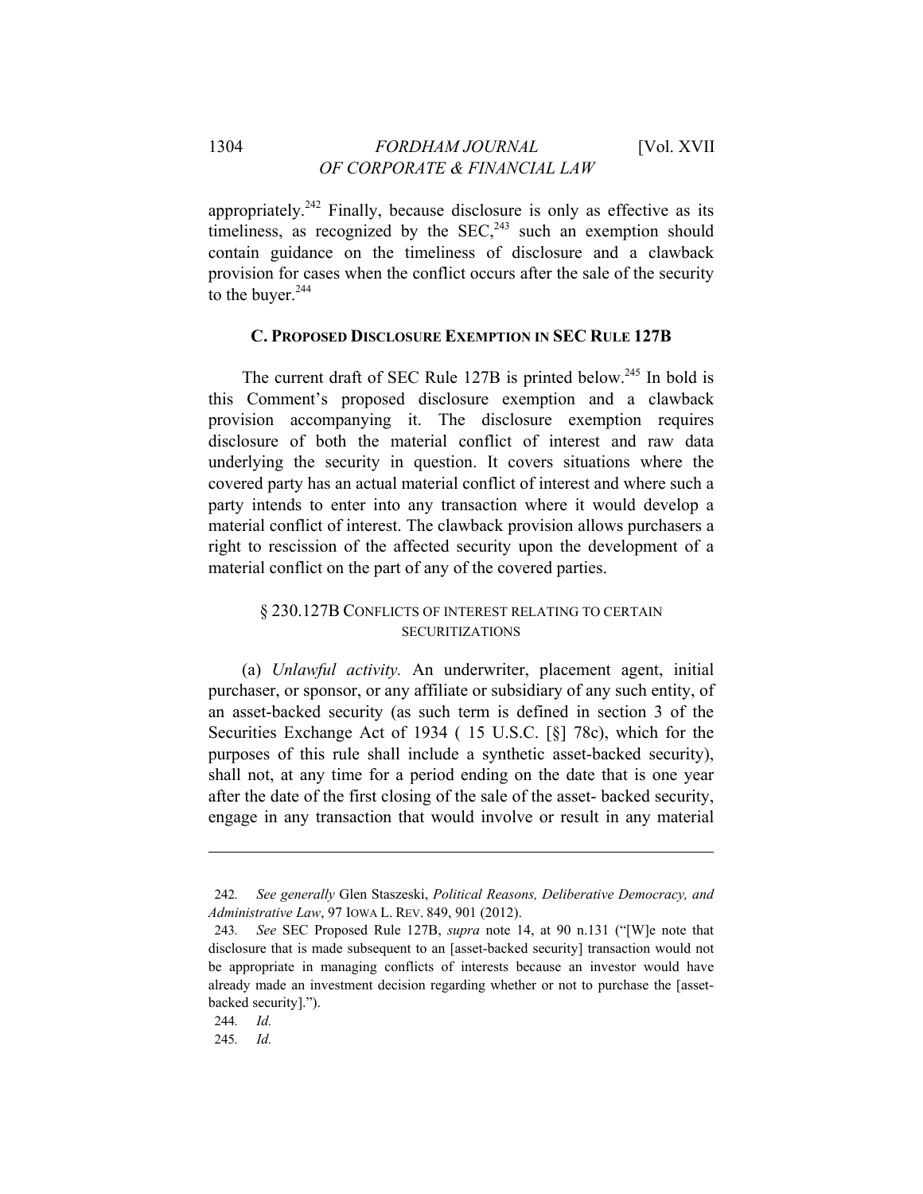appropriately.[242] Finally, because disclosure is only as effective as its timeliness, as recognized by the SEC,[243] such an exemption should contain guidance on the timeliness of disclosure and a clawback provision for cases when the conflict occurs after the sale of the security to the buyer.[244]

### C. PROPOSED DISCLOSURE EXEMPTION IN SEC RULE 127B

The current draft of SEC Rule 127B is printed below.[245] In bold is this Comment's proposed disclosure exemption and a clawback provision accompanying it. The disclosure exemption requires disclosure of both the material conflict of interest and raw data underlying the security in question. It covers situations where the covered party has an actual material conflict of interest and where such a party intends to enter into any transaction where it would develop a material conflict of interest. The clawback provision allows purchasers a right to rescission of the affected security upon the development of a material conflict on the part of any of the covered parties.

§ 230.127B CONFLICTS OF INTEREST RELATING TO CERTAIN SECURITIZATIONS

(a) *Unlawful activity.* An underwriter, placement agent, initial purchaser, or sponsor, or any affiliate or subsidiary of any such entity, of an asset-backed security (as such term is defined in section 3 of the Securities Exchange Act of 1934 ( 15 U.S.C. [§] 78c), which for the purposes of this rule shall include a synthetic asset-backed security), shall not, at any time for a period ending on the date that is one year after the date of the first closing of the sale of the asset- backed security, engage in any transaction that would involve or result in any material

---

242. *See generally* Glen Staszeski, *Political Reasons, Deliberative Democracy, and Administrative Law*, 97 IOWA L. REV. 849, 901 (2012).

243. *See* SEC Proposed Rule 127B, *supra* note 14, at 90 n.131 ("[W]e note that disclosure that is made subsequent to an [asset-backed security] transaction would not be appropriate in managing conflicts of interests because an investor would have already made an investment decision regarding whether or not to purchase the [asset-backed security].").

244. *Id.*

245. *Id.*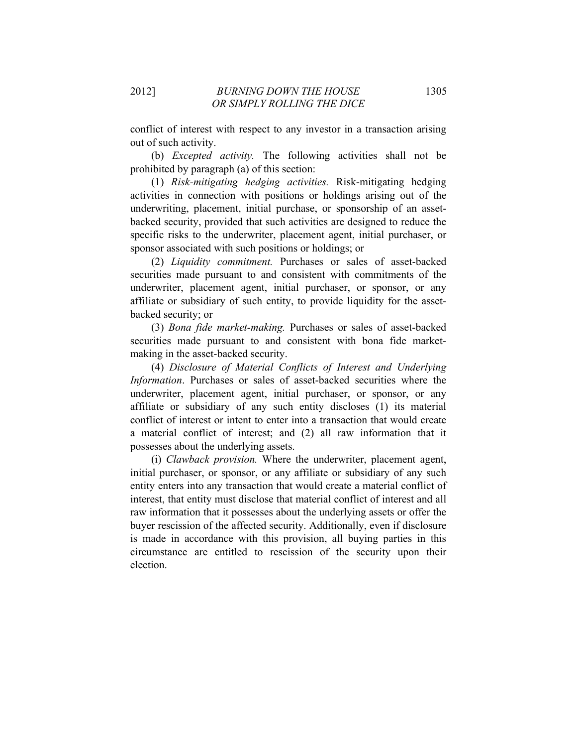conflict of interest with respect to any investor in a transaction arising out of such activity.

(b) *Excepted activity.* The following activities shall not be prohibited by paragraph (a) of this section:

(1) *Risk-mitigating hedging activities.* Risk-mitigating hedging activities in connection with positions or holdings arising out of the underwriting, placement, initial purchase, or sponsorship of an asset-backed security, provided that such activities are designed to reduce the specific risks to the underwriter, placement agent, initial purchaser, or sponsor associated with such positions or holdings; or

(2) *Liquidity commitment.* Purchases or sales of asset-backed securities made pursuant to and consistent with commitments of the underwriter, placement agent, initial purchaser, or sponsor, or any affiliate or subsidiary of such entity, to provide liquidity for the asset-backed security; or

(3) *Bona fide market-making.* Purchases or sales of asset-backed securities made pursuant to and consistent with bona fide market-making in the asset-backed security.

(4) *Disclosure of Material Conflicts of Interest and Underlying Information*. Purchases or sales of asset-backed securities where the underwriter, placement agent, initial purchaser, or sponsor, or any affiliate or subsidiary of any such entity discloses (1) its material conflict of interest or intent to enter into a transaction that would create a material conflict of interest; and (2) all raw information that it possesses about the underlying assets.

(i) *Clawback provision.* Where the underwriter, placement agent, initial purchaser, or sponsor, or any affiliate or subsidiary of any such entity enters into any transaction that would create a material conflict of interest, that entity must disclose that material conflict of interest and all raw information that it possesses about the underlying assets or offer the buyer rescission of the affected security. Additionally, even if disclosure is made in accordance with this provision, all buying parties in this circumstance are entitled to rescission of the security upon their election.